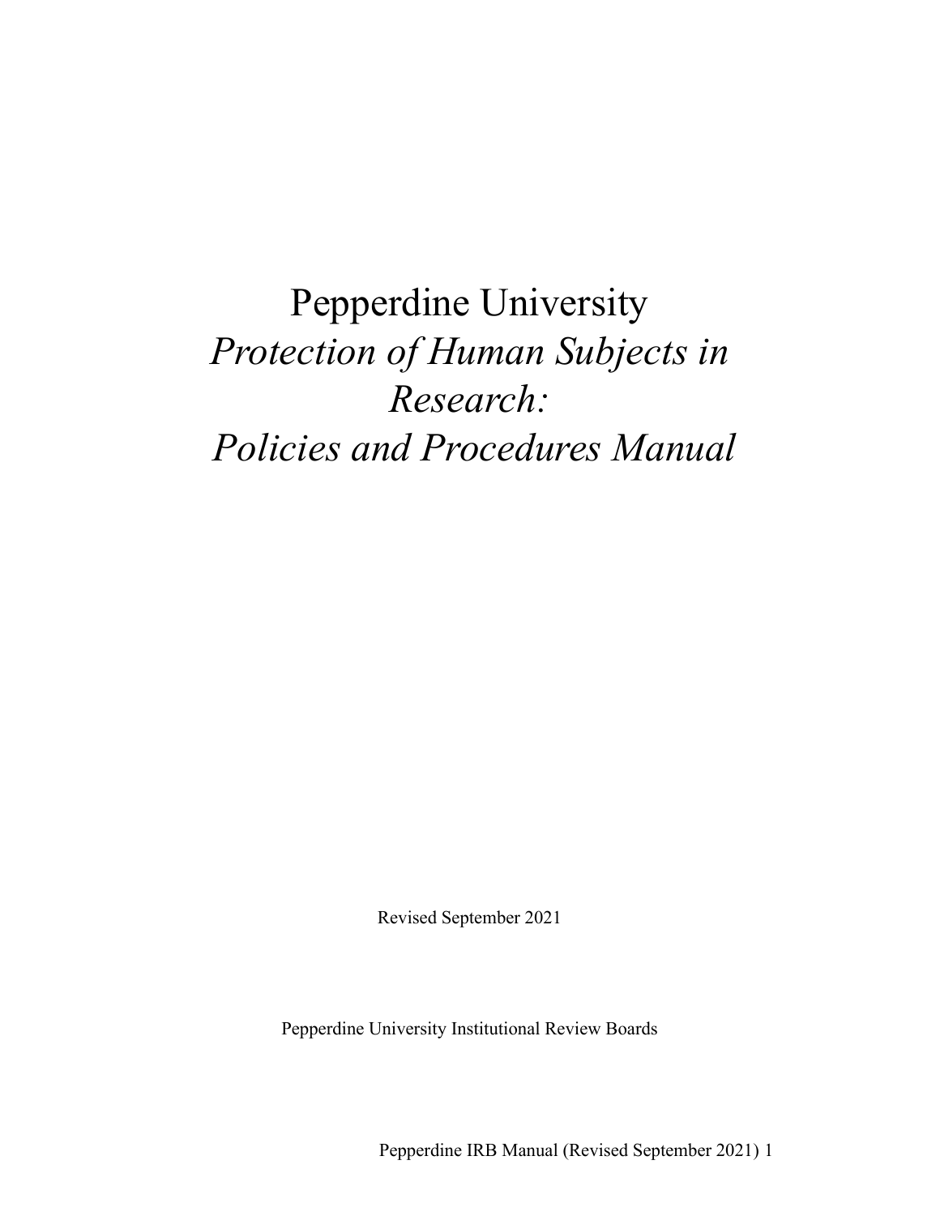# Pepperdine University

# *Protection of Human Subjects in Research: Policies and Procedures Manual*

Revised September 2021

Pepperdine University Institutional Review Boards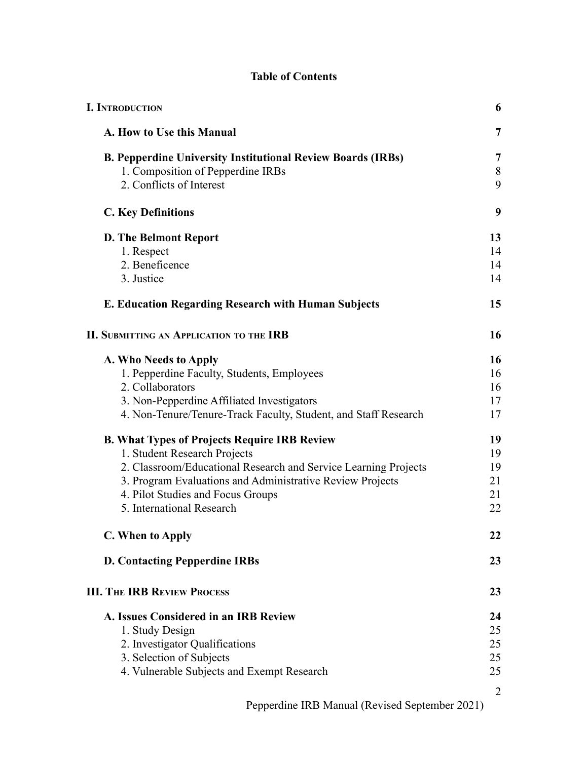**Table of Contents**

| | |
|---|---|
| **I. Introduction** | **6** |
| **A. How to Use this Manual** | **7** |
| **B. Pepperdine University Institutional Review Boards (IRBs)** | **7** |
| 1. Composition of Pepperdine IRBs | 8 |
| 2. Conflicts of Interest | 9 |
| **C. Key Definitions** | **9** |
| **D. The Belmont Report** | **13** |
| 1. Respect | 14 |
| 2. Beneficence | 14 |
| 3. Justice | 14 |
| **E. Education Regarding Research with Human Subjects** | **15** |
| **II. Submitting an Application to the IRB** | **16** |
| **A. Who Needs to Apply** | **16** |
| 1. Pepperdine Faculty, Students, Employees | 16 |
| 2. Collaborators | 16 |
| 3. Non-Pepperdine Affiliated Investigators | 17 |
| 4. Non-Tenure/Tenure-Track Faculty, Student, and Staff Research | 17 |
| **B. What Types of Projects Require IRB Review** | **19** |
| 1. Student Research Projects | 19 |
| 2. Classroom/Educational Research and Service Learning Projects | 19 |
| 3. Program Evaluations and Administrative Review Projects | 21 |
| 4. Pilot Studies and Focus Groups | 21 |
| 5. International Research | 22 |
| **C. When to Apply** | **22** |
| **D. Contacting Pepperdine IRBs** | **23** |
| **III. The IRB Review Process** | **23** |
| **A. Issues Considered in an IRB Review** | **24** |
| 1. Study Design | 25 |
| 2. Investigator Qualifications | 25 |
| 3. Selection of Subjects | 25 |
| 4. Vulnerable Subjects and Exempt Research | 25 |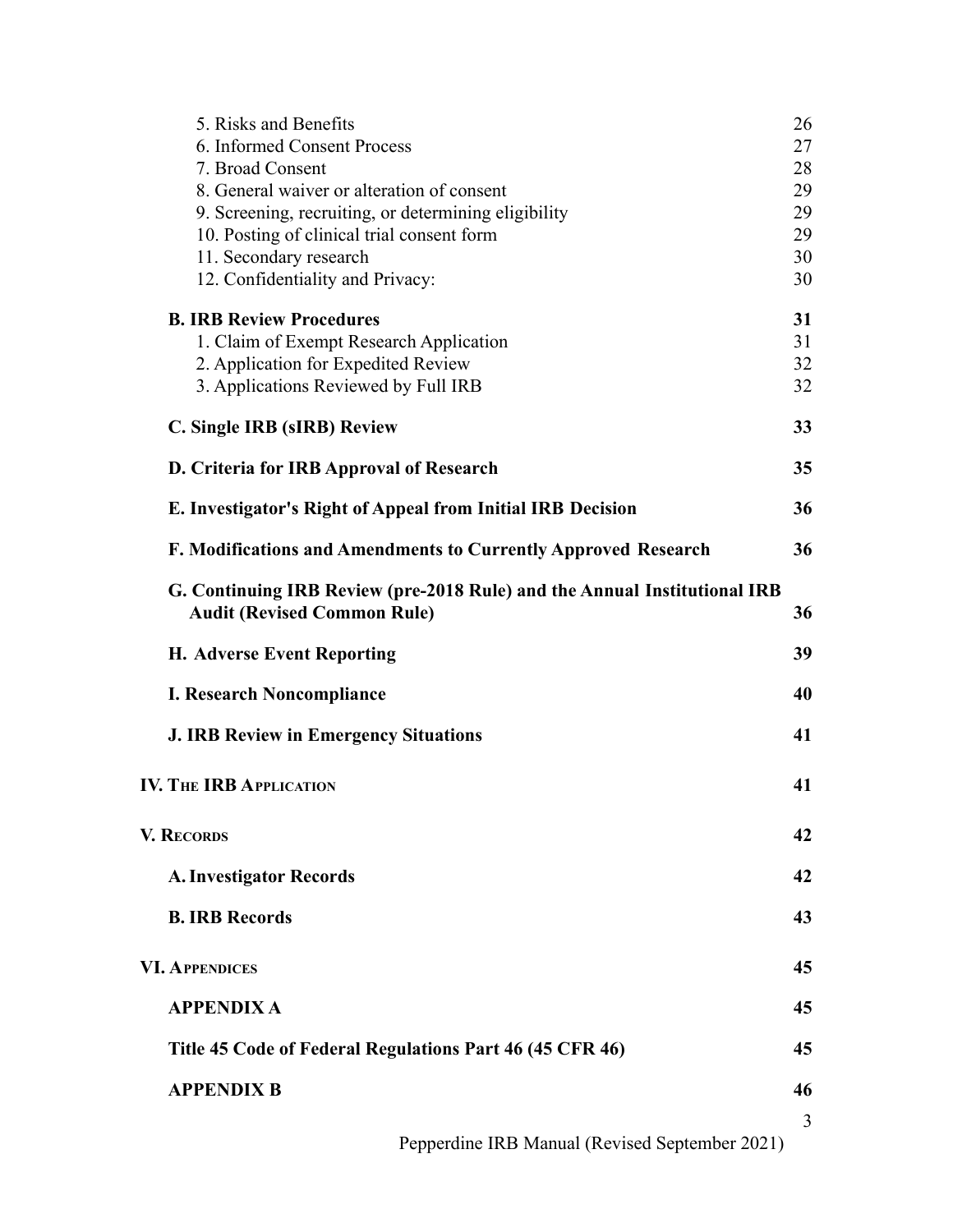5. Risks and Benefits 26
6. Informed Consent Process 27
7. Broad Consent 28
8. General waiver or alteration of consent 29
9. Screening, recruiting, or determining eligibility 29
10. Posting of clinical trial consent form 29
11. Secondary research 30
12. Confidentiality and Privacy: 30

**B. IRB Review Procedures** **31**

1. Claim of Exempt Research Application 31
2. Application for Expedited Review 32
3. Applications Reviewed by Full IRB 32

**C. Single IRB (sIRB) Review** **33**

**D. Criteria for IRB Approval of Research** **35**

**E. Investigator's Right of Appeal from Initial IRB Decision** **36**

**F. Modifications and Amendments to Currently Approved Research** **36**

**G. Continuing IRB Review (pre-2018 Rule) and the Annual Institutional IRB Audit (Revised Common Rule)** **36**

**H. Adverse Event Reporting** **39**

**I. Research Noncompliance** **40**

**J. IRB Review in Emergency Situations** **41**

**IV. The IRB Application** **41**

**V. Records** **42**

**A. Investigator Records** **42**

**B. IRB Records** **43**

**VI. Appendices** **45**

**APPENDIX A** **45**

**Title 45 Code of Federal Regulations Part 46 (45 CFR 46)** **45**

**APPENDIX B** **46**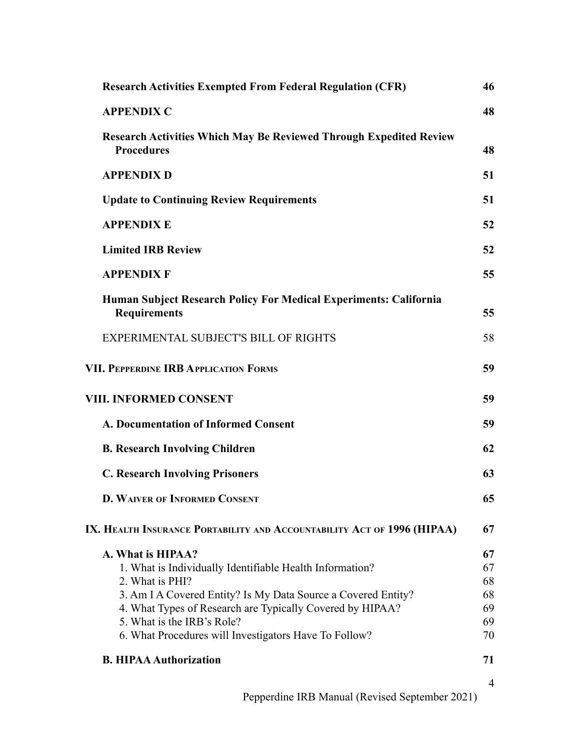| | |
|---|---|
| **Research Activities Exempted From Federal Regulation (CFR)** | **46** |
| **APPENDIX C** | **48** |
| **Research Activities Which May Be Reviewed Through Expedited Review Procedures** | **48** |
| **APPENDIX D** | **51** |
| **Update to Continuing Review Requirements** | **51** |
| **APPENDIX E** | **52** |
| **Limited IRB Review** | **52** |
| **APPENDIX F** | **55** |
| **Human Subject Research Policy For Medical Experiments: California Requirements** | **55** |
| EXPERIMENTAL SUBJECT'S BILL OF RIGHTS | 58 |
| **VII. PEPPERDINE IRB APPLICATION FORMS** | **59** |
| **VIII. INFORMED CONSENT** | **59** |
| **A. Documentation of Informed Consent** | **59** |
| **B. Research Involving Children** | **62** |
| **C. Research Involving Prisoners** | **63** |
| **D. WAIVER OF INFORMED CONSENT** | **65** |
| **IX. HEALTH INSURANCE PORTABILITY AND ACCOUNTABILITY ACT OF 1996 (HIPAA)** | **67** |
| **A. What is HIPAA?** | **67** |
| 1. What is Individually Identifiable Health Information? | 67 |
| 2. What is PHI? | 68 |
| 3. Am I A Covered Entity? Is My Data Source a Covered Entity? | 68 |
| 4. What Types of Research are Typically Covered by HIPAA? | 69 |
| 5. What is the IRB's Role? | 69 |
| 6. What Procedures will Investigators Have To Follow? | 70 |
| **B. HIPAA Authorization** | **71** |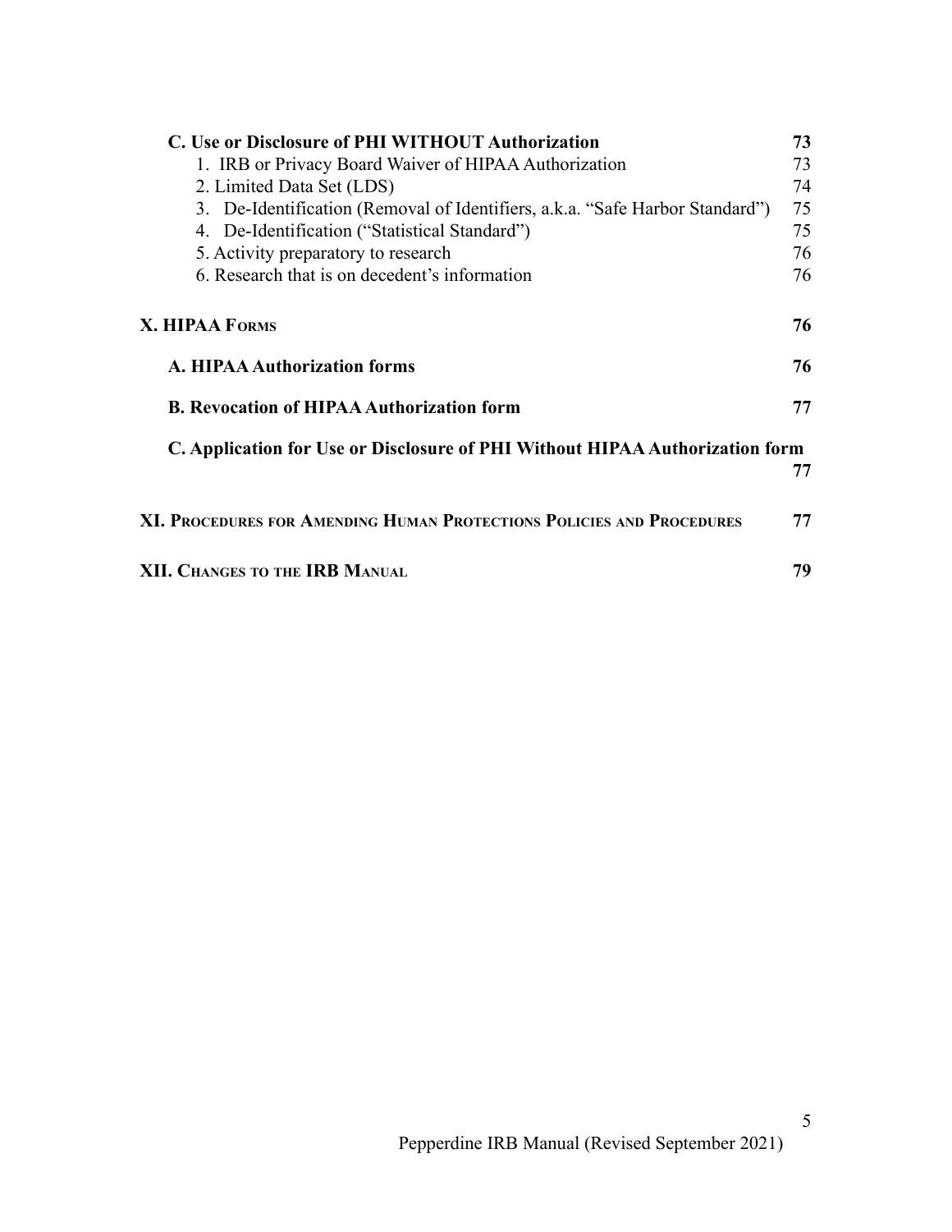**C. Use or Disclosure of PHI WITHOUT Authorization** **73**

1. IRB or Privacy Board Waiver of HIPAA Authorization 73
2. Limited Data Set (LDS) 74
3. De-Identification (Removal of Identifiers, a.k.a. "Safe Harbor Standard") 75
4. De-Identification ("Statistical Standard") 75
5. Activity preparatory to research 76
6. Research that is on decedent's information 76

**X. HIPAA FORMS** **76**

**A. HIPAA Authorization forms** **76**

**B. Revocation of HIPAA Authorization form** **77**

**C. Application for Use or Disclosure of PHI Without HIPAA Authorization form** **77**

**XI. PROCEDURES FOR AMENDING HUMAN PROTECTIONS POLICIES AND PROCEDURES** **77**

**XII. CHANGES TO THE IRB MANUAL** **79**

Pepperdine IRB Manual (Revised September 2021)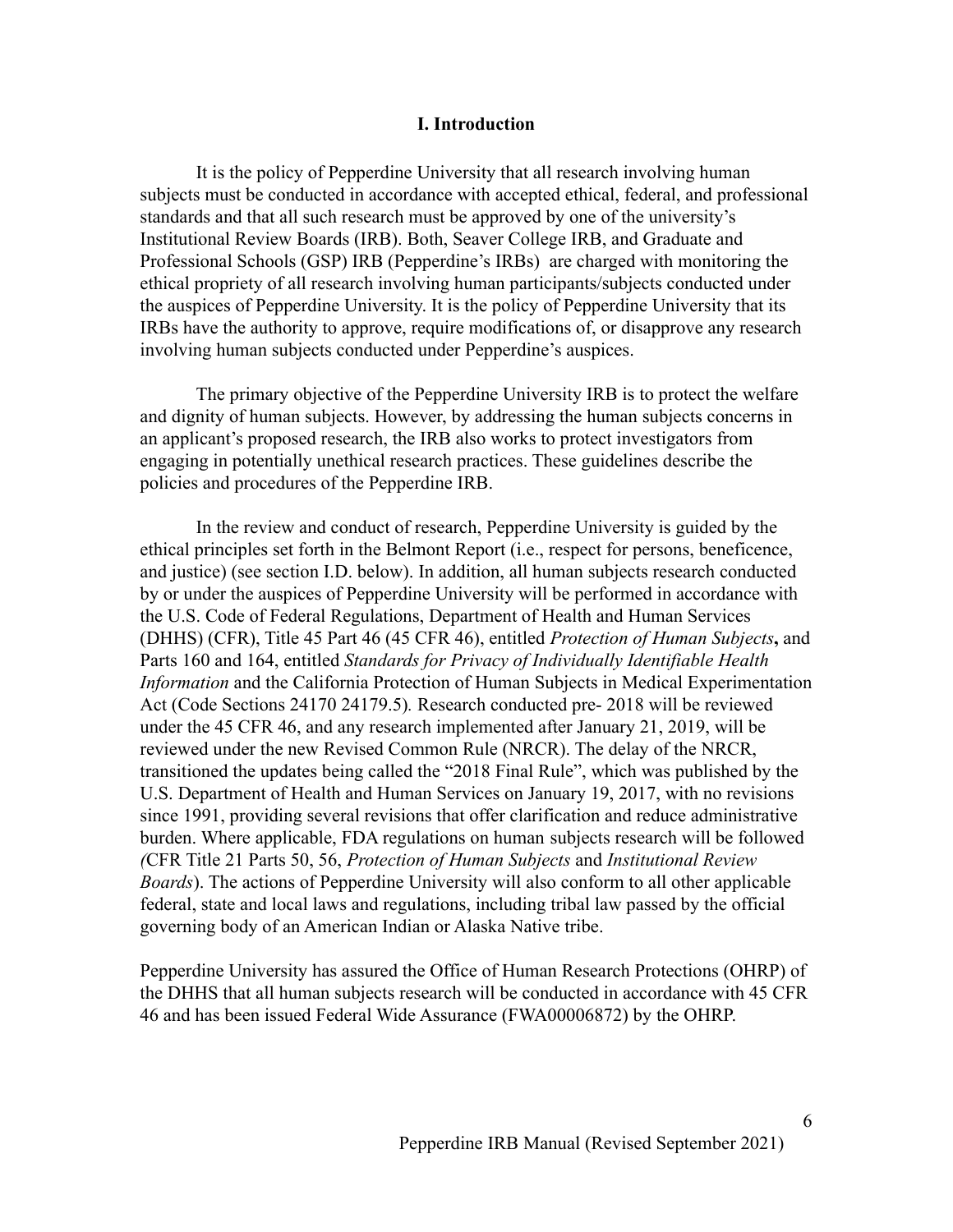## I. Introduction

It is the policy of Pepperdine University that all research involving human subjects must be conducted in accordance with accepted ethical, federal, and professional standards and that all such research must be approved by one of the university's Institutional Review Boards (IRB). Both, Seaver College IRB, and Graduate and Professional Schools (GSP) IRB (Pepperdine's IRBs) are charged with monitoring the ethical propriety of all research involving human participants/subjects conducted under the auspices of Pepperdine University. It is the policy of Pepperdine University that its IRBs have the authority to approve, require modifications of, or disapprove any research involving human subjects conducted under Pepperdine's auspices.

The primary objective of the Pepperdine University IRB is to protect the welfare and dignity of human subjects. However, by addressing the human subjects concerns in an applicant's proposed research, the IRB also works to protect investigators from engaging in potentially unethical research practices. These guidelines describe the policies and procedures of the Pepperdine IRB.

In the review and conduct of research, Pepperdine University is guided by the ethical principles set forth in the Belmont Report (i.e., respect for persons, beneficence, and justice) (see section I.D. below). In addition, all human subjects research conducted by or under the auspices of Pepperdine University will be performed in accordance with the U.S. Code of Federal Regulations, Department of Health and Human Services (DHHS) (CFR), Title 45 Part 46 (45 CFR 46), entitled *Protection of Human Subjects***,** and Parts 160 and 164, entitled *Standards for Privacy of Individually Identifiable Health Information* and the California Protection of Human Subjects in Medical Experimentation Act (Code Sections 24170 24179.5)*.* Research conducted pre- 2018 will be reviewed under the 45 CFR 46, and any research implemented after January 21, 2019, will be reviewed under the new Revised Common Rule (NRCR). The delay of the NRCR, transitioned the updates being called the "2018 Final Rule", which was published by the U.S. Department of Health and Human Services on January 19, 2017, with no revisions since 1991, providing several revisions that offer clarification and reduce administrative burden. Where applicable, FDA regulations on human subjects research will be followed *(*CFR Title 21 Parts 50, 56, *Protection of Human Subjects* and *Institutional Review Boards*). The actions of Pepperdine University will also conform to all other applicable federal, state and local laws and regulations, including tribal law passed by the official governing body of an American Indian or Alaska Native tribe.

Pepperdine University has assured the Office of Human Research Protections (OHRP) of the DHHS that all human subjects research will be conducted in accordance with 45 CFR 46 and has been issued Federal Wide Assurance (FWA00006872) by the OHRP.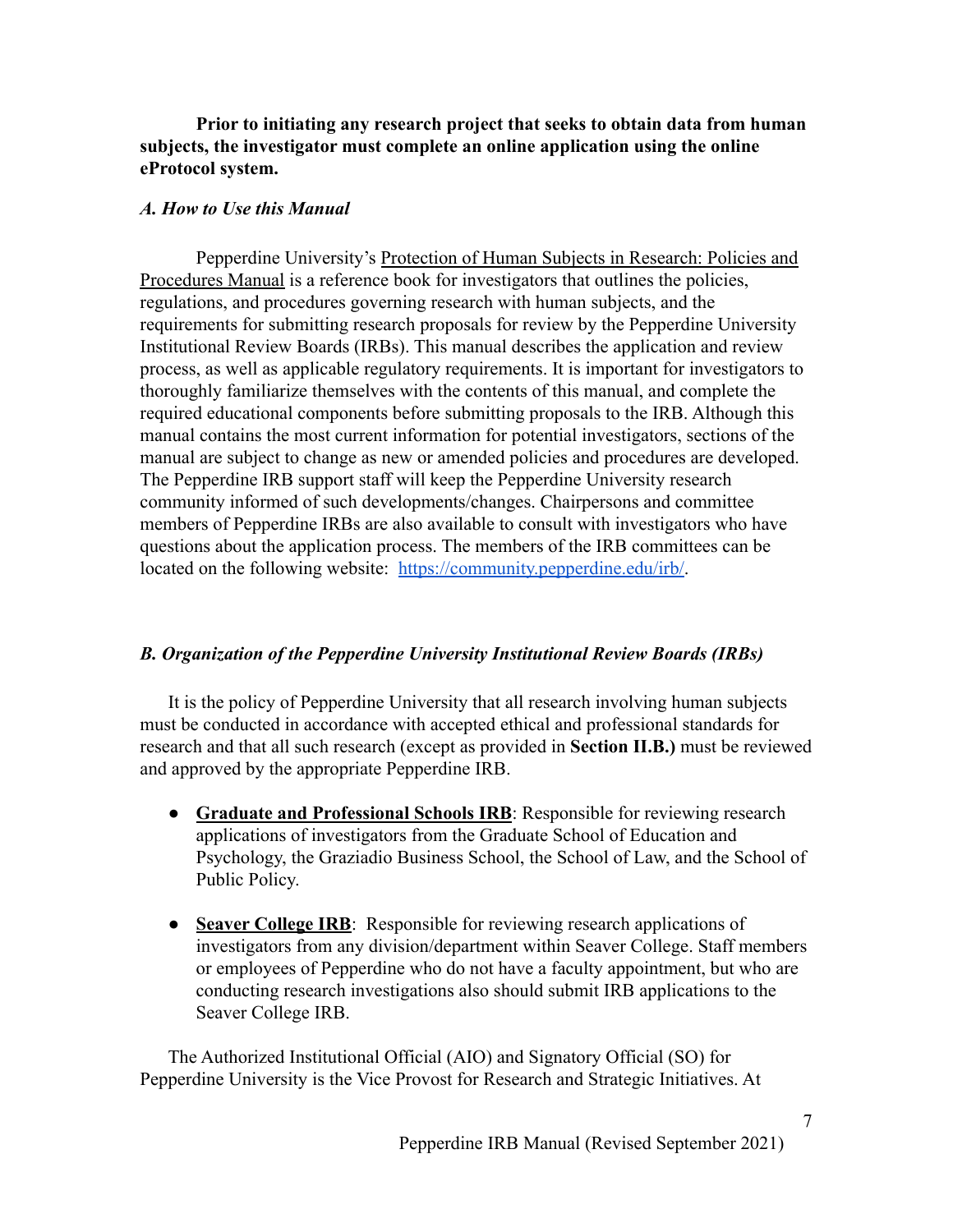**Prior to initiating any research project that seeks to obtain data from human subjects, the investigator must complete an online application using the online eProtocol system.**

### *A. How to Use this Manual*

Pepperdine University's Protection of Human Subjects in Research: Policies and Procedures Manual is a reference book for investigators that outlines the policies, regulations, and procedures governing research with human subjects, and the requirements for submitting research proposals for review by the Pepperdine University Institutional Review Boards (IRBs). This manual describes the application and review process, as well as applicable regulatory requirements. It is important for investigators to thoroughly familiarize themselves with the contents of this manual, and complete the required educational components before submitting proposals to the IRB. Although this manual contains the most current information for potential investigators, sections of the manual are subject to change as new or amended policies and procedures are developed. The Pepperdine IRB support staff will keep the Pepperdine University research community informed of such developments/changes. Chairpersons and committee members of Pepperdine IRBs are also available to consult with investigators who have questions about the application process. The members of the IRB committees can be located on the following website: https://community.pepperdine.edu/irb/.

### *B. Organization of the Pepperdine University Institutional Review Boards (IRBs)*

It is the policy of Pepperdine University that all research involving human subjects must be conducted in accordance with accepted ethical and professional standards for research and that all such research (except as provided in **Section II.B.)** must be reviewed and approved by the appropriate Pepperdine IRB.

- **Graduate and Professional Schools IRB**: Responsible for reviewing research applications of investigators from the Graduate School of Education and Psychology, the Graziadio Business School, the School of Law, and the School of Public Policy.

- **Seaver College IRB**: Responsible for reviewing research applications of investigators from any division/department within Seaver College. Staff members or employees of Pepperdine who do not have a faculty appointment, but who are conducting research investigations also should submit IRB applications to the Seaver College IRB.

The Authorized Institutional Official (AIO) and Signatory Official (SO) for Pepperdine University is the Vice Provost for Research and Strategic Initiatives. At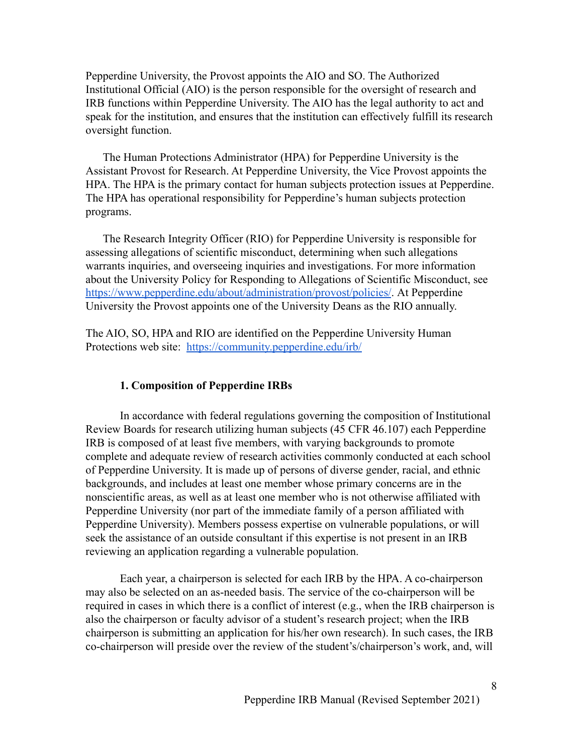Pepperdine University, the Provost appoints the AIO and SO. The Authorized Institutional Official (AIO) is the person responsible for the oversight of research and IRB functions within Pepperdine University. The AIO has the legal authority to act and speak for the institution, and ensures that the institution can effectively fulfill its research oversight function.

The Human Protections Administrator (HPA) for Pepperdine University is the Assistant Provost for Research. At Pepperdine University, the Vice Provost appoints the HPA. The HPA is the primary contact for human subjects protection issues at Pepperdine. The HPA has operational responsibility for Pepperdine's human subjects protection programs.

The Research Integrity Officer (RIO) for Pepperdine University is responsible for assessing allegations of scientific misconduct, determining when such allegations warrants inquiries, and overseeing inquiries and investigations. For more information about the University Policy for Responding to Allegations of Scientific Misconduct, see [https://www.pepperdine.edu/about/administration/provost/policies/](https://www.pepperdine.edu/about/administration/provost/policies/). At Pepperdine University the Provost appoints one of the University Deans as the RIO annually.

The AIO, SO, HPA and RIO are identified on the Pepperdine University Human Protections web site: [https://community.pepperdine.edu/irb/](https://community.pepperdine.edu/irb/)

### 1. Composition of Pepperdine IRBs

In accordance with federal regulations governing the composition of Institutional Review Boards for research utilizing human subjects (45 CFR 46.107) each Pepperdine IRB is composed of at least five members, with varying backgrounds to promote complete and adequate review of research activities commonly conducted at each school of Pepperdine University. It is made up of persons of diverse gender, racial, and ethnic backgrounds, and includes at least one member whose primary concerns are in the nonscientific areas, as well as at least one member who is not otherwise affiliated with Pepperdine University (nor part of the immediate family of a person affiliated with Pepperdine University). Members possess expertise on vulnerable populations, or will seek the assistance of an outside consultant if this expertise is not present in an IRB reviewing an application regarding a vulnerable population.

Each year, a chairperson is selected for each IRB by the HPA. A co-chairperson may also be selected on an as-needed basis. The service of the co-chairperson will be required in cases in which there is a conflict of interest (e.g., when the IRB chairperson is also the chairperson or faculty advisor of a student's research project; when the IRB chairperson is submitting an application for his/her own research). In such cases, the IRB co-chairperson will preside over the review of the student's/chairperson's work, and, will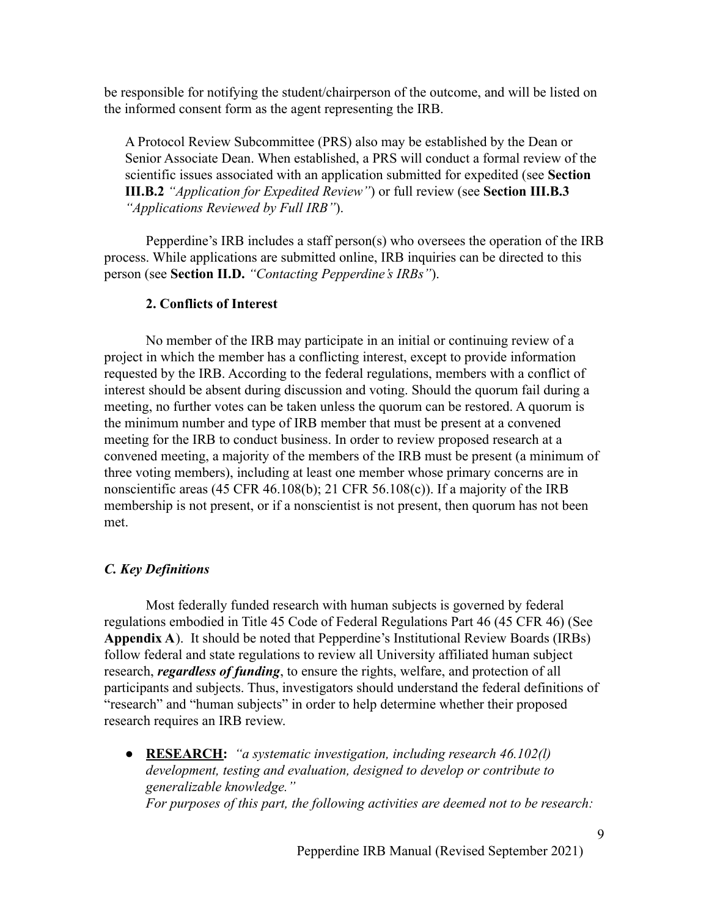be responsible for notifying the student/chairperson of the outcome, and will be listed on the informed consent form as the agent representing the IRB.

A Protocol Review Subcommittee (PRS) also may be established by the Dean or Senior Associate Dean. When established, a PRS will conduct a formal review of the scientific issues associated with an application submitted for expedited (see **Section III.B.2** *"Application for Expedited Review"*) or full review (see **Section III.B.3** *"Applications Reviewed by Full IRB"*).

Pepperdine's IRB includes a staff person(s) who oversees the operation of the IRB process. While applications are submitted online, IRB inquiries can be directed to this person (see **Section II.D.** *"Contacting Pepperdine's IRBs"*).

### 2. Conflicts of Interest

No member of the IRB may participate in an initial or continuing review of a project in which the member has a conflicting interest, except to provide information requested by the IRB. According to the federal regulations, members with a conflict of interest should be absent during discussion and voting. Should the quorum fail during a meeting, no further votes can be taken unless the quorum can be restored. A quorum is the minimum number and type of IRB member that must be present at a convened meeting for the IRB to conduct business. In order to review proposed research at a convened meeting, a majority of the members of the IRB must be present (a minimum of three voting members), including at least one member whose primary concerns are in nonscientific areas (45 CFR 46.108(b); 21 CFR 56.108(c)). If a majority of the IRB membership is not present, or if a nonscientist is not present, then quorum has not been met.

## *C. Key Definitions*

Most federally funded research with human subjects is governed by federal regulations embodied in Title 45 Code of Federal Regulations Part 46 (45 CFR 46) (See **Appendix A**). It should be noted that Pepperdine's Institutional Review Boards (IRBs) follow federal and state regulations to review all University affiliated human subject research, ***regardless of funding***, to ensure the rights, welfare, and protection of all participants and subjects. Thus, investigators should understand the federal definitions of "research" and "human subjects" in order to help determine whether their proposed research requires an IRB review.

- **RESEARCH:** *"a systematic investigation, including research 46.102(l) development, testing and evaluation, designed to develop or contribute to generalizable knowledge."*
  *For purposes of this part, the following activities are deemed not to be research:*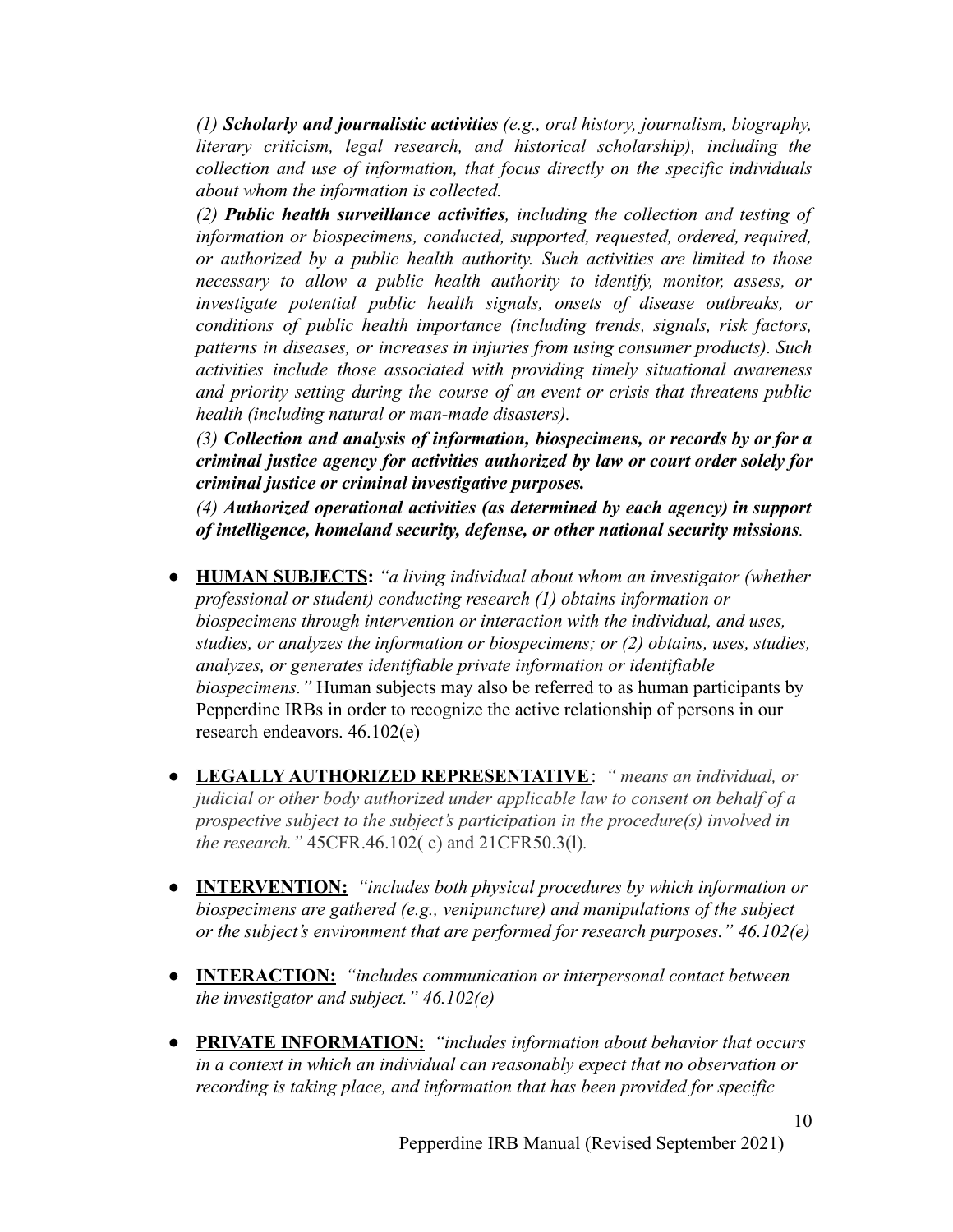*(1) **Scholarly and journalistic activities** (e.g., oral history, journalism, biography, literary criticism, legal research, and historical scholarship), including the collection and use of information, that focus directly on the specific individuals about whom the information is collected.*

*(2) **Public health surveillance activities**, including the collection and testing of information or biospecimens, conducted, supported, requested, ordered, required, or authorized by a public health authority. Such activities are limited to those necessary to allow a public health authority to identify, monitor, assess, or investigate potential public health signals, onsets of disease outbreaks, or conditions of public health importance (including trends, signals, risk factors, patterns in diseases, or increases in injuries from using consumer products). Such activities include those associated with providing timely situational awareness and priority setting during the course of an event or crisis that threatens public health (including natural or man-made disasters).*

***(3) Collection and analysis of information, biospecimens, or records by or for a criminal justice agency for activities authorized by law or court order solely for criminal justice or criminal investigative purposes.***

***(4) Authorized operational activities (as determined by each agency) in support of intelligence, homeland security, defense, or other national security missions**.*

- **HUMAN SUBJECTS:** *"a living individual about whom an investigator (whether professional or student) conducting research (1) obtains information or biospecimens through intervention or interaction with the individual, and uses, studies, or analyzes the information or biospecimens; or (2) obtains, uses, studies, analyzes, or generates identifiable private information or identifiable biospecimens."* Human subjects may also be referred to as human participants by Pepperdine IRBs in order to recognize the active relationship of persons in our research endeavors. 46.102(e)

- **LEGALLY AUTHORIZED REPRESENTATIVE**: *" means an individual, or judicial or other body authorized under applicable law to consent on behalf of a prospective subject to the subject's participation in the procedure(s) involved in the research."* 45CFR.46.102( c) and 21CFR50.3(l).

- **INTERVENTION:** *"includes both physical procedures by which information or biospecimens are gathered (e.g., venipuncture) and manipulations of the subject or the subject's environment that are performed for research purposes." 46.102(e)*

- **INTERACTION:** *"includes communication or interpersonal contact between the investigator and subject." 46.102(e)*

- **PRIVATE INFORMATION:** *"includes information about behavior that occurs in a context in which an individual can reasonably expect that no observation or recording is taking place, and information that has been provided for specific*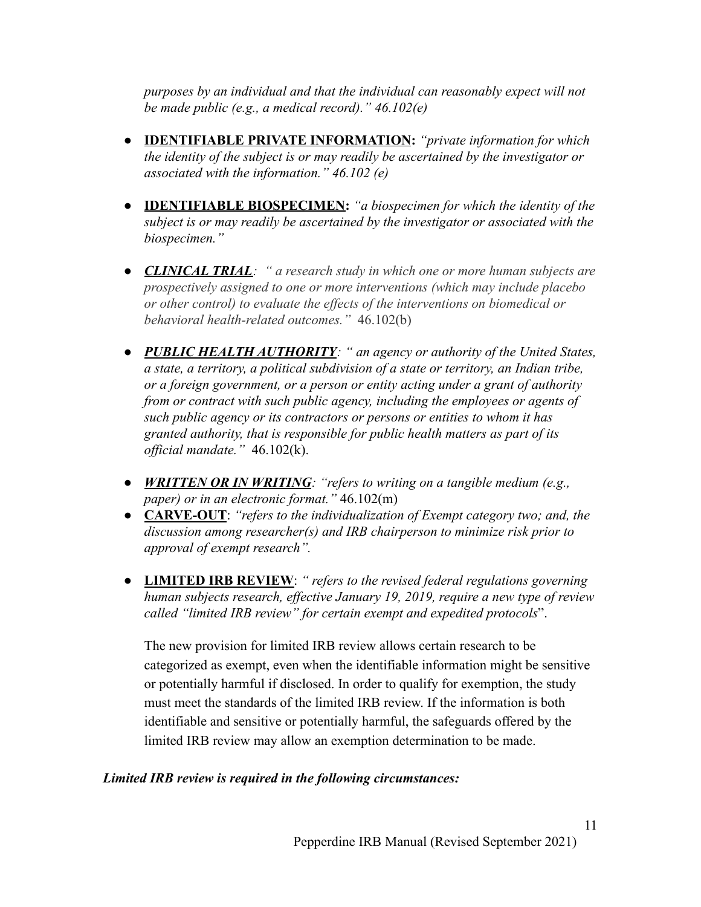*purposes by an individual and that the individual can reasonably expect will not be made public (e.g., a medical record)." 46.102(e)*

- **IDENTIFIABLE PRIVATE INFORMATION:** *"private information for which the identity of the subject is or may readily be ascertained by the investigator or associated with the information." 46.102 (e)*

- **IDENTIFIABLE BIOSPECIMEN:** *"a biospecimen for which the identity of the subject is or may readily be ascertained by the investigator or associated with the biospecimen."*

- ***CLINICAL TRIAL****: " a research study in which one or more human subjects are prospectively assigned to one or more interventions (which may include placebo or other control) to evaluate the effects of the interventions on biomedical or behavioral health-related outcomes."* 46.102(b)

- ***PUBLIC HEALTH AUTHORITY****: " an agency or authority of the United States, a state, a territory, a political subdivision of a state or territory, an Indian tribe, or a foreign government, or a person or entity acting under a grant of authority from or contract with such public agency, including the employees or agents of such public agency or its contractors or persons or entities to whom it has granted authority, that is responsible for public health matters as part of its official mandate."* 46.102(k).

- ***WRITTEN OR IN WRITING****: "refers to writing on a tangible medium (e.g., paper) or in an electronic format."* 46.102(m)
- **CARVE-OUT**: *"refers to the individualization of Exempt category two; and, the discussion among researcher(s) and IRB chairperson to minimize risk prior to approval of exempt research".*

- **LIMITED IRB REVIEW**: *" refers to the revised federal regulations governing human subjects research, effective January 19, 2019, require a new type of review called "limited IRB review" for certain exempt and expedited protocols*".

  The new provision for limited IRB review allows certain research to be categorized as exempt, even when the identifiable information might be sensitive or potentially harmful if disclosed. In order to qualify for exemption, the study must meet the standards of the limited IRB review. If the information is both identifiable and sensitive or potentially harmful, the safeguards offered by the limited IRB review may allow an exemption determination to be made.

***Limited IRB review is required in the following circumstances:***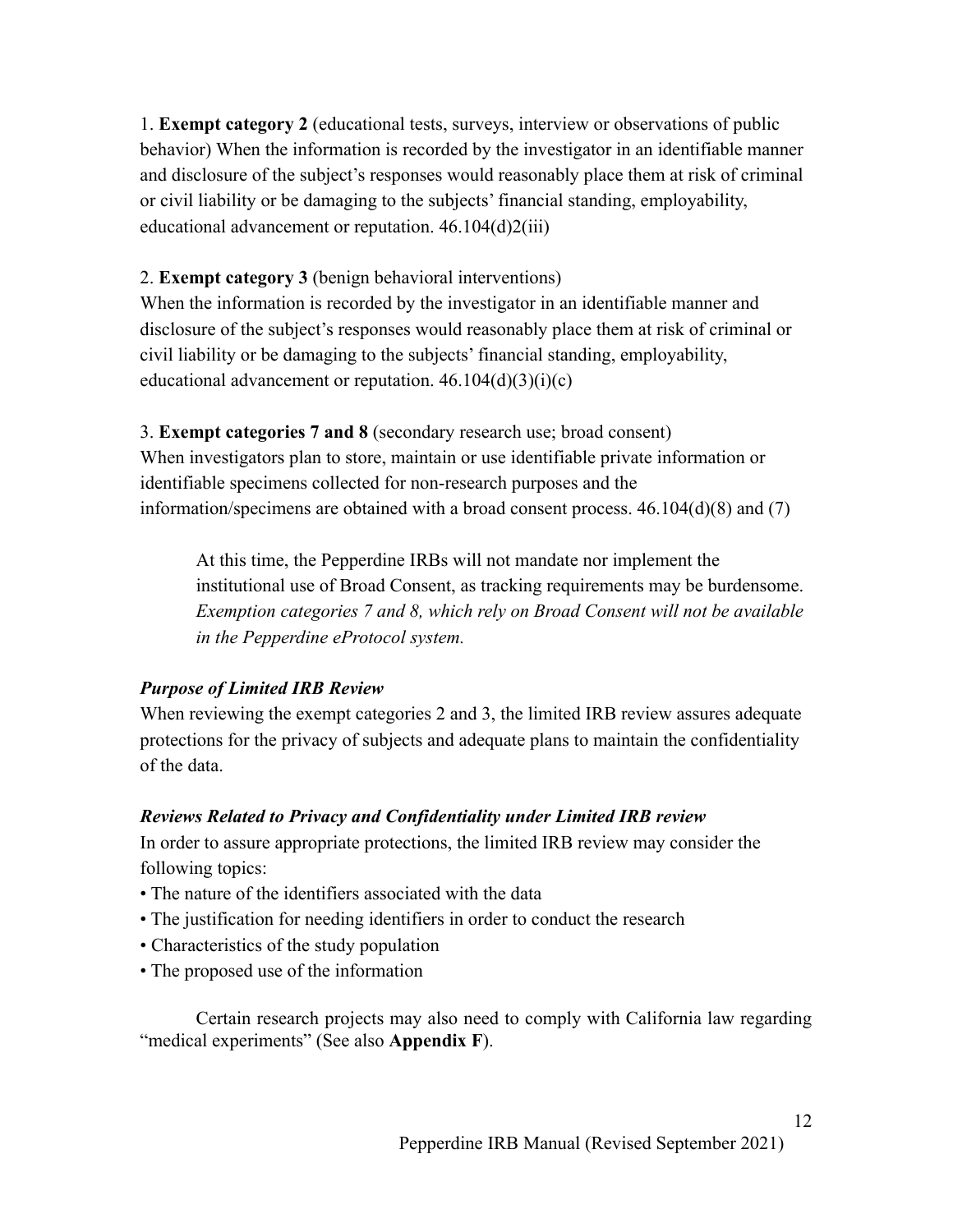1. **Exempt category 2** (educational tests, surveys, interview or observations of public behavior) When the information is recorded by the investigator in an identifiable manner and disclosure of the subject's responses would reasonably place them at risk of criminal or civil liability or be damaging to the subjects' financial standing, employability, educational advancement or reputation. 46.104(d)2(iii)

2. **Exempt category 3** (benign behavioral interventions)
When the information is recorded by the investigator in an identifiable manner and disclosure of the subject's responses would reasonably place them at risk of criminal or civil liability or be damaging to the subjects' financial standing, employability, educational advancement or reputation. 46.104(d)(3)(i)(c)

3. **Exempt categories 7 and 8** (secondary research use; broad consent)
When investigators plan to store, maintain or use identifiable private information or identifiable specimens collected for non-research purposes and the information/specimens are obtained with a broad consent process. 46.104(d)(8) and (7)

> At this time, the Pepperdine IRBs will not mandate nor implement the institutional use of Broad Consent, as tracking requirements may be burdensome. *Exemption categories 7 and 8, which rely on Broad Consent will not be available in the Pepperdine eProtocol system.*

***Purpose of Limited IRB Review***

When reviewing the exempt categories 2 and 3, the limited IRB review assures adequate protections for the privacy of subjects and adequate plans to maintain the confidentiality of the data.

***Reviews Related to Privacy and Confidentiality under Limited IRB review***

In order to assure appropriate protections, the limited IRB review may consider the following topics:

- The nature of the identifiers associated with the data
- The justification for needing identifiers in order to conduct the research
- Characteristics of the study population
- The proposed use of the information

Certain research projects may also need to comply with California law regarding "medical experiments" (See also **Appendix F**).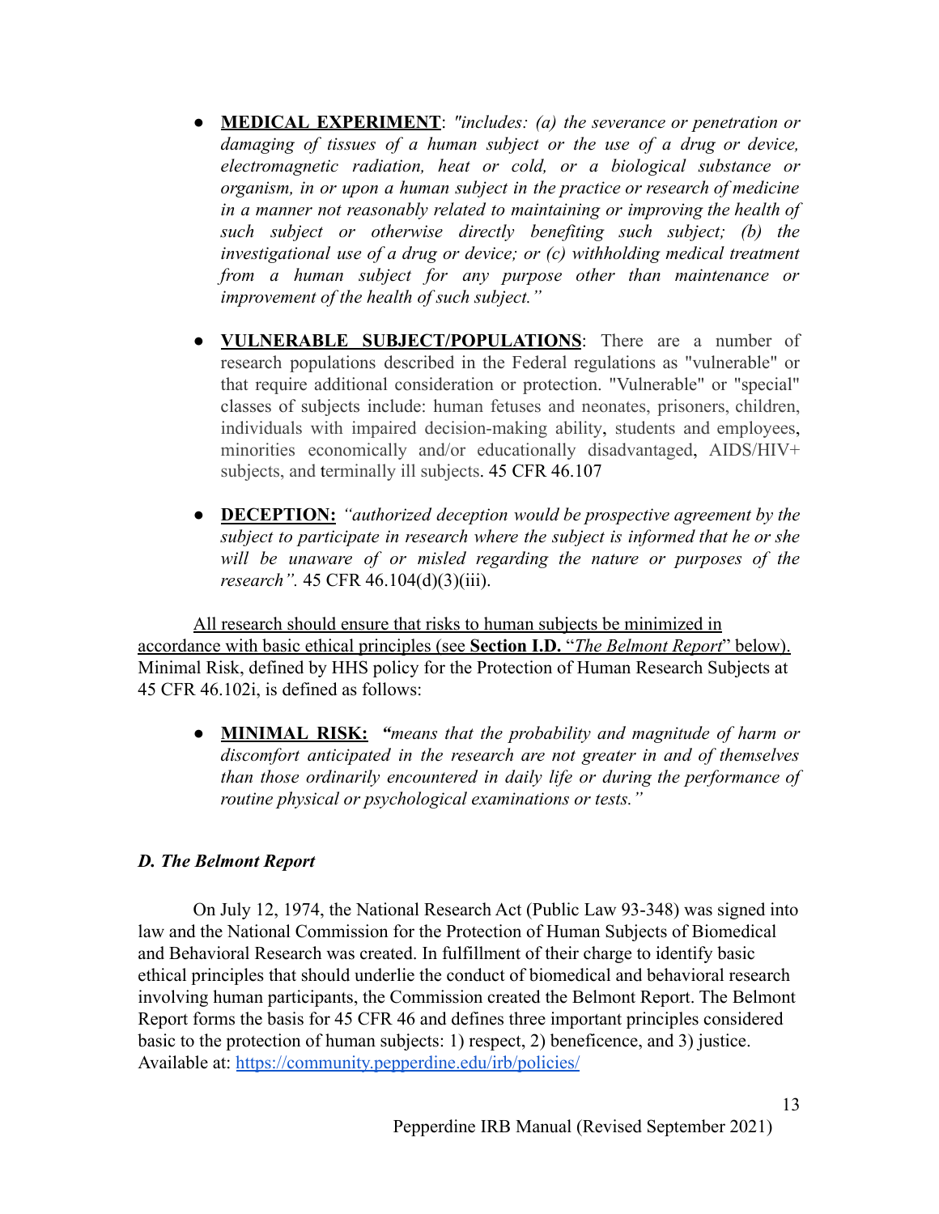- **MEDICAL EXPERIMENT**: *"includes: (a) the severance or penetration or damaging of tissues of a human subject or the use of a drug or device, electromagnetic radiation, heat or cold, or a biological substance or organism, in or upon a human subject in the practice or research of medicine in a manner not reasonably related to maintaining or improving the health of such subject or otherwise directly benefiting such subject; (b) the investigational use of a drug or device; or (c) withholding medical treatment from a human subject for any purpose other than maintenance or improvement of the health of such subject."*

- **VULNERABLE SUBJECT/POPULATIONS**: There are a number of research populations described in the Federal regulations as "vulnerable" or that require additional consideration or protection. "Vulnerable" or "special" classes of subjects include: human fetuses and neonates, prisoners, children, individuals with impaired decision-making ability, students and employees, minorities economically and/or educationally disadvantaged, AIDS/HIV+ subjects, and terminally ill subjects. 45 CFR 46.107

- **DECEPTION:** *"authorized deception would be prospective agreement by the subject to participate in research where the subject is informed that he or she will be unaware of or misled regarding the nature or purposes of the research".* 45 CFR 46.104(d)(3)(iii).

All research should ensure that risks to human subjects be minimized in accordance with basic ethical principles (see **Section I.D.** "*The Belmont Report*" below). Minimal Risk, defined by HHS policy for the Protection of Human Research Subjects at 45 CFR 46.102i, is defined as follows:

- **MINIMAL RISK:** *"means that the probability and magnitude of harm or discomfort anticipated in the research are not greater in and of themselves than those ordinarily encountered in daily life or during the performance of routine physical or psychological examinations or tests."*

### *D. The Belmont Report*

On July 12, 1974, the National Research Act (Public Law 93-348) was signed into law and the National Commission for the Protection of Human Subjects of Biomedical and Behavioral Research was created. In fulfillment of their charge to identify basic ethical principles that should underlie the conduct of biomedical and behavioral research involving human participants, the Commission created the Belmont Report. The Belmont Report forms the basis for 45 CFR 46 and defines three important principles considered basic to the protection of human subjects: 1) respect, 2) beneficence, and 3) justice. Available at: https://community.pepperdine.edu/irb/policies/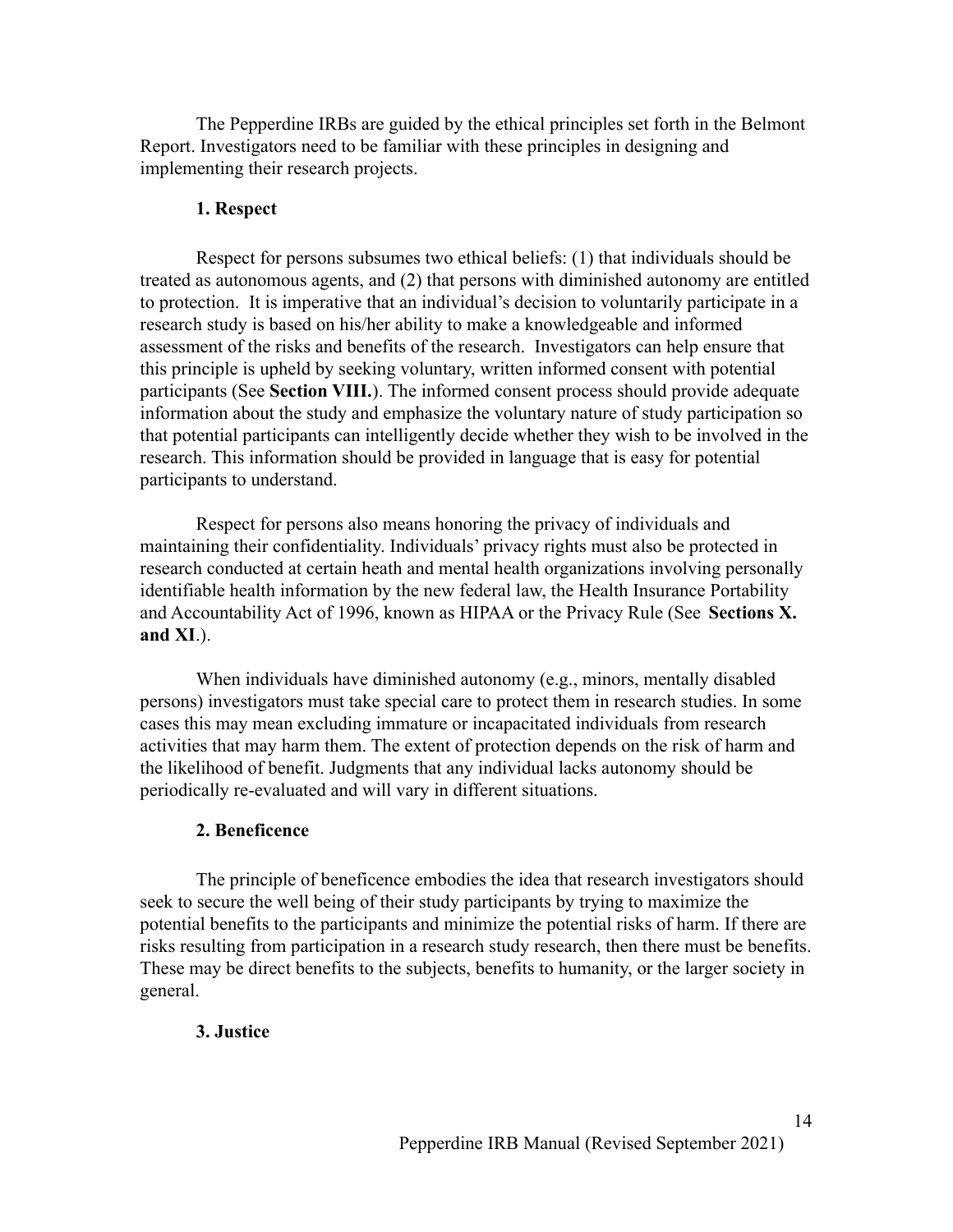The Pepperdine IRBs are guided by the ethical principles set forth in the Belmont Report. Investigators need to be familiar with these principles in designing and implementing their research projects.

**1. Respect**

Respect for persons subsumes two ethical beliefs: (1) that individuals should be treated as autonomous agents, and (2) that persons with diminished autonomy are entitled to protection. It is imperative that an individual's decision to voluntarily participate in a research study is based on his/her ability to make a knowledgeable and informed assessment of the risks and benefits of the research. Investigators can help ensure that this principle is upheld by seeking voluntary, written informed consent with potential participants (See **Section VIII.**). The informed consent process should provide adequate information about the study and emphasize the voluntary nature of study participation so that potential participants can intelligently decide whether they wish to be involved in the research. This information should be provided in language that is easy for potential participants to understand.

Respect for persons also means honoring the privacy of individuals and maintaining their confidentiality. Individuals' privacy rights must also be protected in research conducted at certain heath and mental health organizations involving personally identifiable health information by the new federal law, the Health Insurance Portability and Accountability Act of 1996, known as HIPAA or the Privacy Rule (See **Sections X. and XI**.).

When individuals have diminished autonomy (e.g., minors, mentally disabled persons) investigators must take special care to protect them in research studies. In some cases this may mean excluding immature or incapacitated individuals from research activities that may harm them. The extent of protection depends on the risk of harm and the likelihood of benefit. Judgments that any individual lacks autonomy should be periodically re-evaluated and will vary in different situations.

**2. Beneficence**

The principle of beneficence embodies the idea that research investigators should seek to secure the well being of their study participants by trying to maximize the potential benefits to the participants and minimize the potential risks of harm. If there are risks resulting from participation in a research study research, then there must be benefits. These may be direct benefits to the subjects, benefits to humanity, or the larger society in general.

**3. Justice**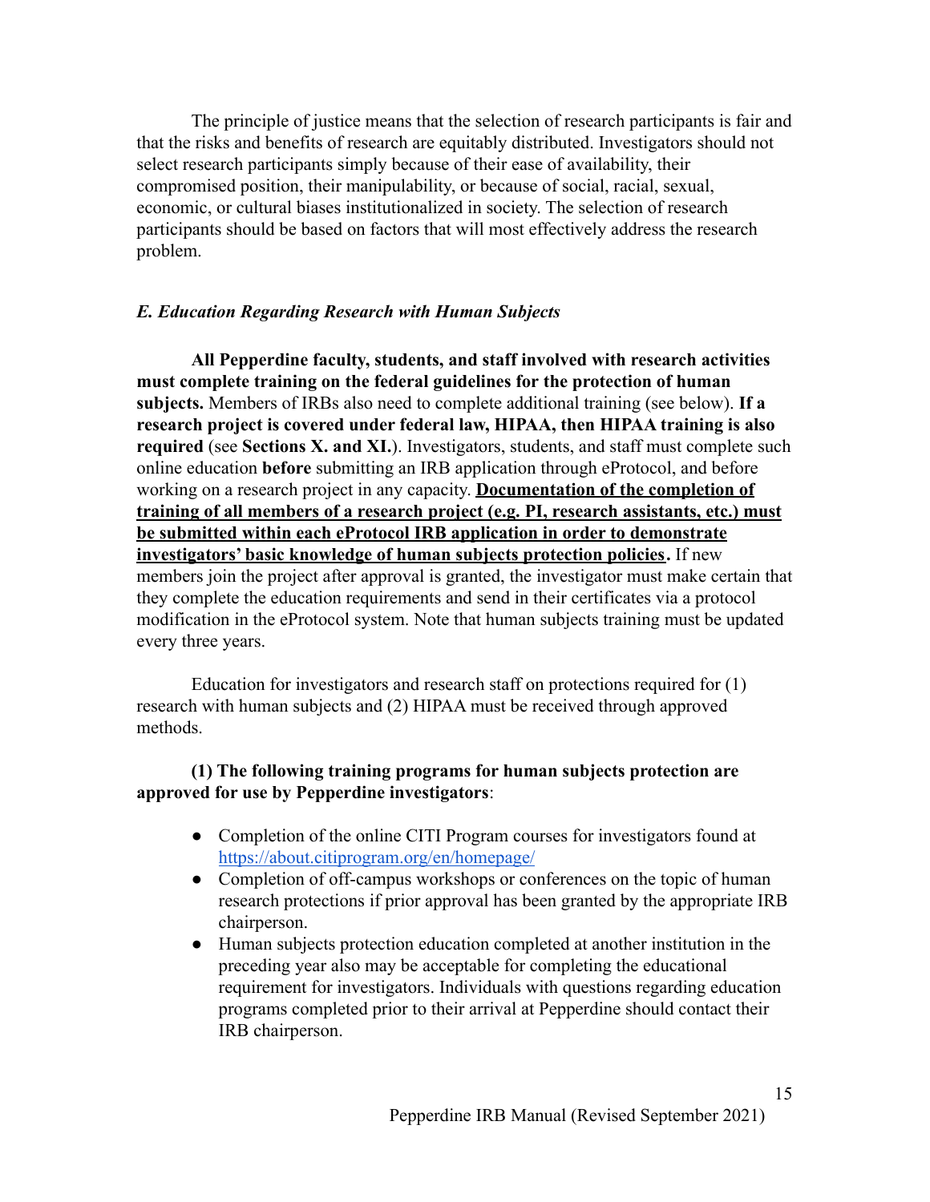The principle of justice means that the selection of research participants is fair and that the risks and benefits of research are equitably distributed. Investigators should not select research participants simply because of their ease of availability, their compromised position, their manipulability, or because of social, racial, sexual, economic, or cultural biases institutionalized in society. The selection of research participants should be based on factors that will most effectively address the research problem.

### *E. Education Regarding Research with Human Subjects*

**All Pepperdine faculty, students, and staff involved with research activities must complete training on the federal guidelines for the protection of human subjects.** Members of IRBs also need to complete additional training (see below). **If a research project is covered under federal law, HIPAA, then HIPAA training is also required** (see **Sections X. and XI.**). Investigators, students, and staff must complete such online education **before** submitting an IRB application through eProtocol, and before working on a research project in any capacity. **<u>Documentation of the completion of training of all members of a research project (e.g. PI, research assistants, etc.) must be submitted within each eProtocol IRB application in order to demonstrate investigators' basic knowledge of human subjects protection policies</u>.** If new members join the project after approval is granted, the investigator must make certain that they complete the education requirements and send in their certificates via a protocol modification in the eProtocol system. Note that human subjects training must be updated every three years.

Education for investigators and research staff on protections required for (1) research with human subjects and (2) HIPAA must be received through approved methods.

**(1) The following training programs for human subjects protection are approved for use by Pepperdine investigators**:

- Completion of the online CITI Program courses for investigators found at https://about.citiprogram.org/en/homepage/
- Completion of off-campus workshops or conferences on the topic of human research protections if prior approval has been granted by the appropriate IRB chairperson.
- Human subjects protection education completed at another institution in the preceding year also may be acceptable for completing the educational requirement for investigators. Individuals with questions regarding education programs completed prior to their arrival at Pepperdine should contact their IRB chairperson.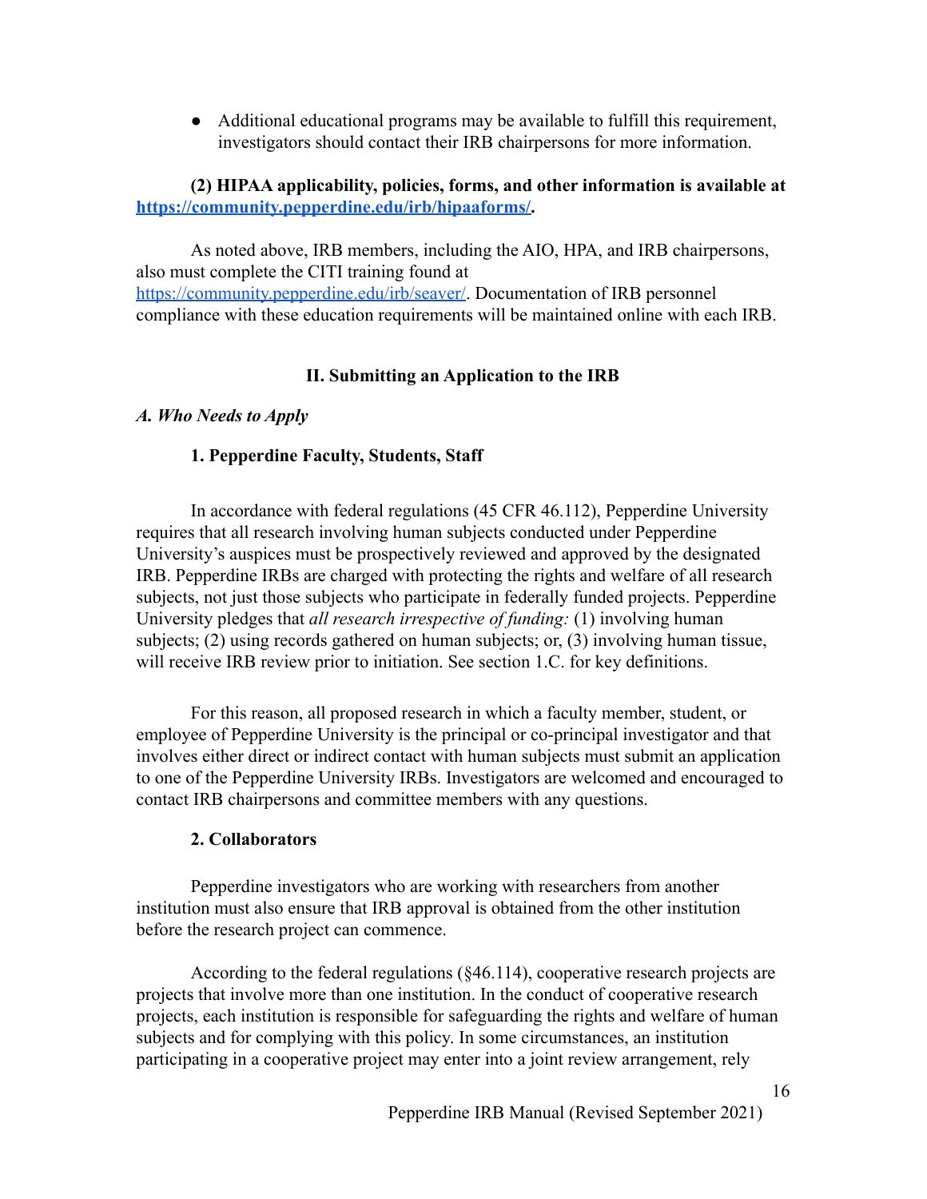- Additional educational programs may be available to fulfill this requirement, investigators should contact their IRB chairpersons for more information.

**(2) HIPAA applicability, policies, forms, and other information is available at https://community.pepperdine.edu/irb/hipaaforms/.**

As noted above, IRB members, including the AIO, HPA, and IRB chairpersons, also must complete the CITI training found at https://community.pepperdine.edu/irb/seaver/. Documentation of IRB personnel compliance with these education requirements will be maintained online with each IRB.

## II. Submitting an Application to the IRB

### *A. Who Needs to Apply*

#### 1. Pepperdine Faculty, Students, Staff

In accordance with federal regulations (45 CFR 46.112), Pepperdine University requires that all research involving human subjects conducted under Pepperdine University's auspices must be prospectively reviewed and approved by the designated IRB. Pepperdine IRBs are charged with protecting the rights and welfare of all research subjects, not just those subjects who participate in federally funded projects. Pepperdine University pledges that *all research irrespective of funding:* (1) involving human subjects; (2) using records gathered on human subjects; or, (3) involving human tissue, will receive IRB review prior to initiation. See section 1.C. for key definitions.

For this reason, all proposed research in which a faculty member, student, or employee of Pepperdine University is the principal or co-principal investigator and that involves either direct or indirect contact with human subjects must submit an application to one of the Pepperdine University IRBs. Investigators are welcomed and encouraged to contact IRB chairpersons and committee members with any questions.

#### 2. Collaborators

Pepperdine investigators who are working with researchers from another institution must also ensure that IRB approval is obtained from the other institution before the research project can commence.

According to the federal regulations (§46.114), cooperative research projects are projects that involve more than one institution. In the conduct of cooperative research projects, each institution is responsible for safeguarding the rights and welfare of human subjects and for complying with this policy. In some circumstances, an institution participating in a cooperative project may enter into a joint review arrangement, rely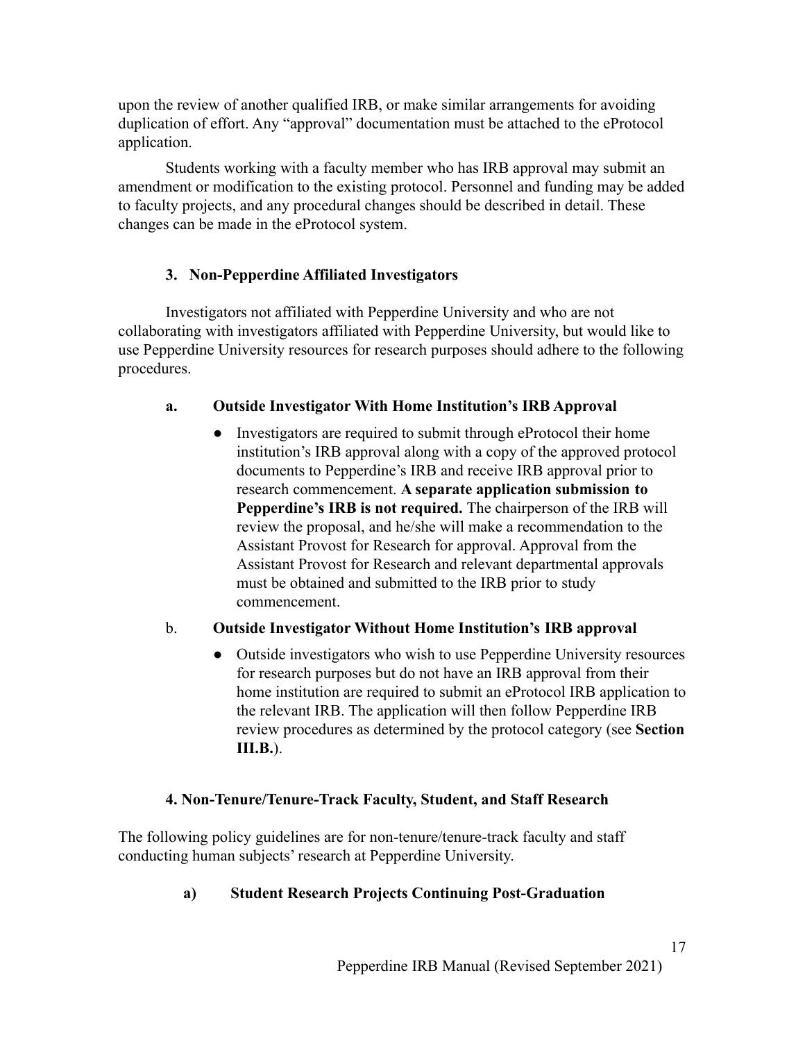upon the review of another qualified IRB, or make similar arrangements for avoiding duplication of effort. Any "approval" documentation must be attached to the eProtocol application.

Students working with a faculty member who has IRB approval may submit an amendment or modification to the existing protocol. Personnel and funding may be added to faculty projects, and any procedural changes should be described in detail. These changes can be made in the eProtocol system.

### 3. Non-Pepperdine Affiliated Investigators

Investigators not affiliated with Pepperdine University and who are not collaborating with investigators affiliated with Pepperdine University, but would like to use Pepperdine University resources for research purposes should adhere to the following procedures.

#### a. Outside Investigator With Home Institution's IRB Approval

- Investigators are required to submit through eProtocol their home institution's IRB approval along with a copy of the approved protocol documents to Pepperdine's IRB and receive IRB approval prior to research commencement. **A separate application submission to Pepperdine's IRB is not required.** The chairperson of the IRB will review the proposal, and he/she will make a recommendation to the Assistant Provost for Research for approval. Approval from the Assistant Provost for Research and relevant departmental approvals must be obtained and submitted to the IRB prior to study commencement.

#### b. Outside Investigator Without Home Institution's IRB approval

- Outside investigators who wish to use Pepperdine University resources for research purposes but do not have an IRB approval from their home institution are required to submit an eProtocol IRB application to the relevant IRB. The application will then follow Pepperdine IRB review procedures as determined by the protocol category (see **Section III.B.**).

### 4. Non-Tenure/Tenure-Track Faculty, Student, and Staff Research

The following policy guidelines are for non-tenure/tenure-track faculty and staff conducting human subjects' research at Pepperdine University.

#### a) Student Research Projects Continuing Post-Graduation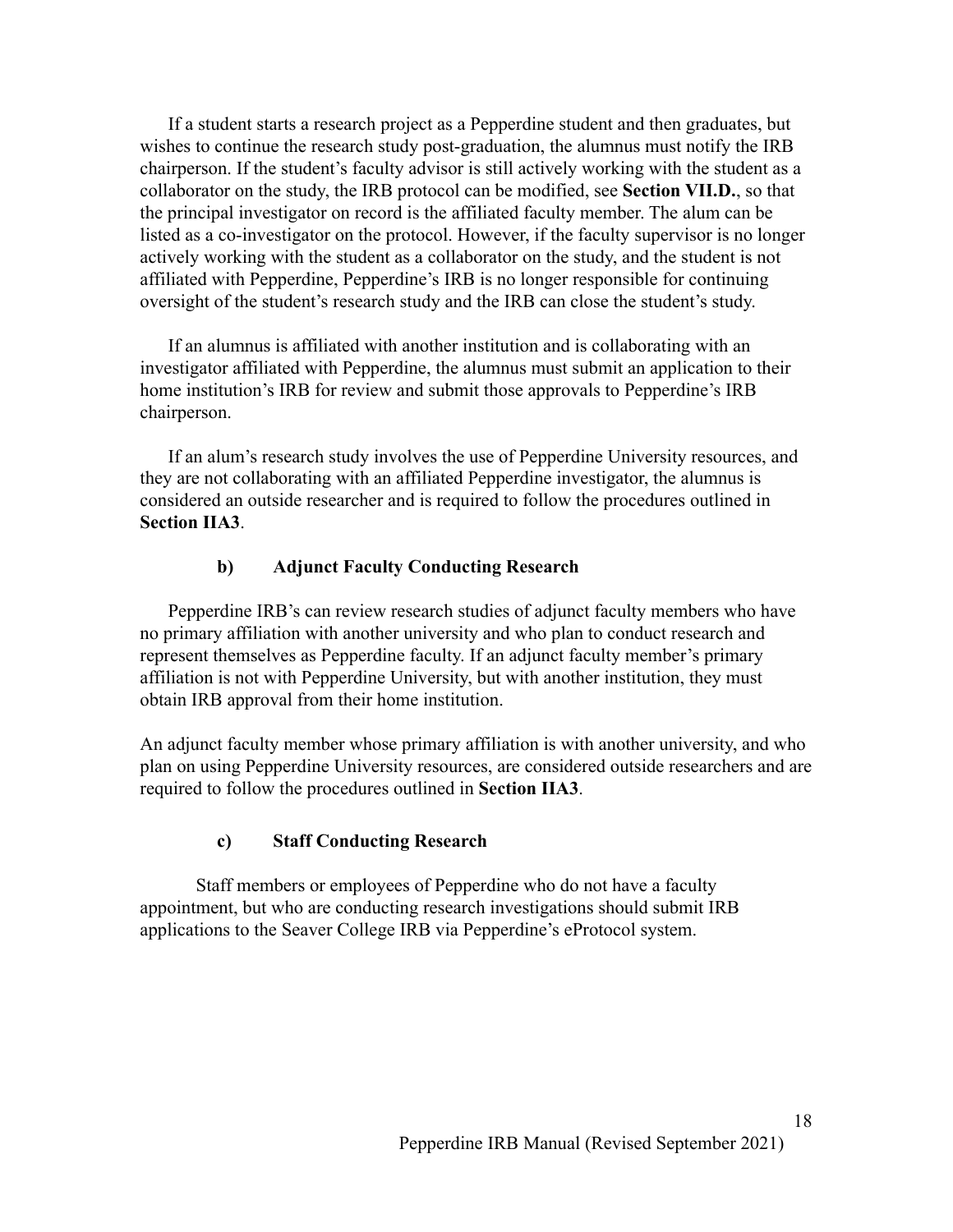If a student starts a research project as a Pepperdine student and then graduates, but wishes to continue the research study post-graduation, the alumnus must notify the IRB chairperson. If the student's faculty advisor is still actively working with the student as a collaborator on the study, the IRB protocol can be modified, see **Section VII.D.**, so that the principal investigator on record is the affiliated faculty member. The alum can be listed as a co-investigator on the protocol. However, if the faculty supervisor is no longer actively working with the student as a collaborator on the study, and the student is not affiliated with Pepperdine, Pepperdine's IRB is no longer responsible for continuing oversight of the student's research study and the IRB can close the student's study.

If an alumnus is affiliated with another institution and is collaborating with an investigator affiliated with Pepperdine, the alumnus must submit an application to their home institution's IRB for review and submit those approvals to Pepperdine's IRB chairperson.

If an alum's research study involves the use of Pepperdine University resources, and they are not collaborating with an affiliated Pepperdine investigator, the alumnus is considered an outside researcher and is required to follow the procedures outlined in **Section IIA3**.

#### b) Adjunct Faculty Conducting Research

Pepperdine IRB's can review research studies of adjunct faculty members who have no primary affiliation with another university and who plan to conduct research and represent themselves as Pepperdine faculty. If an adjunct faculty member's primary affiliation is not with Pepperdine University, but with another institution, they must obtain IRB approval from their home institution.

An adjunct faculty member whose primary affiliation is with another university, and who plan on using Pepperdine University resources, are considered outside researchers and are required to follow the procedures outlined in **Section IIA3**.

#### c) Staff Conducting Research

Staff members or employees of Pepperdine who do not have a faculty appointment, but who are conducting research investigations should submit IRB applications to the Seaver College IRB via Pepperdine's eProtocol system.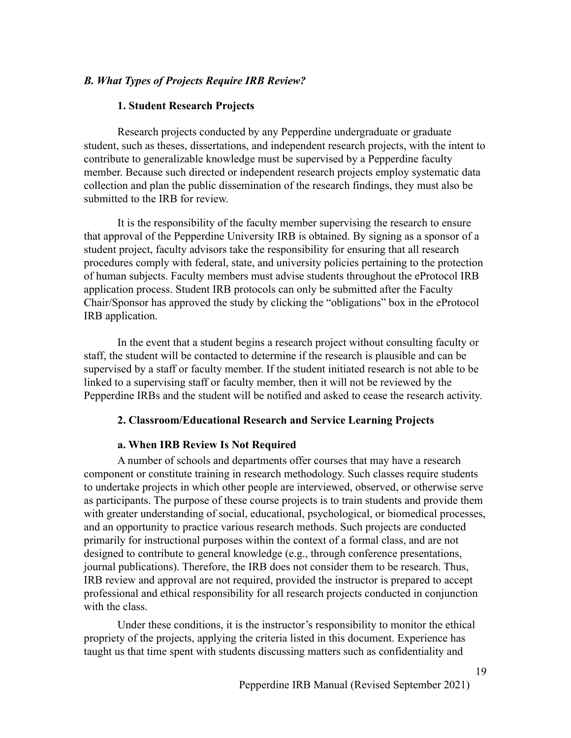### *B. What Types of Projects Require IRB Review?*

#### 1. Student Research Projects

Research projects conducted by any Pepperdine undergraduate or graduate student, such as theses, dissertations, and independent research projects, with the intent to contribute to generalizable knowledge must be supervised by a Pepperdine faculty member. Because such directed or independent research projects employ systematic data collection and plan the public dissemination of the research findings, they must also be submitted to the IRB for review.

It is the responsibility of the faculty member supervising the research to ensure that approval of the Pepperdine University IRB is obtained. By signing as a sponsor of a student project, faculty advisors take the responsibility for ensuring that all research procedures comply with federal, state, and university policies pertaining to the protection of human subjects. Faculty members must advise students throughout the eProtocol IRB application process. Student IRB protocols can only be submitted after the Faculty Chair/Sponsor has approved the study by clicking the “obligations” box in the eProtocol IRB application.

In the event that a student begins a research project without consulting faculty or staff, the student will be contacted to determine if the research is plausible and can be supervised by a staff or faculty member. If the student initiated research is not able to be linked to a supervising staff or faculty member, then it will not be reviewed by the Pepperdine IRBs and the student will be notified and asked to cease the research activity.

#### 2. Classroom/Educational Research and Service Learning Projects

##### a. When IRB Review Is Not Required

A number of schools and departments offer courses that may have a research component or constitute training in research methodology. Such classes require students to undertake projects in which other people are interviewed, observed, or otherwise serve as participants. The purpose of these course projects is to train students and provide them with greater understanding of social, educational, psychological, or biomedical processes, and an opportunity to practice various research methods. Such projects are conducted primarily for instructional purposes within the context of a formal class, and are not designed to contribute to general knowledge (e.g., through conference presentations, journal publications). Therefore, the IRB does not consider them to be research. Thus, IRB review and approval are not required, provided the instructor is prepared to accept professional and ethical responsibility for all research projects conducted in conjunction with the class.

Under these conditions, it is the instructor’s responsibility to monitor the ethical propriety of the projects, applying the criteria listed in this document. Experience has taught us that time spent with students discussing matters such as confidentiality and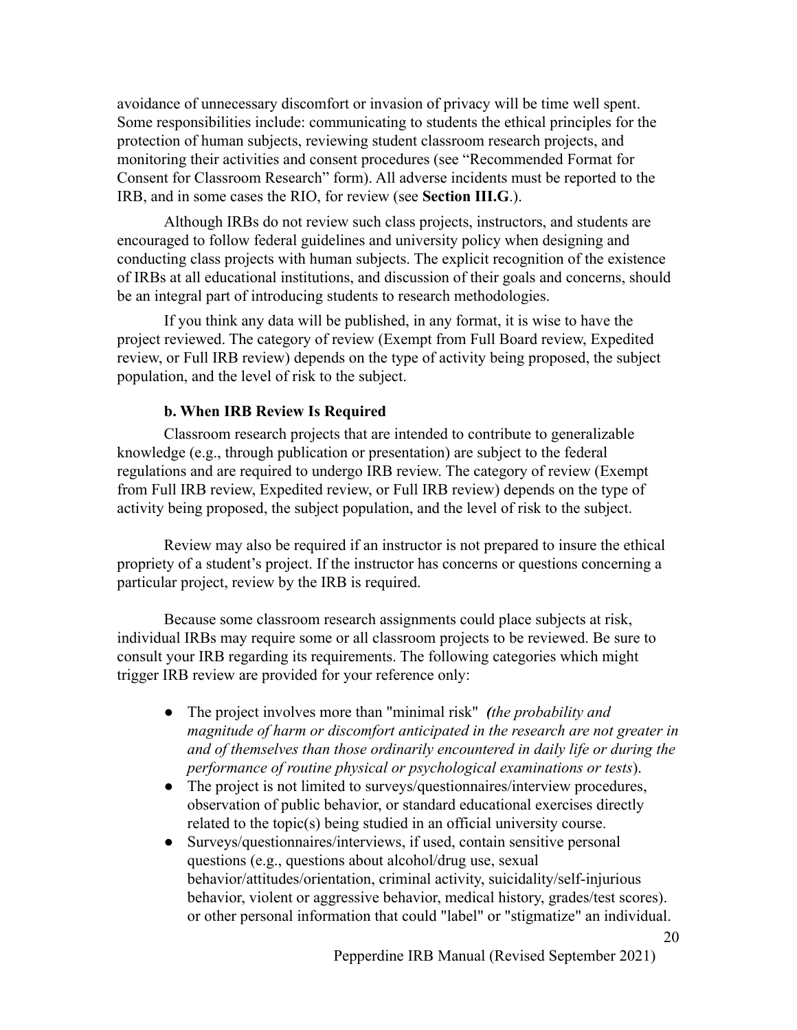avoidance of unnecessary discomfort or invasion of privacy will be time well spent. Some responsibilities include: communicating to students the ethical principles for the protection of human subjects, reviewing student classroom research projects, and monitoring their activities and consent procedures (see "Recommended Format for Consent for Classroom Research" form). All adverse incidents must be reported to the IRB, and in some cases the RIO, for review (see **Section III.G**.).

Although IRBs do not review such class projects, instructors, and students are encouraged to follow federal guidelines and university policy when designing and conducting class projects with human subjects. The explicit recognition of the existence of IRBs at all educational institutions, and discussion of their goals and concerns, should be an integral part of introducing students to research methodologies.

If you think any data will be published, in any format, it is wise to have the project reviewed. The category of review (Exempt from Full Board review, Expedited review, or Full IRB review) depends on the type of activity being proposed, the subject population, and the level of risk to the subject.

#### b. When IRB Review Is Required

Classroom research projects that are intended to contribute to generalizable knowledge (e.g., through publication or presentation) are subject to the federal regulations and are required to undergo IRB review. The category of review (Exempt from Full IRB review, Expedited review, or Full IRB review) depends on the type of activity being proposed, the subject population, and the level of risk to the subject.

Review may also be required if an instructor is not prepared to insure the ethical propriety of a student's project. If the instructor has concerns or questions concerning a particular project, review by the IRB is required.

Because some classroom research assignments could place subjects at risk, individual IRBs may require some or all classroom projects to be reviewed. Be sure to consult your IRB regarding its requirements. The following categories which might trigger IRB review are provided for your reference only:

- The project involves more than "minimal risk" *(the probability and magnitude of harm or discomfort anticipated in the research are not greater in and of themselves than those ordinarily encountered in daily life or during the performance of routine physical or psychological examinations or tests*).
- The project is not limited to surveys/questionnaires/interview procedures, observation of public behavior, or standard educational exercises directly related to the topic(s) being studied in an official university course.
- Surveys/questionnaires/interviews, if used, contain sensitive personal questions (e.g., questions about alcohol/drug use, sexual behavior/attitudes/orientation, criminal activity, suicidality/self-injurious behavior, violent or aggressive behavior, medical history, grades/test scores). or other personal information that could "label" or "stigmatize" an individual.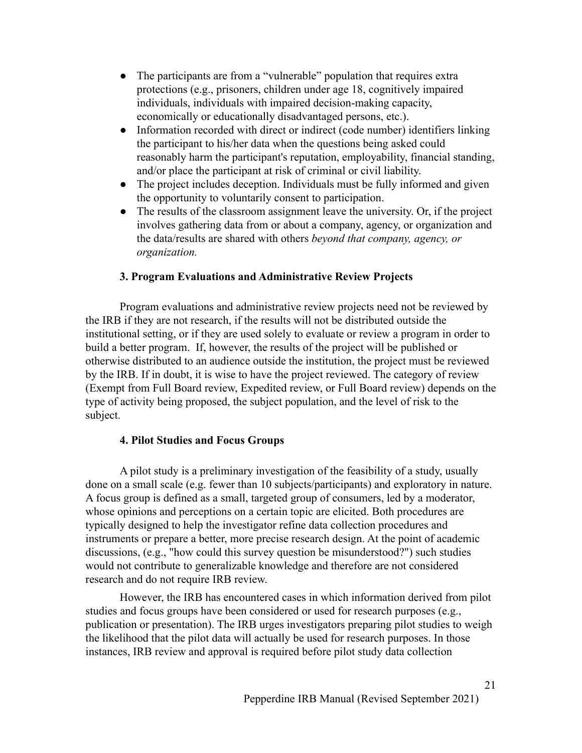- The participants are from a "vulnerable" population that requires extra protections (e.g., prisoners, children under age 18, cognitively impaired individuals, individuals with impaired decision-making capacity, economically or educationally disadvantaged persons, etc.).
- Information recorded with direct or indirect (code number) identifiers linking the participant to his/her data when the questions being asked could reasonably harm the participant's reputation, employability, financial standing, and/or place the participant at risk of criminal or civil liability.
- The project includes deception. Individuals must be fully informed and given the opportunity to voluntarily consent to participation.
- The results of the classroom assignment leave the university. Or, if the project involves gathering data from or about a company, agency, or organization and the data/results are shared with others *beyond that company, agency, or organization.*

### 3. Program Evaluations and Administrative Review Projects

Program evaluations and administrative review projects need not be reviewed by the IRB if they are not research, if the results will not be distributed outside the institutional setting, or if they are used solely to evaluate or review a program in order to build a better program. If, however, the results of the project will be published or otherwise distributed to an audience outside the institution, the project must be reviewed by the IRB. If in doubt, it is wise to have the project reviewed. The category of review (Exempt from Full Board review, Expedited review, or Full Board review) depends on the type of activity being proposed, the subject population, and the level of risk to the subject.

### 4. Pilot Studies and Focus Groups

A pilot study is a preliminary investigation of the feasibility of a study, usually done on a small scale (e.g. fewer than 10 subjects/participants) and exploratory in nature. A focus group is defined as a small, targeted group of consumers, led by a moderator, whose opinions and perceptions on a certain topic are elicited. Both procedures are typically designed to help the investigator refine data collection procedures and instruments or prepare a better, more precise research design. At the point of academic discussions, (e.g., "how could this survey question be misunderstood?") such studies would not contribute to generalizable knowledge and therefore are not considered research and do not require IRB review.

However, the IRB has encountered cases in which information derived from pilot studies and focus groups have been considered or used for research purposes (e.g., publication or presentation). The IRB urges investigators preparing pilot studies to weigh the likelihood that the pilot data will actually be used for research purposes. In those instances, IRB review and approval is required before pilot study data collection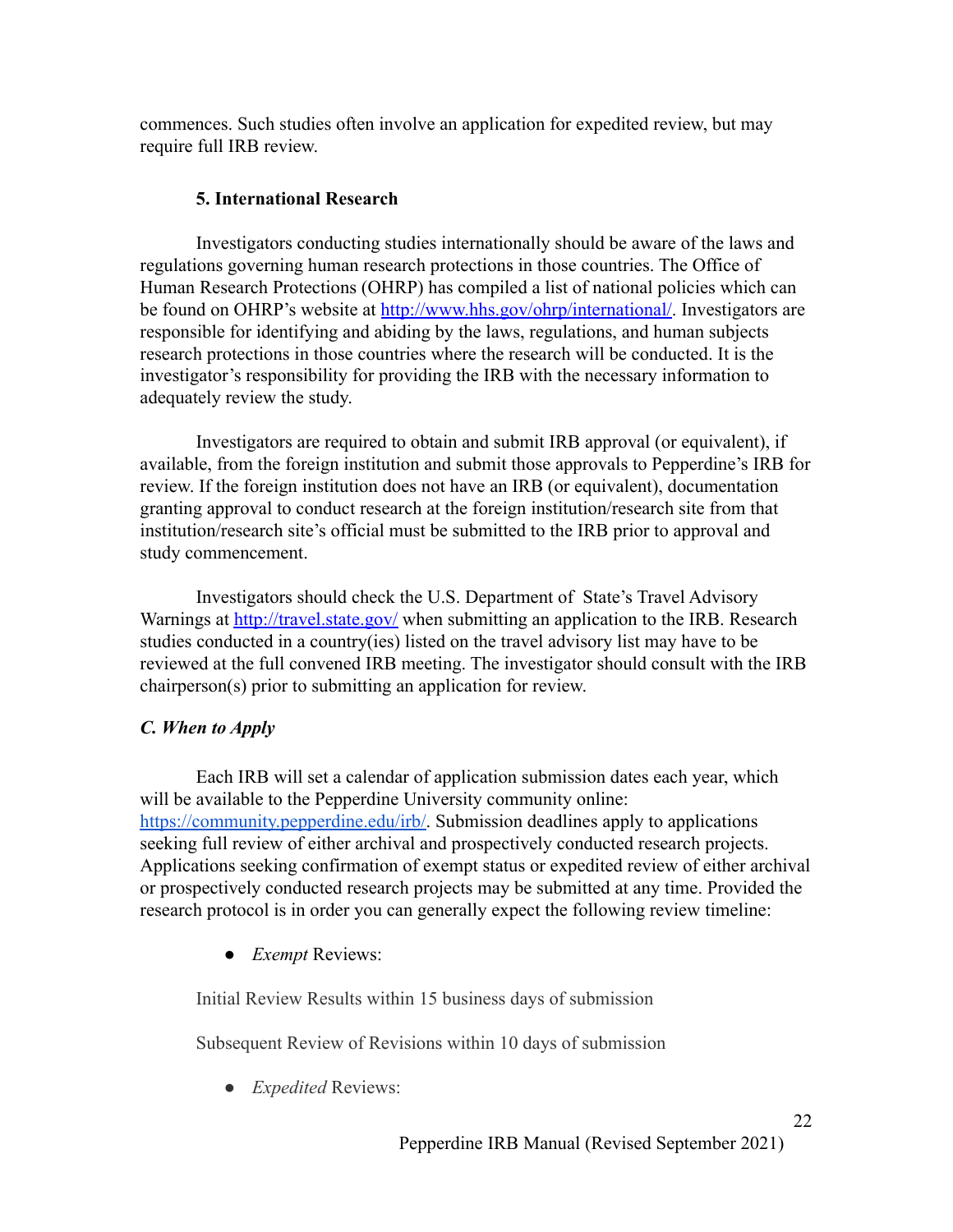commences. Such studies often involve an application for expedited review, but may require full IRB review.

**5. International Research**

Investigators conducting studies internationally should be aware of the laws and regulations governing human research protections in those countries. The Office of Human Research Protections (OHRP) has compiled a list of national policies which can be found on OHRP's website at http://www.hhs.gov/ohrp/international/. Investigators are responsible for identifying and abiding by the laws, regulations, and human subjects research protections in those countries where the research will be conducted. It is the investigator's responsibility for providing the IRB with the necessary information to adequately review the study.

Investigators are required to obtain and submit IRB approval (or equivalent), if available, from the foreign institution and submit those approvals to Pepperdine's IRB for review. If the foreign institution does not have an IRB (or equivalent), documentation granting approval to conduct research at the foreign institution/research site from that institution/research site's official must be submitted to the IRB prior to approval and study commencement.

Investigators should check the U.S. Department of State's Travel Advisory Warnings at http://travel.state.gov/ when submitting an application to the IRB. Research studies conducted in a country(ies) listed on the travel advisory list may have to be reviewed at the full convened IRB meeting. The investigator should consult with the IRB chairperson(s) prior to submitting an application for review.

### *C. When to Apply*

Each IRB will set a calendar of application submission dates each year, which will be available to the Pepperdine University community online: https://community.pepperdine.edu/irb/. Submission deadlines apply to applications seeking full review of either archival and prospectively conducted research projects. Applications seeking confirmation of exempt status or expedited review of either archival or prospectively conducted research projects may be submitted at any time. Provided the research protocol is in order you can generally expect the following review timeline:

- *Exempt* Reviews:

Initial Review Results within 15 business days of submission

Subsequent Review of Revisions within 10 days of submission

- *Expedited* Reviews: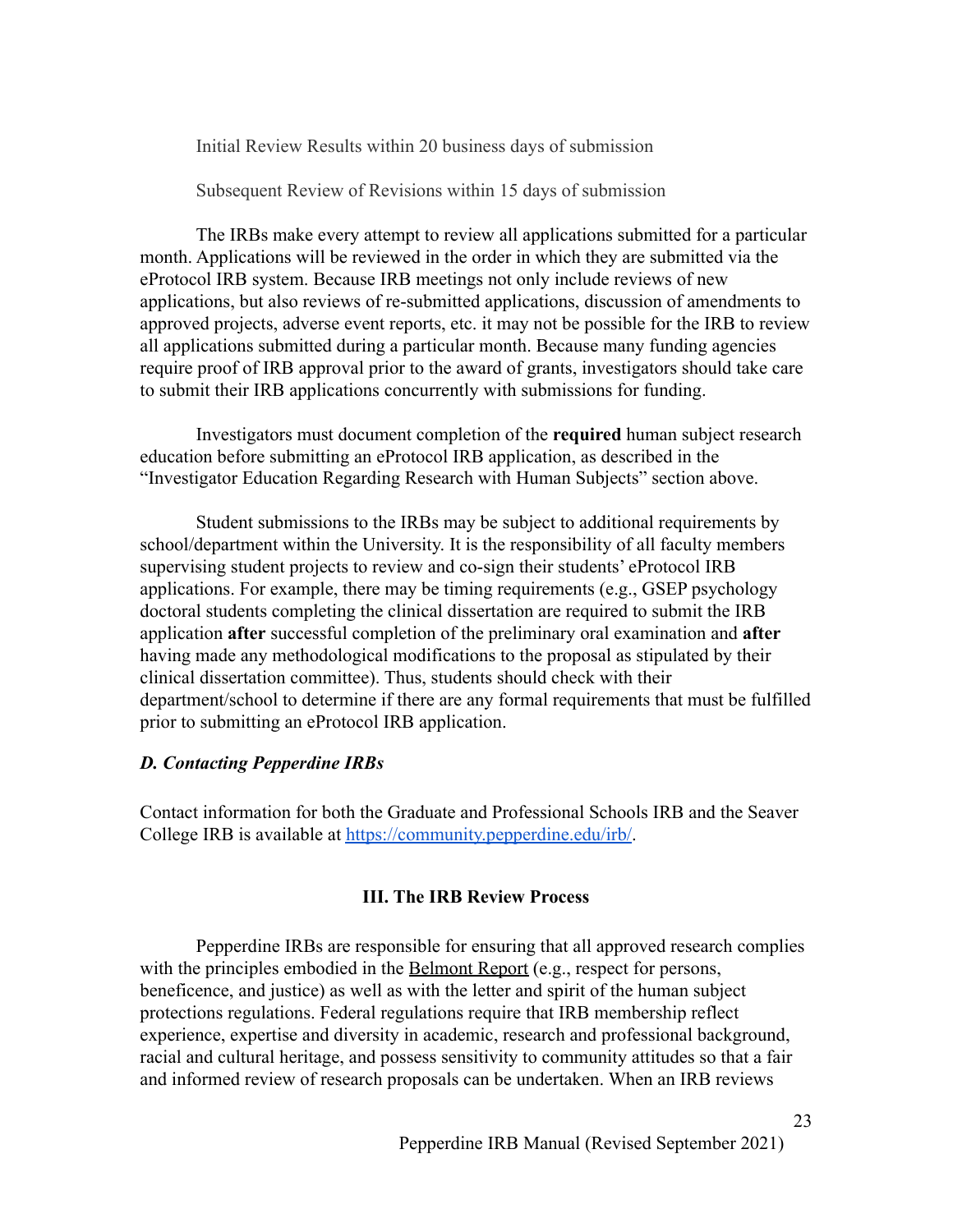Initial Review Results within 20 business days of submission

Subsequent Review of Revisions within 15 days of submission

The IRBs make every attempt to review all applications submitted for a particular month. Applications will be reviewed in the order in which they are submitted via the eProtocol IRB system. Because IRB meetings not only include reviews of new applications, but also reviews of re-submitted applications, discussion of amendments to approved projects, adverse event reports, etc. it may not be possible for the IRB to review all applications submitted during a particular month. Because many funding agencies require proof of IRB approval prior to the award of grants, investigators should take care to submit their IRB applications concurrently with submissions for funding.

Investigators must document completion of the **required** human subject research education before submitting an eProtocol IRB application, as described in the "Investigator Education Regarding Research with Human Subjects" section above.

Student submissions to the IRBs may be subject to additional requirements by school/department within the University. It is the responsibility of all faculty members supervising student projects to review and co-sign their students' eProtocol IRB applications. For example, there may be timing requirements (e.g., GSEP psychology doctoral students completing the clinical dissertation are required to submit the IRB application **after** successful completion of the preliminary oral examination and **after** having made any methodological modifications to the proposal as stipulated by their clinical dissertation committee). Thus, students should check with their department/school to determine if there are any formal requirements that must be fulfilled prior to submitting an eProtocol IRB application.

### *D. Contacting Pepperdine IRBs*

Contact information for both the Graduate and Professional Schools IRB and the Seaver College IRB is available at [https://community.pepperdine.edu/irb/](https://community.pepperdine.edu/irb/).

## III. The IRB Review Process

Pepperdine IRBs are responsible for ensuring that all approved research complies with the principles embodied in the Belmont Report (e.g., respect for persons, beneficence, and justice) as well as with the letter and spirit of the human subject protections regulations. Federal regulations require that IRB membership reflect experience, expertise and diversity in academic, research and professional background, racial and cultural heritage, and possess sensitivity to community attitudes so that a fair and informed review of research proposals can be undertaken. When an IRB reviews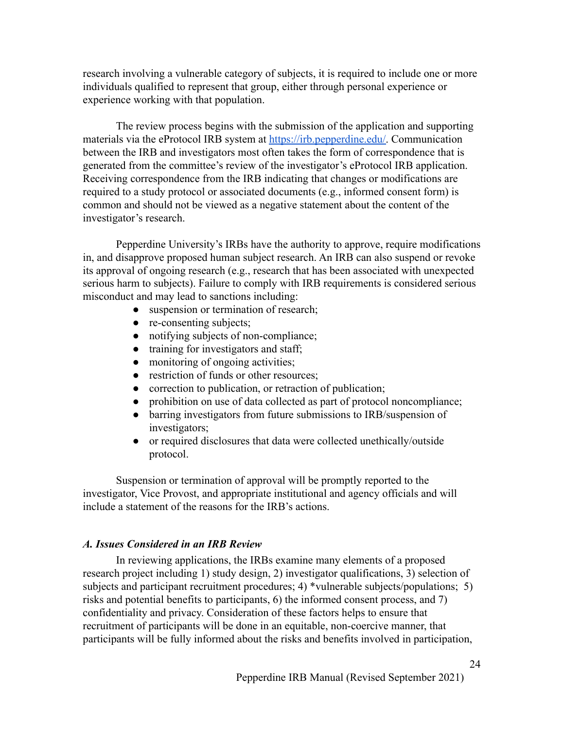research involving a vulnerable category of subjects, it is required to include one or more individuals qualified to represent that group, either through personal experience or experience working with that population.

The review process begins with the submission of the application and supporting materials via the eProtocol IRB system at [https://irb.pepperdine.edu/](https://irb.pepperdine.edu/). Communication between the IRB and investigators most often takes the form of correspondence that is generated from the committee's review of the investigator's eProtocol IRB application. Receiving correspondence from the IRB indicating that changes or modifications are required to a study protocol or associated documents (e.g., informed consent form) is common and should not be viewed as a negative statement about the content of the investigator's research.

Pepperdine University's IRBs have the authority to approve, require modifications in, and disapprove proposed human subject research. An IRB can also suspend or revoke its approval of ongoing research (e.g., research that has been associated with unexpected serious harm to subjects). Failure to comply with IRB requirements is considered serious misconduct and may lead to sanctions including:

- suspension or termination of research;
- re-consenting subjects;
- notifying subjects of non-compliance;
- training for investigators and staff;
- monitoring of ongoing activities;
- restriction of funds or other resources;
- correction to publication, or retraction of publication;
- prohibition on use of data collected as part of protocol noncompliance;
- barring investigators from future submissions to IRB/suspension of investigators;
- or required disclosures that data were collected unethically/outside protocol.

Suspension or termination of approval will be promptly reported to the investigator, Vice Provost, and appropriate institutional and agency officials and will include a statement of the reasons for the IRB's actions.

### *A. Issues Considered in an IRB Review*

In reviewing applications, the IRBs examine many elements of a proposed research project including 1) study design, 2) investigator qualifications, 3) selection of subjects and participant recruitment procedures; 4) *vulnerable subjects/populations; 5) risks and potential benefits to participants, 6) the informed consent process, and 7) confidentiality and privacy. Consideration of these factors helps to ensure that recruitment of participants will be done in an equitable, non-coercive manner, that participants will be fully informed about the risks and benefits involved in participation,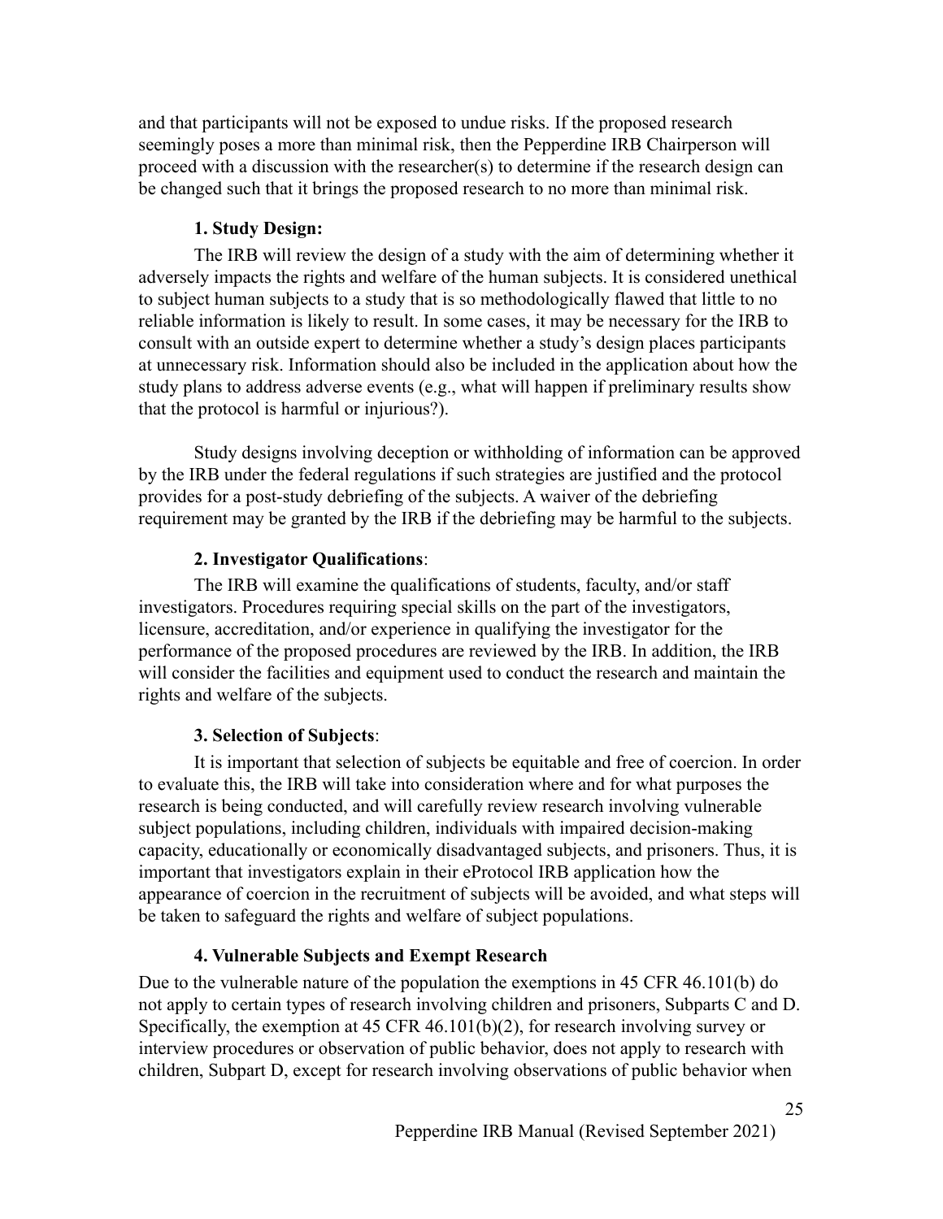and that participants will not be exposed to undue risks. If the proposed research seemingly poses a more than minimal risk, then the Pepperdine IRB Chairperson will proceed with a discussion with the researcher(s) to determine if the research design can be changed such that it brings the proposed research to no more than minimal risk.

**1. Study Design:**

The IRB will review the design of a study with the aim of determining whether it adversely impacts the rights and welfare of the human subjects. It is considered unethical to subject human subjects to a study that is so methodologically flawed that little to no reliable information is likely to result. In some cases, it may be necessary for the IRB to consult with an outside expert to determine whether a study's design places participants at unnecessary risk. Information should also be included in the application about how the study plans to address adverse events (e.g., what will happen if preliminary results show that the protocol is harmful or injurious?).

Study designs involving deception or withholding of information can be approved by the IRB under the federal regulations if such strategies are justified and the protocol provides for a post-study debriefing of the subjects. A waiver of the debriefing requirement may be granted by the IRB if the debriefing may be harmful to the subjects.

**2. Investigator Qualifications**:

The IRB will examine the qualifications of students, faculty, and/or staff investigators. Procedures requiring special skills on the part of the investigators, licensure, accreditation, and/or experience in qualifying the investigator for the performance of the proposed procedures are reviewed by the IRB. In addition, the IRB will consider the facilities and equipment used to conduct the research and maintain the rights and welfare of the subjects.

**3. Selection of Subjects**:

It is important that selection of subjects be equitable and free of coercion. In order to evaluate this, the IRB will take into consideration where and for what purposes the research is being conducted, and will carefully review research involving vulnerable subject populations, including children, individuals with impaired decision-making capacity, educationally or economically disadvantaged subjects, and prisoners. Thus, it is important that investigators explain in their eProtocol IRB application how the appearance of coercion in the recruitment of subjects will be avoided, and what steps will be taken to safeguard the rights and welfare of subject populations.

**4. Vulnerable Subjects and Exempt Research**

Due to the vulnerable nature of the population the exemptions in 45 CFR 46.101(b) do not apply to certain types of research involving children and prisoners, Subparts C and D. Specifically, the exemption at 45 CFR 46.101(b)(2), for research involving survey or interview procedures or observation of public behavior, does not apply to research with children, Subpart D, except for research involving observations of public behavior when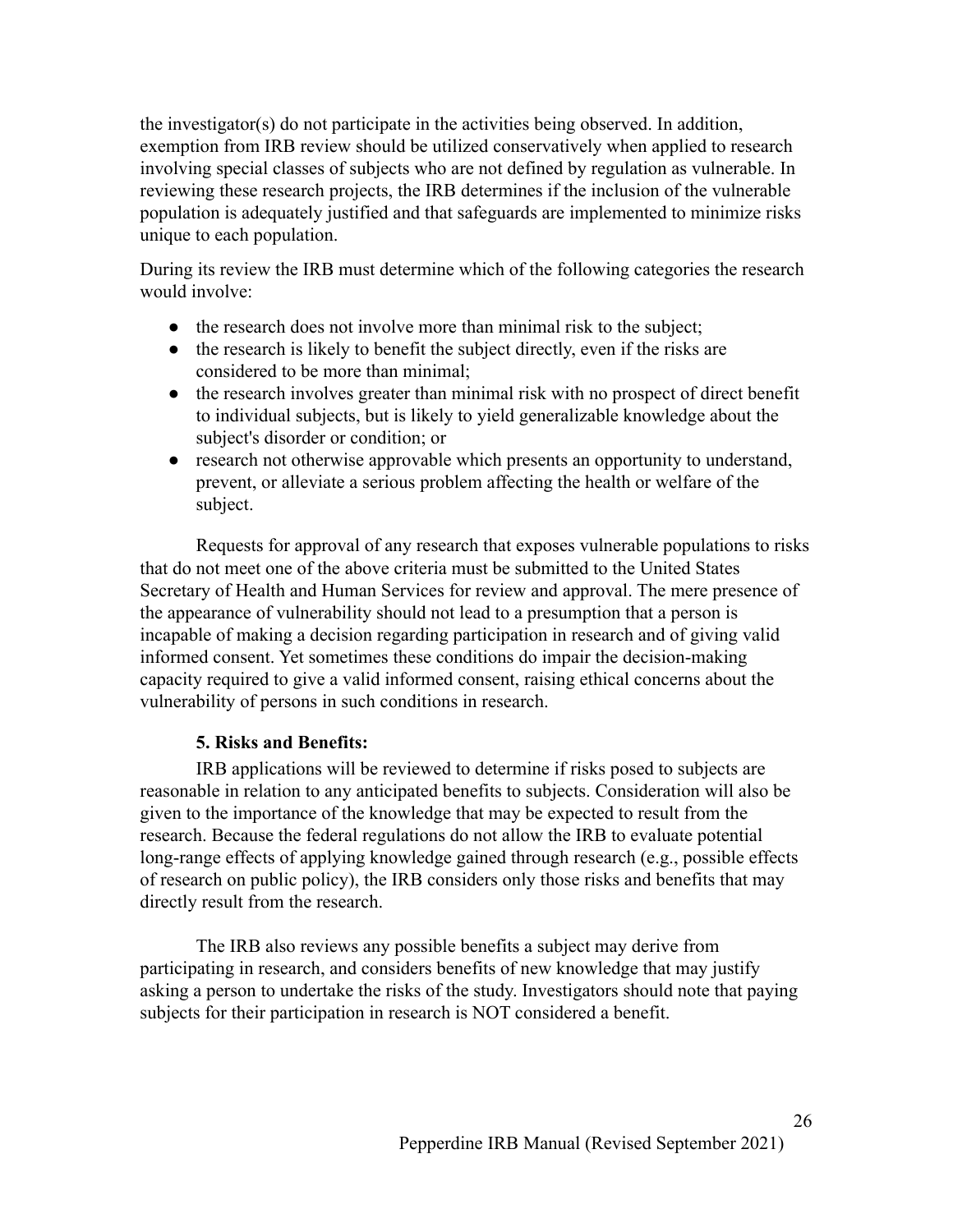the investigator(s) do not participate in the activities being observed. In addition, exemption from IRB review should be utilized conservatively when applied to research involving special classes of subjects who are not defined by regulation as vulnerable. In reviewing these research projects, the IRB determines if the inclusion of the vulnerable population is adequately justified and that safeguards are implemented to minimize risks unique to each population.

During its review the IRB must determine which of the following categories the research would involve:

- the research does not involve more than minimal risk to the subject;
- the research is likely to benefit the subject directly, even if the risks are considered to be more than minimal;
- the research involves greater than minimal risk with no prospect of direct benefit to individual subjects, but is likely to yield generalizable knowledge about the subject's disorder or condition; or
- research not otherwise approvable which presents an opportunity to understand, prevent, or alleviate a serious problem affecting the health or welfare of the subject.

Requests for approval of any research that exposes vulnerable populations to risks that do not meet one of the above criteria must be submitted to the United States Secretary of Health and Human Services for review and approval. The mere presence of the appearance of vulnerability should not lead to a presumption that a person is incapable of making a decision regarding participation in research and of giving valid informed consent. Yet sometimes these conditions do impair the decision-making capacity required to give a valid informed consent, raising ethical concerns about the vulnerability of persons in such conditions in research.

**5. Risks and Benefits:**

IRB applications will be reviewed to determine if risks posed to subjects are reasonable in relation to any anticipated benefits to subjects. Consideration will also be given to the importance of the knowledge that may be expected to result from the research. Because the federal regulations do not allow the IRB to evaluate potential long-range effects of applying knowledge gained through research (e.g., possible effects of research on public policy), the IRB considers only those risks and benefits that may directly result from the research.

The IRB also reviews any possible benefits a subject may derive from participating in research, and considers benefits of new knowledge that may justify asking a person to undertake the risks of the study. Investigators should note that paying subjects for their participation in research is NOT considered a benefit.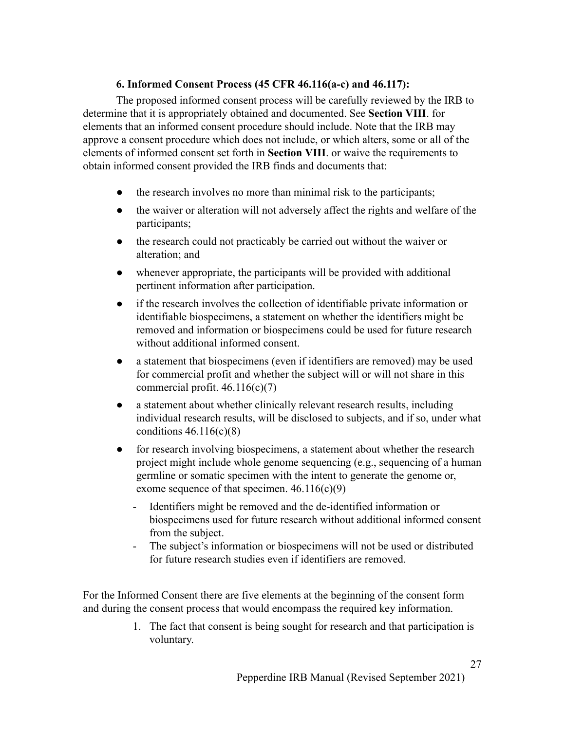### 6. Informed Consent Process (45 CFR 46.116(a-c) and 46.117):

The proposed informed consent process will be carefully reviewed by the IRB to determine that it is appropriately obtained and documented. See **Section VIII**. for elements that an informed consent procedure should include. Note that the IRB may approve a consent procedure which does not include, or which alters, some or all of the elements of informed consent set forth in **Section VIII**. or waive the requirements to obtain informed consent provided the IRB finds and documents that:

- the research involves no more than minimal risk to the participants;
- the waiver or alteration will not adversely affect the rights and welfare of the participants;
- the research could not practicably be carried out without the waiver or alteration; and
- whenever appropriate, the participants will be provided with additional pertinent information after participation.
- if the research involves the collection of identifiable private information or identifiable biospecimens, a statement on whether the identifiers might be removed and information or biospecimens could be used for future research without additional informed consent.
- a statement that biospecimens (even if identifiers are removed) may be used for commercial profit and whether the subject will or will not share in this commercial profit. 46.116(c)(7)
- a statement about whether clinically relevant research results, including individual research results, will be disclosed to subjects, and if so, under what conditions 46.116(c)(8)
- for research involving biospecimens, a statement about whether the research project might include whole genome sequencing (e.g., sequencing of a human germline or somatic specimen with the intent to generate the genome or, exome sequence of that specimen. 46.116(c)(9)
  - Identifiers might be removed and the de-identified information or biospecimens used for future research without additional informed consent from the subject.
  - The subject's information or biospecimens will not be used or distributed for future research studies even if identifiers are removed.

For the Informed Consent there are five elements at the beginning of the consent form and during the consent process that would encompass the required key information.

1. The fact that consent is being sought for research and that participation is voluntary.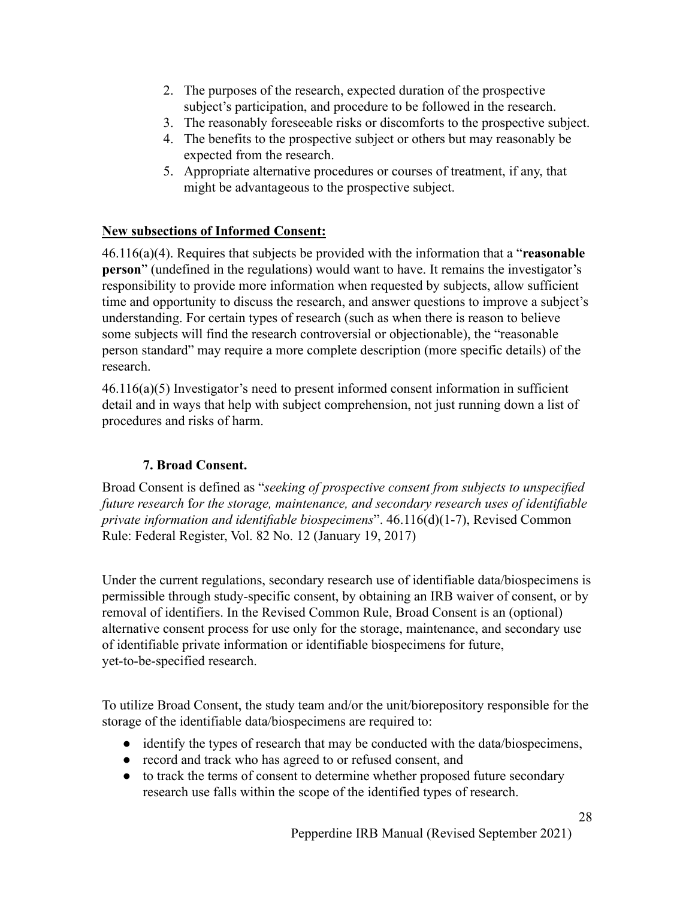2. The purposes of the research, expected duration of the prospective subject's participation, and procedure to be followed in the research.
3. The reasonably foreseeable risks or discomforts to the prospective subject.
4. The benefits to the prospective subject or others but may reasonably be expected from the research.
5. Appropriate alternative procedures or courses of treatment, if any, that might be advantageous to the prospective subject.

**New subsections of Informed Consent:**

46.116(a)(4). Requires that subjects be provided with the information that a "**reasonable person**" (undefined in the regulations) would want to have. It remains the investigator's responsibility to provide more information when requested by subjects, allow sufficient time and opportunity to discuss the research, and answer questions to improve a subject's understanding. For certain types of research (such as when there is reason to believe some subjects will find the research controversial or objectionable), the "reasonable person standard" may require a more complete description (more specific details) of the research.

46.116(a)(5) Investigator's need to present informed consent information in sufficient detail and in ways that help with subject comprehension, not just running down a list of procedures and risks of harm.

### 7. Broad Consent.

Broad Consent is defined as "*seeking of prospective consent from subjects to unspecified future research* f*or the storage, maintenance, and secondary research uses of identifiable private information and identifiable biospecimens*". 46.116(d)(1-7), Revised Common Rule: Federal Register, Vol. 82 No. 12 (January 19, 2017)

Under the current regulations, secondary research use of identifiable data/biospecimens is permissible through study-specific consent, by obtaining an IRB waiver of consent, or by removal of identifiers. In the Revised Common Rule, Broad Consent is an (optional) alternative consent process for use only for the storage, maintenance, and secondary use of identifiable private information or identifiable biospecimens for future, yet-to-be-specified research.

To utilize Broad Consent, the study team and/or the unit/biorepository responsible for the storage of the identifiable data/biospecimens are required to:

- identify the types of research that may be conducted with the data/biospecimens,
- record and track who has agreed to or refused consent, and
- to track the terms of consent to determine whether proposed future secondary research use falls within the scope of the identified types of research.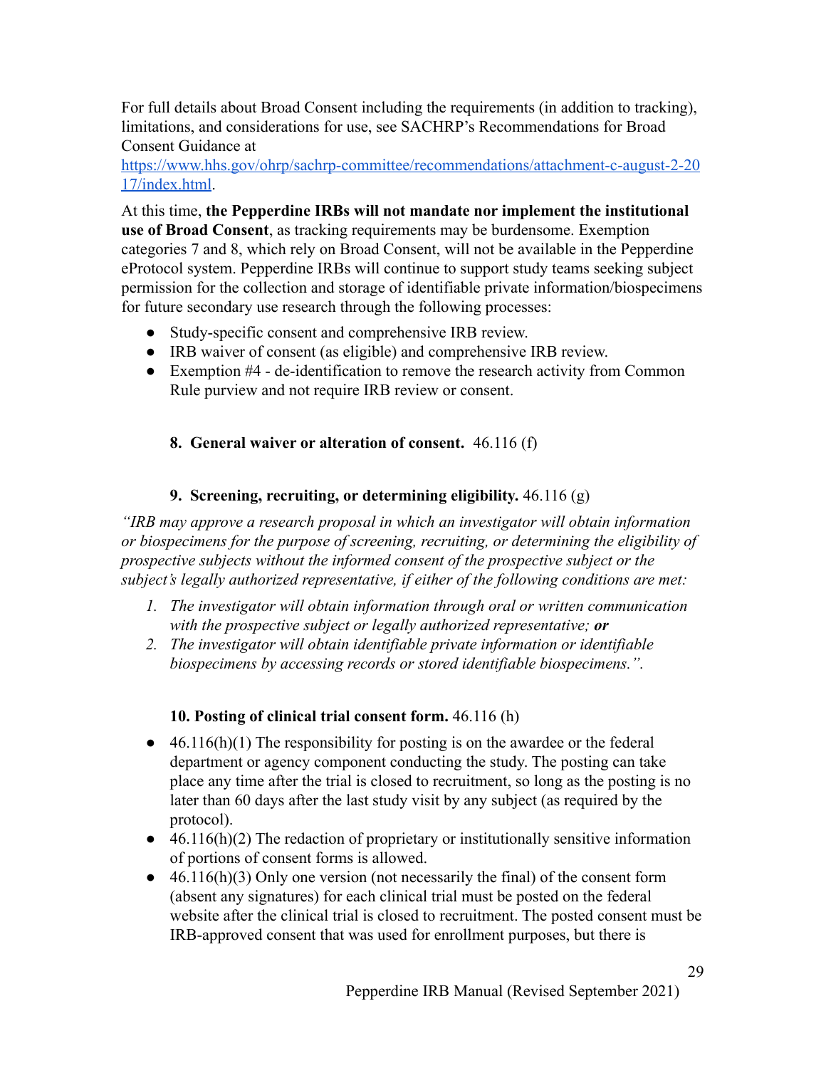For full details about Broad Consent including the requirements (in addition to tracking), limitations, and considerations for use, see SACHRP's Recommendations for Broad Consent Guidance at [https://www.hhs.gov/ohrp/sachrp-committee/recommendations/attachment-c-august-2-2017/index.html](https://www.hhs.gov/ohrp/sachrp-committee/recommendations/attachment-c-august-2-2017/index.html).

At this time, **the Pepperdine IRBs will not mandate nor implement the institutional use of Broad Consent**, as tracking requirements may be burdensome. Exemption categories 7 and 8, which rely on Broad Consent, will not be available in the Pepperdine eProtocol system. Pepperdine IRBs will continue to support study teams seeking subject permission for the collection and storage of identifiable private information/biospecimens for future secondary use research through the following processes:

- Study-specific consent and comprehensive IRB review.
- IRB waiver of consent (as eligible) and comprehensive IRB review.
- Exemption #4 - de-identification to remove the research activity from Common Rule purview and not require IRB review or consent.

8. **General waiver or alteration of consent.** 46.116 (f)

9. **Screening, recruiting, or determining eligibility.** 46.116 (g)

*"IRB may approve a research proposal in which an investigator will obtain information or biospecimens for the purpose of screening, recruiting, or determining the eligibility of prospective subjects without the informed consent of the prospective subject or the subject's legally authorized representative, if either of the following conditions are met:*

1. *The investigator will obtain information through oral or written communication with the prospective subject or legally authorized representative;* ***or***
2. *The investigator will obtain identifiable private information or identifiable biospecimens by accessing records or stored identifiable biospecimens.".*

10. **Posting of clinical trial consent form.** 46.116 (h)

- 46.116(h)(1) The responsibility for posting is on the awardee or the federal department or agency component conducting the study. The posting can take place any time after the trial is closed to recruitment, so long as the posting is no later than 60 days after the last study visit by any subject (as required by the protocol).
- 46.116(h)(2) The redaction of proprietary or institutionally sensitive information of portions of consent forms is allowed.
- 46.116(h)(3) Only one version (not necessarily the final) of the consent form (absent any signatures) for each clinical trial must be posted on the federal website after the clinical trial is closed to recruitment. The posted consent must be IRB-approved consent that was used for enrollment purposes, but there is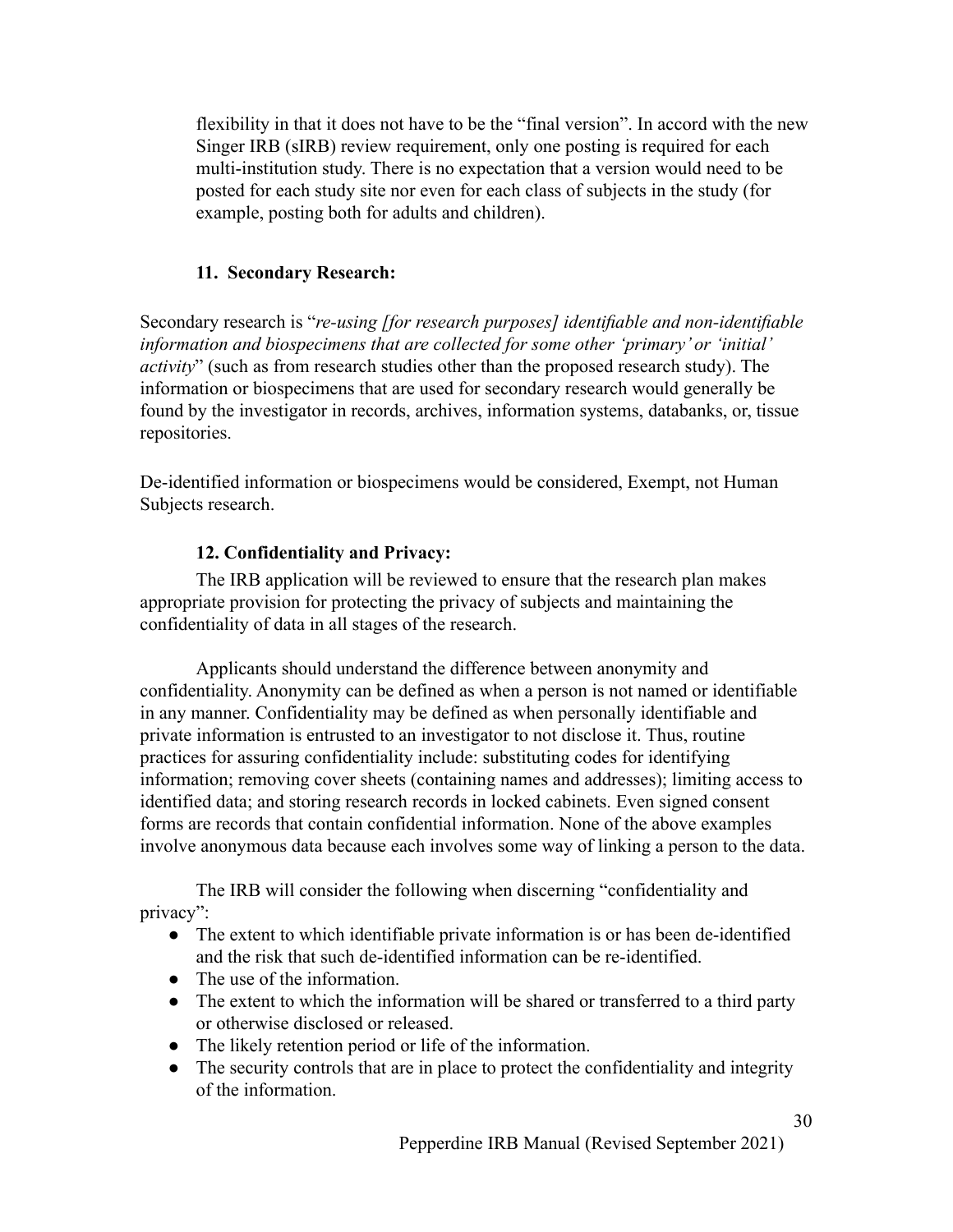flexibility in that it does not have to be the "final version". In accord with the new Singer IRB (sIRB) review requirement, only one posting is required for each multi-institution study. There is no expectation that a version would need to be posted for each study site nor even for each class of subjects in the study (for example, posting both for adults and children).

### 11. Secondary Research:

Secondary research is "*re-using [for research purposes] identifiable and non-identifiable information and biospecimens that are collected for some other 'primary' or 'initial' activity*" (such as from research studies other than the proposed research study). The information or biospecimens that are used for secondary research would generally be found by the investigator in records, archives, information systems, databanks, or, tissue repositories.

De-identified information or biospecimens would be considered, Exempt, not Human Subjects research.

### 12. Confidentiality and Privacy:

The IRB application will be reviewed to ensure that the research plan makes appropriate provision for protecting the privacy of subjects and maintaining the confidentiality of data in all stages of the research.

Applicants should understand the difference between anonymity and confidentiality. Anonymity can be defined as when a person is not named or identifiable in any manner. Confidentiality may be defined as when personally identifiable and private information is entrusted to an investigator to not disclose it. Thus, routine practices for assuring confidentiality include: substituting codes for identifying information; removing cover sheets (containing names and addresses); limiting access to identified data; and storing research records in locked cabinets. Even signed consent forms are records that contain confidential information. None of the above examples involve anonymous data because each involves some way of linking a person to the data.

The IRB will consider the following when discerning "confidentiality and privacy":

- The extent to which identifiable private information is or has been de-identified and the risk that such de-identified information can be re-identified.
- The use of the information.
- The extent to which the information will be shared or transferred to a third party or otherwise disclosed or released.
- The likely retention period or life of the information.
- The security controls that are in place to protect the confidentiality and integrity of the information.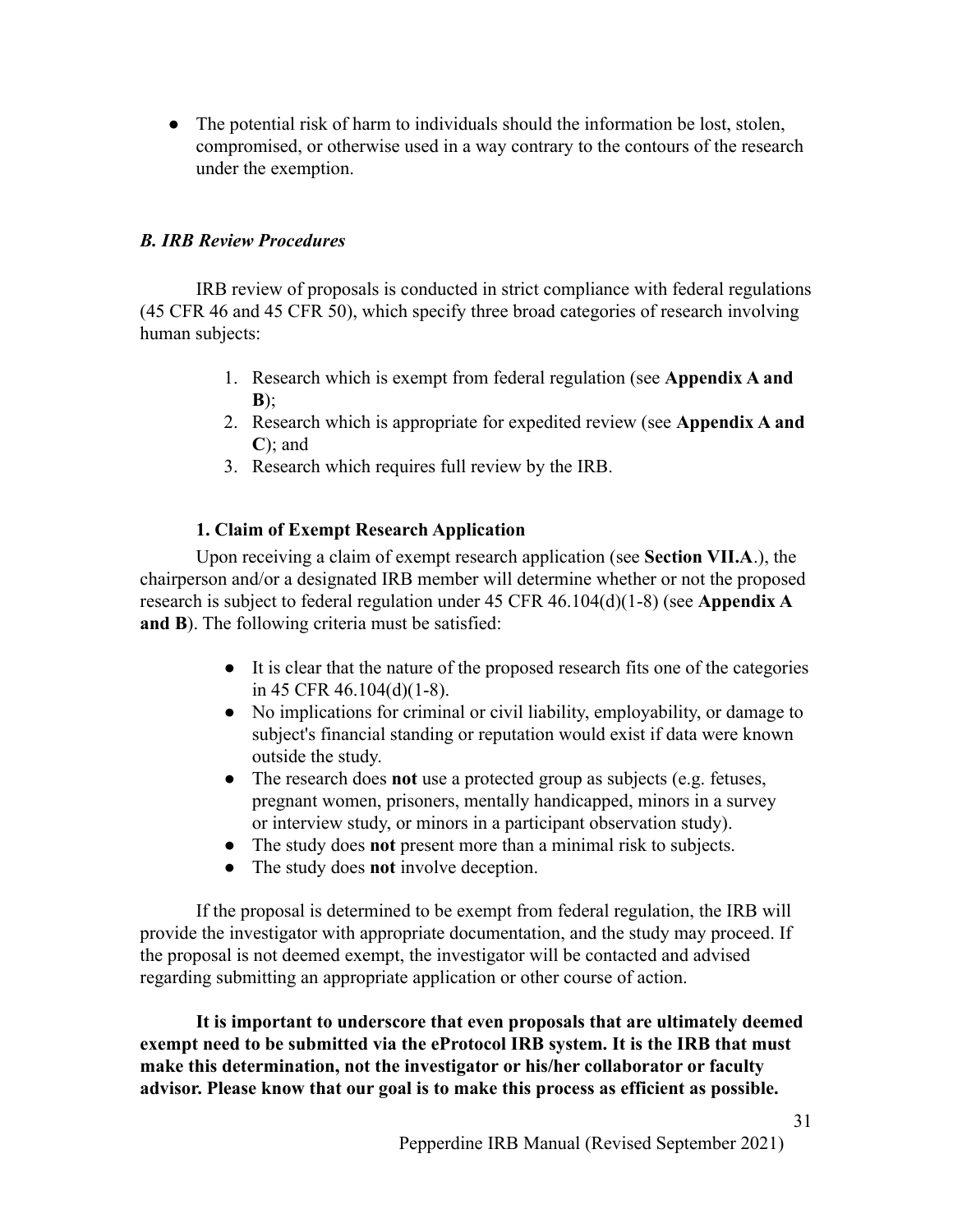- The potential risk of harm to individuals should the information be lost, stolen, compromised, or otherwise used in a way contrary to the contours of the research under the exemption.

### *B. IRB Review Procedures*

IRB review of proposals is conducted in strict compliance with federal regulations (45 CFR 46 and 45 CFR 50), which specify three broad categories of research involving human subjects:

1. Research which is exempt from federal regulation (see **Appendix A and B**);
2. Research which is appropriate for expedited review (see **Appendix A and C**); and
3. Research which requires full review by the IRB.

#### 1. Claim of Exempt Research Application

Upon receiving a claim of exempt research application (see **Section VII.A**.), the chairperson and/or a designated IRB member will determine whether or not the proposed research is subject to federal regulation under 45 CFR 46.104(d)(1-8) (see **Appendix A and B**). The following criteria must be satisfied:

- It is clear that the nature of the proposed research fits one of the categories in 45 CFR 46.104(d)(1-8).
- No implications for criminal or civil liability, employability, or damage to subject's financial standing or reputation would exist if data were known outside the study.
- The research does **not** use a protected group as subjects (e.g. fetuses, pregnant women, prisoners, mentally handicapped, minors in a survey or interview study, or minors in a participant observation study).
- The study does **not** present more than a minimal risk to subjects.
- The study does **not** involve deception.

If the proposal is determined to be exempt from federal regulation, the IRB will provide the investigator with appropriate documentation, and the study may proceed. If the proposal is not deemed exempt, the investigator will be contacted and advised regarding submitting an appropriate application or other course of action.

**It is important to underscore that even proposals that are ultimately deemed exempt need to be submitted via the eProtocol IRB system. It is the IRB that must make this determination, not the investigator or his/her collaborator or faculty advisor. Please know that our goal is to make this process as efficient as possible.**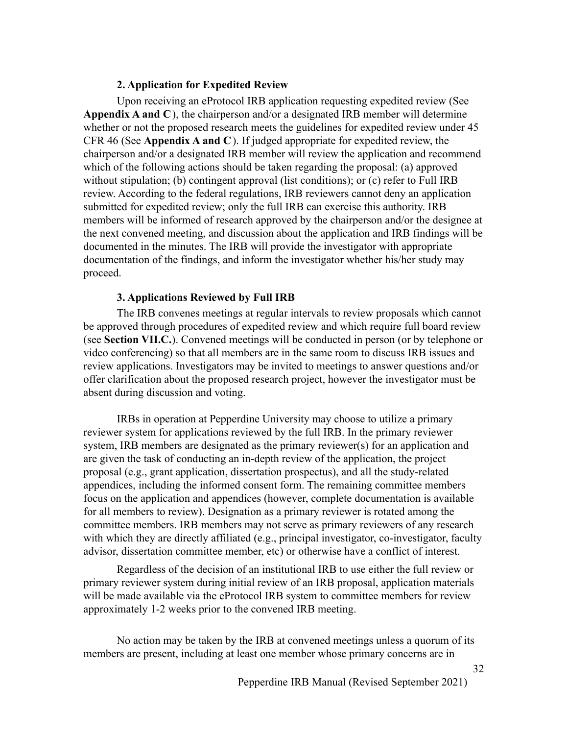### 2. Application for Expedited Review

Upon receiving an eProtocol IRB application requesting expedited review (See **Appendix A and C**), the chairperson and/or a designated IRB member will determine whether or not the proposed research meets the guidelines for expedited review under 45 CFR 46 (See **Appendix A and C**). If judged appropriate for expedited review, the chairperson and/or a designated IRB member will review the application and recommend which of the following actions should be taken regarding the proposal: (a) approved without stipulation; (b) contingent approval (list conditions); or (c) refer to Full IRB review. According to the federal regulations, IRB reviewers cannot deny an application submitted for expedited review; only the full IRB can exercise this authority. IRB members will be informed of research approved by the chairperson and/or the designee at the next convened meeting, and discussion about the application and IRB findings will be documented in the minutes. The IRB will provide the investigator with appropriate documentation of the findings, and inform the investigator whether his/her study may proceed.

### 3. Applications Reviewed by Full IRB

The IRB convenes meetings at regular intervals to review proposals which cannot be approved through procedures of expedited review and which require full board review (see **Section VII.C.**). Convened meetings will be conducted in person (or by telephone or video conferencing) so that all members are in the same room to discuss IRB issues and review applications. Investigators may be invited to meetings to answer questions and/or offer clarification about the proposed research project, however the investigator must be absent during discussion and voting.

IRBs in operation at Pepperdine University may choose to utilize a primary reviewer system for applications reviewed by the full IRB. In the primary reviewer system, IRB members are designated as the primary reviewer(s) for an application and are given the task of conducting an in-depth review of the application, the project proposal (e.g., grant application, dissertation prospectus), and all the study-related appendices, including the informed consent form. The remaining committee members focus on the application and appendices (however, complete documentation is available for all members to review). Designation as a primary reviewer is rotated among the committee members. IRB members may not serve as primary reviewers of any research with which they are directly affiliated (e.g., principal investigator, co-investigator, faculty advisor, dissertation committee member, etc) or otherwise have a conflict of interest.

Regardless of the decision of an institutional IRB to use either the full review or primary reviewer system during initial review of an IRB proposal, application materials will be made available via the eProtocol IRB system to committee members for review approximately 1-2 weeks prior to the convened IRB meeting.

No action may be taken by the IRB at convened meetings unless a quorum of its members are present, including at least one member whose primary concerns are in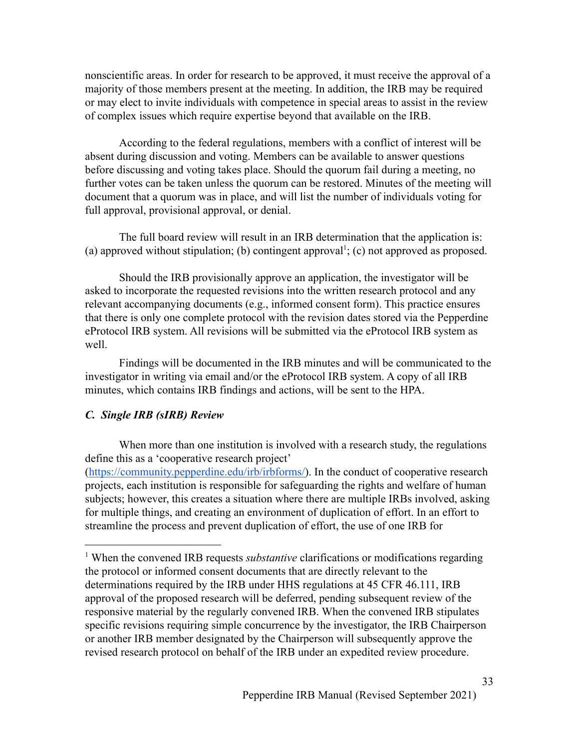nonscientific areas. In order for research to be approved, it must receive the approval of a majority of those members present at the meeting. In addition, the IRB may be required or may elect to invite individuals with competence in special areas to assist in the review of complex issues which require expertise beyond that available on the IRB.

According to the federal regulations, members with a conflict of interest will be absent during discussion and voting. Members can be available to answer questions before discussing and voting takes place. Should the quorum fail during a meeting, no further votes can be taken unless the quorum can be restored. Minutes of the meeting will document that a quorum was in place, and will list the number of individuals voting for full approval, provisional approval, or denial.

The full board review will result in an IRB determination that the application is: (a) approved without stipulation; (b) contingent approval[1]; (c) not approved as proposed.

Should the IRB provisionally approve an application, the investigator will be asked to incorporate the requested revisions into the written research protocol and any relevant accompanying documents (e.g., informed consent form). This practice ensures that there is only one complete protocol with the revision dates stored via the Pepperdine eProtocol IRB system. All revisions will be submitted via the eProtocol IRB system as well.

Findings will be documented in the IRB minutes and will be communicated to the investigator in writing via email and/or the eProtocol IRB system. A copy of all IRB minutes, which contains IRB findings and actions, will be sent to the HPA.

### *C. Single IRB (sIRB) Review*

When more than one institution is involved with a research study, the regulations define this as a 'cooperative research project' (https://community.pepperdine.edu/irb/irbforms/). In the conduct of cooperative research projects, each institution is responsible for safeguarding the rights and welfare of human subjects; however, this creates a situation where there are multiple IRBs involved, asking for multiple things, and creating an environment of duplication of effort. In an effort to streamline the process and prevent duplication of effort, the use of one IRB for

---

[1] When the convened IRB requests *substantive* clarifications or modifications regarding the protocol or informed consent documents that are directly relevant to the determinations required by the IRB under HHS regulations at 45 CFR 46.111, IRB approval of the proposed research will be deferred, pending subsequent review of the responsive material by the regularly convened IRB. When the convened IRB stipulates specific revisions requiring simple concurrence by the investigator, the IRB Chairperson or another IRB member designated by the Chairperson will subsequently approve the revised research protocol on behalf of the IRB under an expedited review procedure.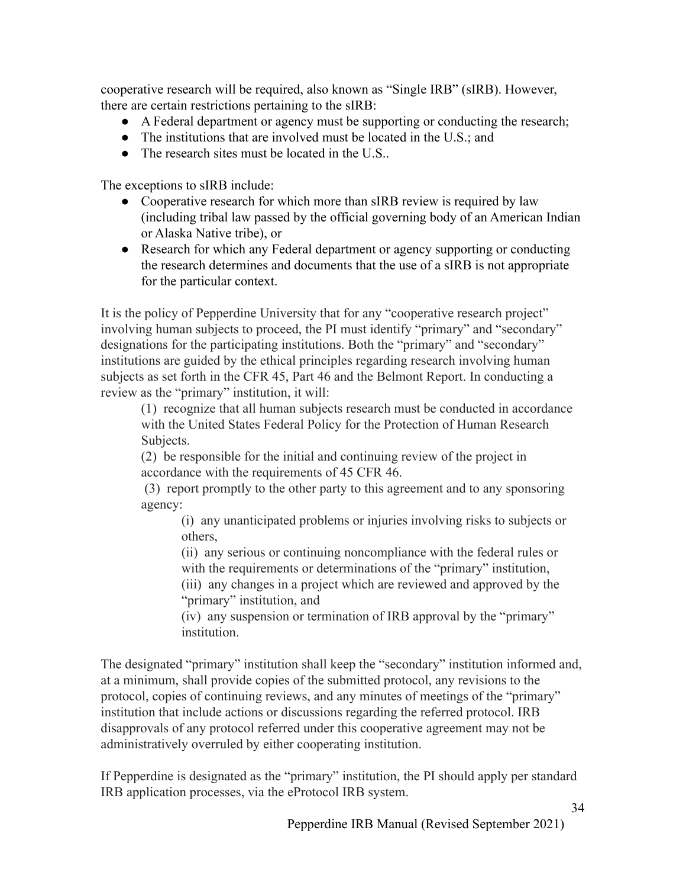cooperative research will be required, also known as "Single IRB" (sIRB). However, there are certain restrictions pertaining to the sIRB:

- A Federal department or agency must be supporting or conducting the research;
- The institutions that are involved must be located in the U.S.; and
- The research sites must be located in the U.S..

The exceptions to sIRB include:

- Cooperative research for which more than sIRB review is required by law (including tribal law passed by the official governing body of an American Indian or Alaska Native tribe), or
- Research for which any Federal department or agency supporting or conducting the research determines and documents that the use of a sIRB is not appropriate for the particular context.

It is the policy of Pepperdine University that for any "cooperative research project" involving human subjects to proceed, the PI must identify "primary" and "secondary" designations for the participating institutions. Both the "primary" and "secondary" institutions are guided by the ethical principles regarding research involving human subjects as set forth in the CFR 45, Part 46 and the Belmont Report. In conducting a review as the "primary" institution, it will:

> (1) recognize that all human subjects research must be conducted in accordance with the United States Federal Policy for the Protection of Human Research Subjects.
>
> (2) be responsible for the initial and continuing review of the project in accordance with the requirements of 45 CFR 46.
>
> (3) report promptly to the other party to this agreement and to any sponsoring agency:
>
> > (i) any unanticipated problems or injuries involving risks to subjects or others,
> >
> > (ii) any serious or continuing noncompliance with the federal rules or with the requirements or determinations of the "primary" institution,
> >
> > (iii) any changes in a project which are reviewed and approved by the "primary" institution, and
> >
> > (iv) any suspension or termination of IRB approval by the "primary" institution.

The designated "primary" institution shall keep the "secondary" institution informed and, at a minimum, shall provide copies of the submitted protocol, any revisions to the protocol, copies of continuing reviews, and any minutes of meetings of the "primary" institution that include actions or discussions regarding the referred protocol. IRB disapprovals of any protocol referred under this cooperative agreement may not be administratively overruled by either cooperating institution.

If Pepperdine is designated as the "primary" institution, the PI should apply per standard IRB application processes, via the eProtocol IRB system.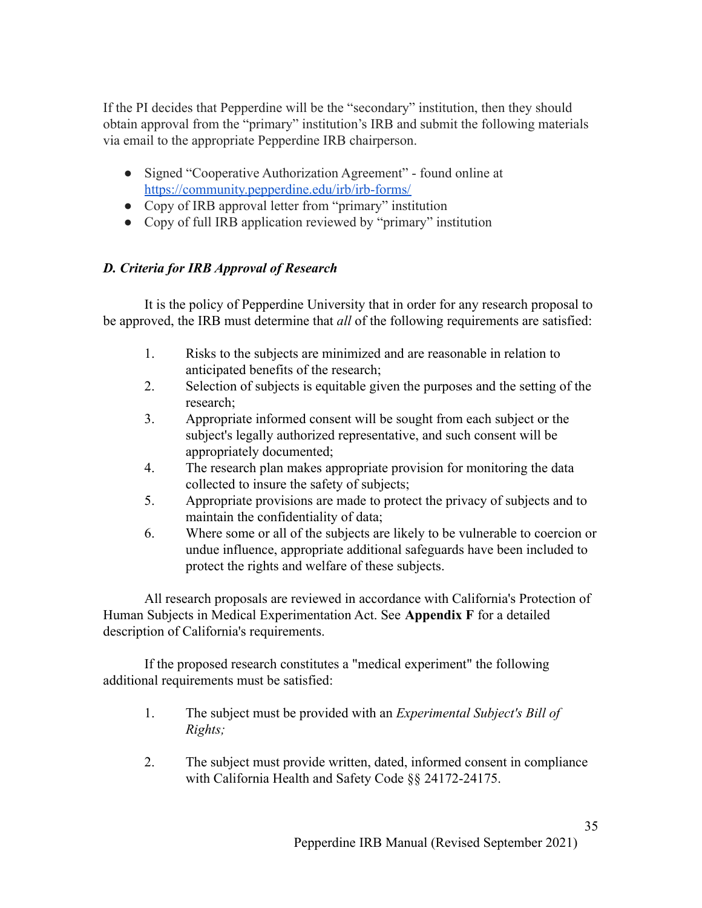If the PI decides that Pepperdine will be the "secondary" institution, then they should obtain approval from the "primary" institution's IRB and submit the following materials via email to the appropriate Pepperdine IRB chairperson.

- Signed "Cooperative Authorization Agreement" - found online at [https://community.pepperdine.edu/irb/irb-forms/](https://community.pepperdine.edu/irb/irb-forms/)
- Copy of IRB approval letter from "primary" institution
- Copy of full IRB application reviewed by "primary" institution

### *D. Criteria for IRB Approval of Research*

It is the policy of Pepperdine University that in order for any research proposal to be approved, the IRB must determine that *all* of the following requirements are satisfied:

1. Risks to the subjects are minimized and are reasonable in relation to anticipated benefits of the research;
2. Selection of subjects is equitable given the purposes and the setting of the research;
3. Appropriate informed consent will be sought from each subject or the subject's legally authorized representative, and such consent will be appropriately documented;
4. The research plan makes appropriate provision for monitoring the data collected to insure the safety of subjects;
5. Appropriate provisions are made to protect the privacy of subjects and to maintain the confidentiality of data;
6. Where some or all of the subjects are likely to be vulnerable to coercion or undue influence, appropriate additional safeguards have been included to protect the rights and welfare of these subjects.

All research proposals are reviewed in accordance with California's Protection of Human Subjects in Medical Experimentation Act. See **Appendix F** for a detailed description of California's requirements.

If the proposed research constitutes a "medical experiment" the following additional requirements must be satisfied:

1. The subject must be provided with an *Experimental Subject's Bill of Rights;*

2. The subject must provide written, dated, informed consent in compliance with California Health and Safety Code §§ 24172-24175.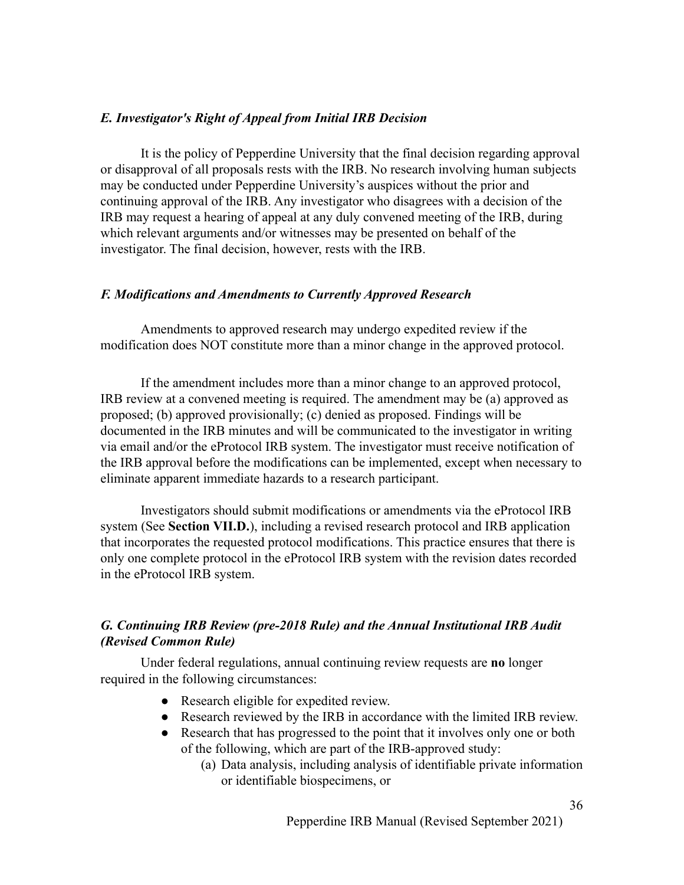### *E. Investigator's Right of Appeal from Initial IRB Decision*

It is the policy of Pepperdine University that the final decision regarding approval or disapproval of all proposals rests with the IRB. No research involving human subjects may be conducted under Pepperdine University's auspices without the prior and continuing approval of the IRB. Any investigator who disagrees with a decision of the IRB may request a hearing of appeal at any duly convened meeting of the IRB, during which relevant arguments and/or witnesses may be presented on behalf of the investigator. The final decision, however, rests with the IRB.

### *F. Modifications and Amendments to Currently Approved Research*

Amendments to approved research may undergo expedited review if the modification does NOT constitute more than a minor change in the approved protocol.

If the amendment includes more than a minor change to an approved protocol, IRB review at a convened meeting is required. The amendment may be (a) approved as proposed; (b) approved provisionally; (c) denied as proposed. Findings will be documented in the IRB minutes and will be communicated to the investigator in writing via email and/or the eProtocol IRB system. The investigator must receive notification of the IRB approval before the modifications can be implemented, except when necessary to eliminate apparent immediate hazards to a research participant.

Investigators should submit modifications or amendments via the eProtocol IRB system (See **Section VII.D.**), including a revised research protocol and IRB application that incorporates the requested protocol modifications. This practice ensures that there is only one complete protocol in the eProtocol IRB system with the revision dates recorded in the eProtocol IRB system.

### *G. Continuing IRB Review (pre-2018 Rule) and the Annual Institutional IRB Audit (Revised Common Rule)*

Under federal regulations, annual continuing review requests are **no** longer required in the following circumstances:

- Research eligible for expedited review.
- Research reviewed by the IRB in accordance with the limited IRB review.
- Research that has progressed to the point that it involves only one or both of the following, which are part of the IRB-approved study:
  - (a) Data analysis, including analysis of identifiable private information or identifiable biospecimens, or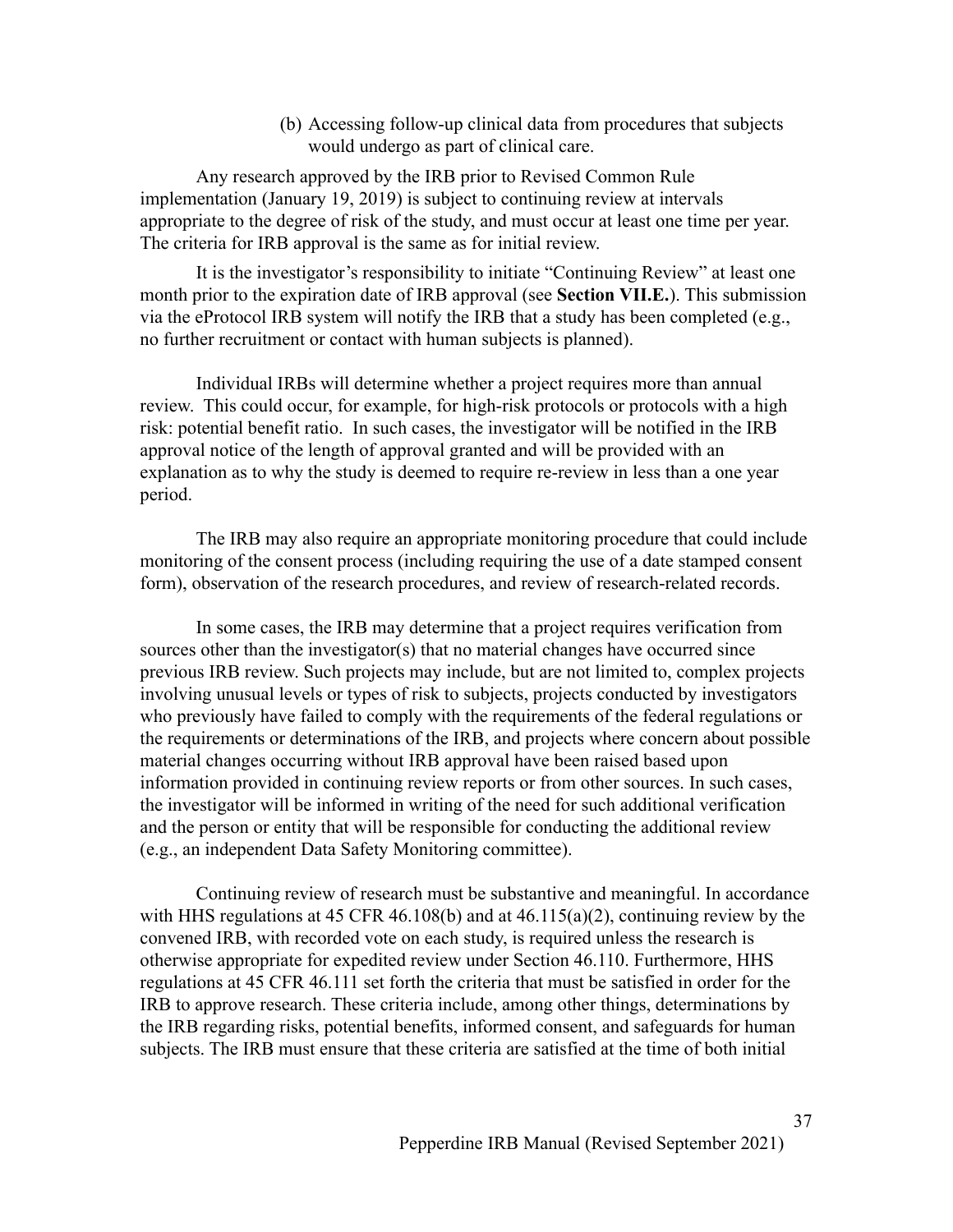(b) Accessing follow-up clinical data from procedures that subjects would undergo as part of clinical care.

Any research approved by the IRB prior to Revised Common Rule implementation (January 19, 2019) is subject to continuing review at intervals appropriate to the degree of risk of the study, and must occur at least one time per year. The criteria for IRB approval is the same as for initial review.

It is the investigator's responsibility to initiate "Continuing Review" at least one month prior to the expiration date of IRB approval (see **Section VII.E.**). This submission via the eProtocol IRB system will notify the IRB that a study has been completed (e.g., no further recruitment or contact with human subjects is planned).

Individual IRBs will determine whether a project requires more than annual review. This could occur, for example, for high-risk protocols or protocols with a high risk: potential benefit ratio. In such cases, the investigator will be notified in the IRB approval notice of the length of approval granted and will be provided with an explanation as to why the study is deemed to require re-review in less than a one year period.

The IRB may also require an appropriate monitoring procedure that could include monitoring of the consent process (including requiring the use of a date stamped consent form), observation of the research procedures, and review of research-related records.

In some cases, the IRB may determine that a project requires verification from sources other than the investigator(s) that no material changes have occurred since previous IRB review. Such projects may include, but are not limited to, complex projects involving unusual levels or types of risk to subjects, projects conducted by investigators who previously have failed to comply with the requirements of the federal regulations or the requirements or determinations of the IRB, and projects where concern about possible material changes occurring without IRB approval have been raised based upon information provided in continuing review reports or from other sources. In such cases, the investigator will be informed in writing of the need for such additional verification and the person or entity that will be responsible for conducting the additional review (e.g., an independent Data Safety Monitoring committee).

Continuing review of research must be substantive and meaningful. In accordance with HHS regulations at 45 CFR 46.108(b) and at 46.115(a)(2), continuing review by the convened IRB, with recorded vote on each study, is required unless the research is otherwise appropriate for expedited review under Section 46.110. Furthermore, HHS regulations at 45 CFR 46.111 set forth the criteria that must be satisfied in order for the IRB to approve research. These criteria include, among other things, determinations by the IRB regarding risks, potential benefits, informed consent, and safeguards for human subjects. The IRB must ensure that these criteria are satisfied at the time of both initial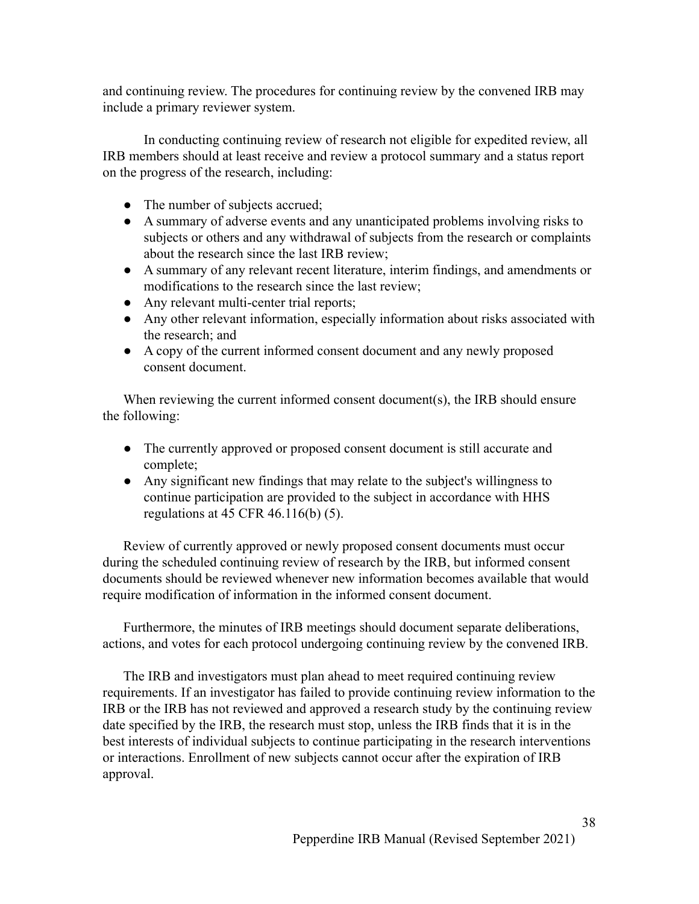and continuing review. The procedures for continuing review by the convened IRB may include a primary reviewer system.

In conducting continuing review of research not eligible for expedited review, all IRB members should at least receive and review a protocol summary and a status report on the progress of the research, including:

- The number of subjects accrued;
- A summary of adverse events and any unanticipated problems involving risks to subjects or others and any withdrawal of subjects from the research or complaints about the research since the last IRB review;
- A summary of any relevant recent literature, interim findings, and amendments or modifications to the research since the last review;
- Any relevant multi-center trial reports;
- Any other relevant information, especially information about risks associated with the research; and
- A copy of the current informed consent document and any newly proposed consent document.

When reviewing the current informed consent document(s), the IRB should ensure the following:

- The currently approved or proposed consent document is still accurate and complete;
- Any significant new findings that may relate to the subject's willingness to continue participation are provided to the subject in accordance with HHS regulations at 45 CFR 46.116(b) (5).

Review of currently approved or newly proposed consent documents must occur during the scheduled continuing review of research by the IRB, but informed consent documents should be reviewed whenever new information becomes available that would require modification of information in the informed consent document.

Furthermore, the minutes of IRB meetings should document separate deliberations, actions, and votes for each protocol undergoing continuing review by the convened IRB.

The IRB and investigators must plan ahead to meet required continuing review requirements. If an investigator has failed to provide continuing review information to the IRB or the IRB has not reviewed and approved a research study by the continuing review date specified by the IRB, the research must stop, unless the IRB finds that it is in the best interests of individual subjects to continue participating in the research interventions or interactions. Enrollment of new subjects cannot occur after the expiration of IRB approval.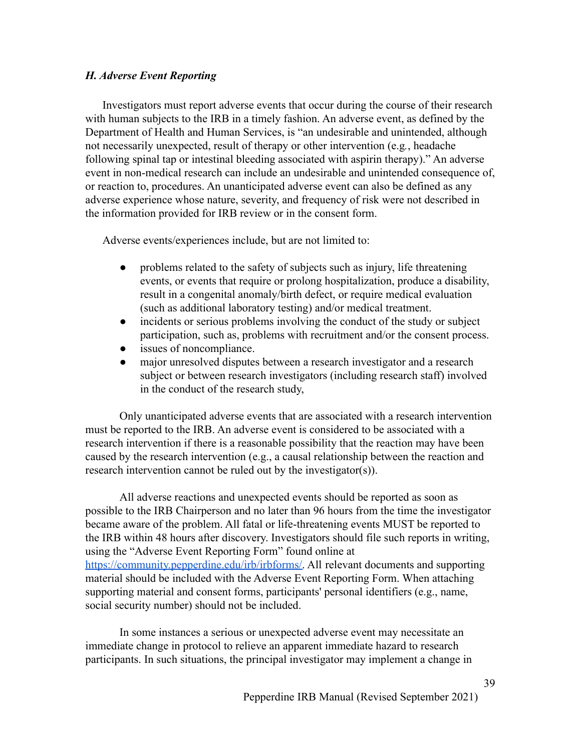### *H. Adverse Event Reporting*

Investigators must report adverse events that occur during the course of their research with human subjects to the IRB in a timely fashion. An adverse event, as defined by the Department of Health and Human Services, is "an undesirable and unintended, although not necessarily unexpected, result of therapy or other intervention (e.g., headache following spinal tap or intestinal bleeding associated with aspirin therapy)." An adverse event in non-medical research can include an undesirable and unintended consequence of, or reaction to, procedures. An unanticipated adverse event can also be defined as any adverse experience whose nature, severity, and frequency of risk were not described in the information provided for IRB review or in the consent form.

Adverse events/experiences include, but are not limited to:

- problems related to the safety of subjects such as injury, life threatening events, or events that require or prolong hospitalization, produce a disability, result in a congenital anomaly/birth defect, or require medical evaluation (such as additional laboratory testing) and/or medical treatment.
- incidents or serious problems involving the conduct of the study or subject participation, such as, problems with recruitment and/or the consent process.
- issues of noncompliance.
- major unresolved disputes between a research investigator and a research subject or between research investigators (including research staff) involved in the conduct of the research study,

Only unanticipated adverse events that are associated with a research intervention must be reported to the IRB. An adverse event is considered to be associated with a research intervention if there is a reasonable possibility that the reaction may have been caused by the research intervention (e.g., a causal relationship between the reaction and research intervention cannot be ruled out by the investigator(s)).

All adverse reactions and unexpected events should be reported as soon as possible to the IRB Chairperson and no later than 96 hours from the time the investigator became aware of the problem. All fatal or life-threatening events MUST be reported to the IRB within 48 hours after discovery. Investigators should file such reports in writing, using the "Adverse Event Reporting Form" found online at https://community.pepperdine.edu/irb/irbforms/. All relevant documents and supporting material should be included with the Adverse Event Reporting Form. When attaching supporting material and consent forms, participants' personal identifiers (e.g., name, social security number) should not be included.

In some instances a serious or unexpected adverse event may necessitate an immediate change in protocol to relieve an apparent immediate hazard to research participants. In such situations, the principal investigator may implement a change in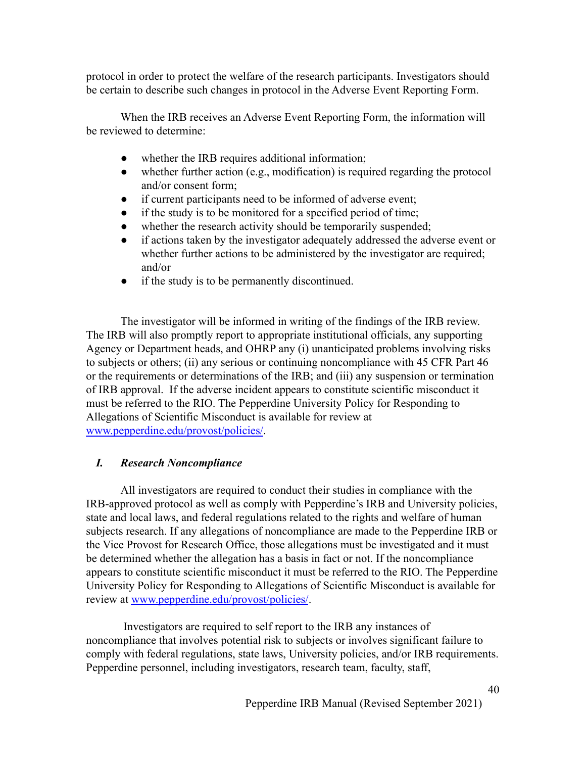protocol in order to protect the welfare of the research participants. Investigators should be certain to describe such changes in protocol in the Adverse Event Reporting Form.

When the IRB receives an Adverse Event Reporting Form, the information will be reviewed to determine:

- whether the IRB requires additional information;
- whether further action (e.g., modification) is required regarding the protocol and/or consent form;
- if current participants need to be informed of adverse event;
- if the study is to be monitored for a specified period of time;
- whether the research activity should be temporarily suspended;
- if actions taken by the investigator adequately addressed the adverse event or whether further actions to be administered by the investigator are required; and/or
- if the study is to be permanently discontinued.

The investigator will be informed in writing of the findings of the IRB review. The IRB will also promptly report to appropriate institutional officials, any supporting Agency or Department heads, and OHRP any (i) unanticipated problems involving risks to subjects or others; (ii) any serious or continuing noncompliance with 45 CFR Part 46 or the requirements or determinations of the IRB; and (iii) any suspension or termination of IRB approval. If the adverse incident appears to constitute scientific misconduct it must be referred to the RIO. The Pepperdine University Policy for Responding to Allegations of Scientific Misconduct is available for review at [www.pepperdine.edu/provost/policies/](www.pepperdine.edu/provost/policies/).

### *I. Research Noncompliance*

All investigators are required to conduct their studies in compliance with the IRB-approved protocol as well as comply with Pepperdine's IRB and University policies, state and local laws, and federal regulations related to the rights and welfare of human subjects research. If any allegations of noncompliance are made to the Pepperdine IRB or the Vice Provost for Research Office, those allegations must be investigated and it must be determined whether the allegation has a basis in fact or not. If the noncompliance appears to constitute scientific misconduct it must be referred to the RIO. The Pepperdine University Policy for Responding to Allegations of Scientific Misconduct is available for review at [www.pepperdine.edu/provost/policies/](www.pepperdine.edu/provost/policies/).

Investigators are required to self report to the IRB any instances of noncompliance that involves potential risk to subjects or involves significant failure to comply with federal regulations, state laws, University policies, and/or IRB requirements. Pepperdine personnel, including investigators, research team, faculty, staff,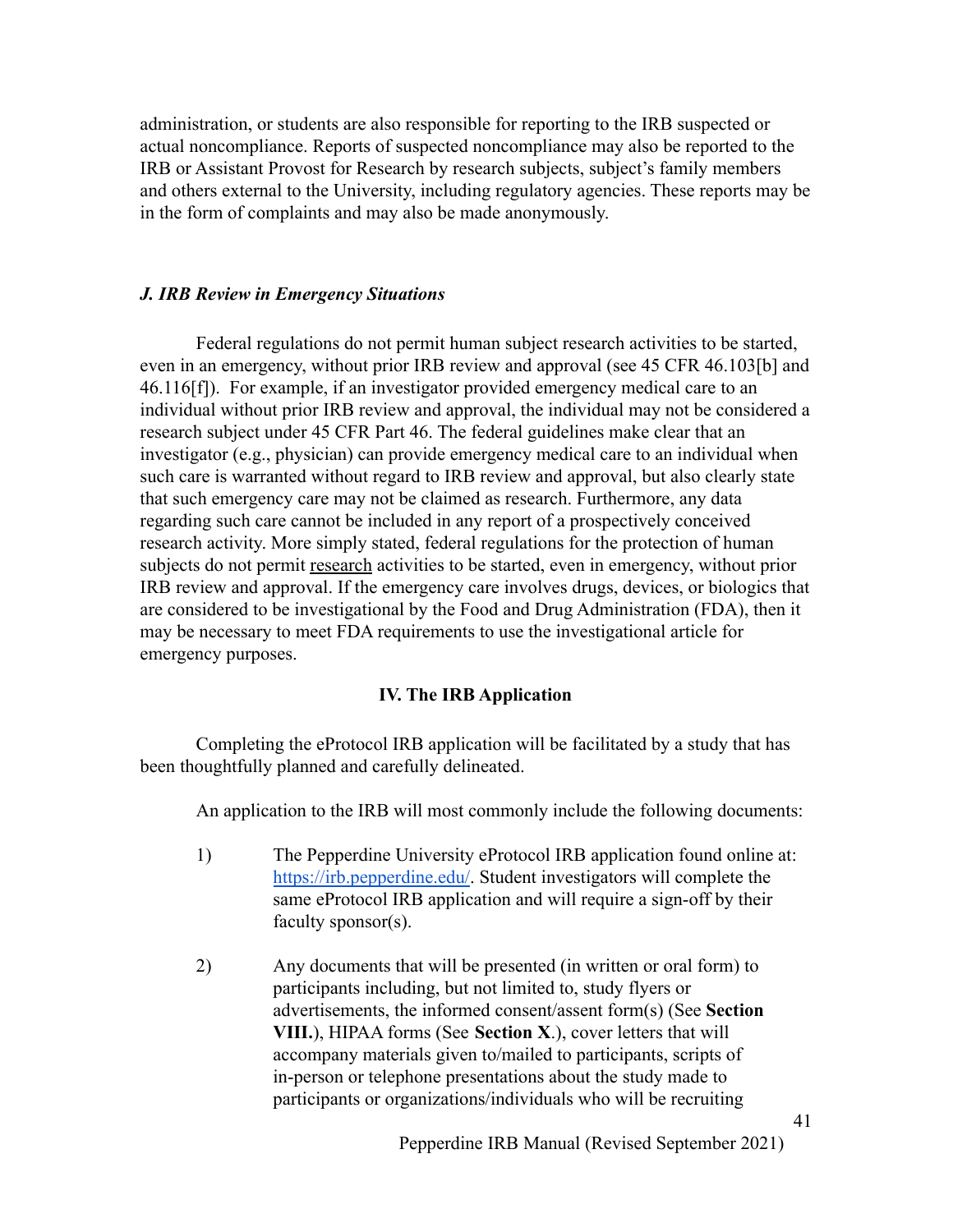administration, or students are also responsible for reporting to the IRB suspected or actual noncompliance. Reports of suspected noncompliance may also be reported to the IRB or Assistant Provost for Research by research subjects, subject's family members and others external to the University, including regulatory agencies. These reports may be in the form of complaints and may also be made anonymously.

### *J. IRB Review in Emergency Situations*

Federal regulations do not permit human subject research activities to be started, even in an emergency, without prior IRB review and approval (see 45 CFR 46.103[b] and 46.116[f]). For example, if an investigator provided emergency medical care to an individual without prior IRB review and approval, the individual may not be considered a research subject under 45 CFR Part 46. The federal guidelines make clear that an investigator (e.g., physician) can provide emergency medical care to an individual when such care is warranted without regard to IRB review and approval, but also clearly state that such emergency care may not be claimed as research. Furthermore, any data regarding such care cannot be included in any report of a prospectively conceived research activity. More simply stated, federal regulations for the protection of human subjects do not permit <u>research</u> activities to be started, even in emergency, without prior IRB review and approval. If the emergency care involves drugs, devices, or biologics that are considered to be investigational by the Food and Drug Administration (FDA), then it may be necessary to meet FDA requirements to use the investigational article for emergency purposes.

## IV. The IRB Application

Completing the eProtocol IRB application will be facilitated by a study that has been thoughtfully planned and carefully delineated.

An application to the IRB will most commonly include the following documents:

1) The Pepperdine University eProtocol IRB application found online at: [https://irb.pepperdine.edu/](https://irb.pepperdine.edu/). Student investigators will complete the same eProtocol IRB application and will require a sign-off by their faculty sponsor(s).

2) Any documents that will be presented (in written or oral form) to participants including, but not limited to, study flyers or advertisements, the informed consent/assent form(s) (See **Section VIII.**), HIPAA forms (See **Section X**.), cover letters that will accompany materials given to/mailed to participants, scripts of in-person or telephone presentations about the study made to participants or organizations/individuals who will be recruiting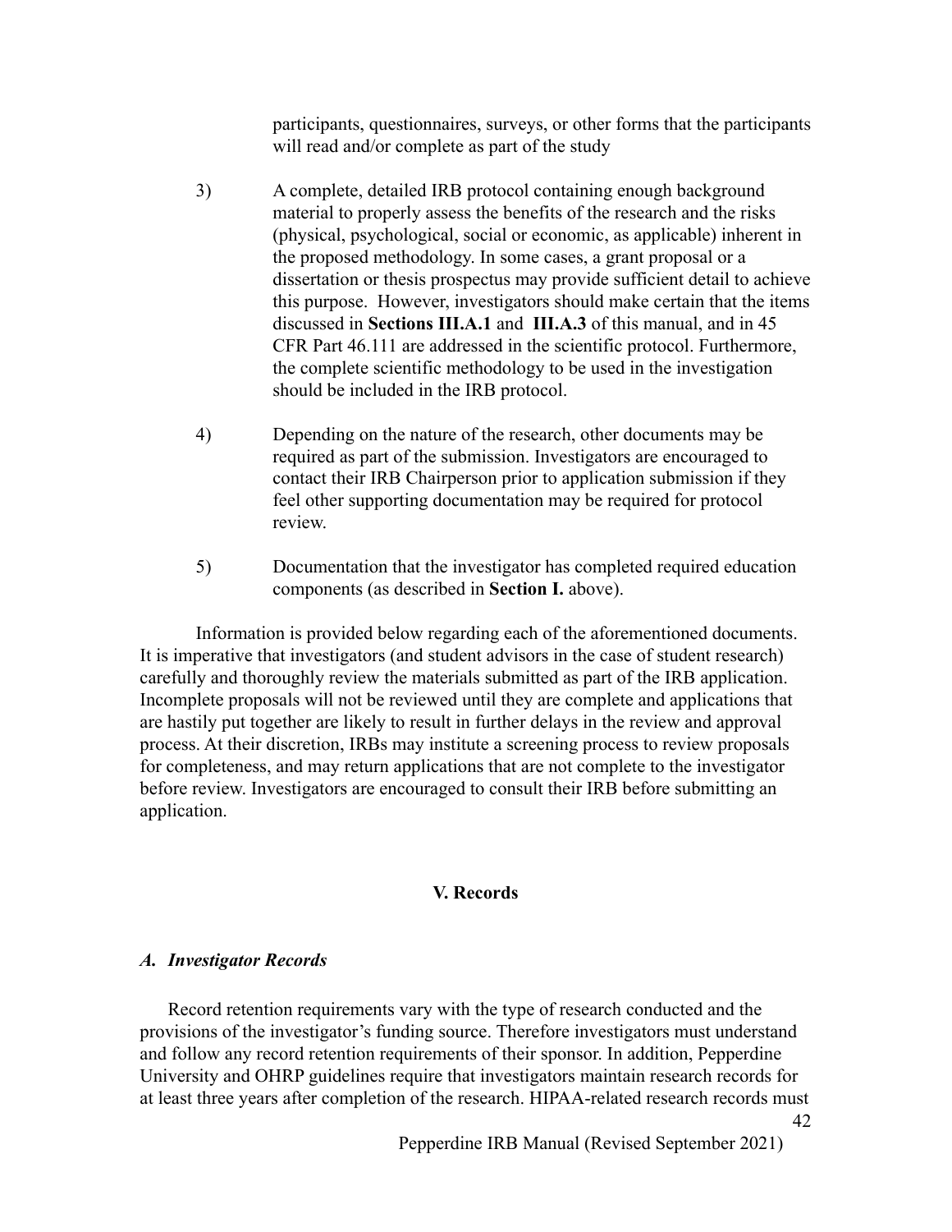participants, questionnaires, surveys, or other forms that the participants will read and/or complete as part of the study

3) A complete, detailed IRB protocol containing enough background material to properly assess the benefits of the research and the risks (physical, psychological, social or economic, as applicable) inherent in the proposed methodology. In some cases, a grant proposal or a dissertation or thesis prospectus may provide sufficient detail to achieve this purpose. However, investigators should make certain that the items discussed in **Sections III.A.1** and **III.A.3** of this manual, and in 45 CFR Part 46.111 are addressed in the scientific protocol. Furthermore, the complete scientific methodology to be used in the investigation should be included in the IRB protocol.

4) Depending on the nature of the research, other documents may be required as part of the submission. Investigators are encouraged to contact their IRB Chairperson prior to application submission if they feel other supporting documentation may be required for protocol review.

5) Documentation that the investigator has completed required education components (as described in **Section I.** above).

Information is provided below regarding each of the aforementioned documents. It is imperative that investigators (and student advisors in the case of student research) carefully and thoroughly review the materials submitted as part of the IRB application. Incomplete proposals will not be reviewed until they are complete and applications that are hastily put together are likely to result in further delays in the review and approval process. At their discretion, IRBs may institute a screening process to review proposals for completeness, and may return applications that are not complete to the investigator before review. Investigators are encouraged to consult their IRB before submitting an application.

## V. Records

### *A. Investigator Records*

Record retention requirements vary with the type of research conducted and the provisions of the investigator's funding source. Therefore investigators must understand and follow any record retention requirements of their sponsor. In addition, Pepperdine University and OHRP guidelines require that investigators maintain research records for at least three years after completion of the research. HIPAA-related research records must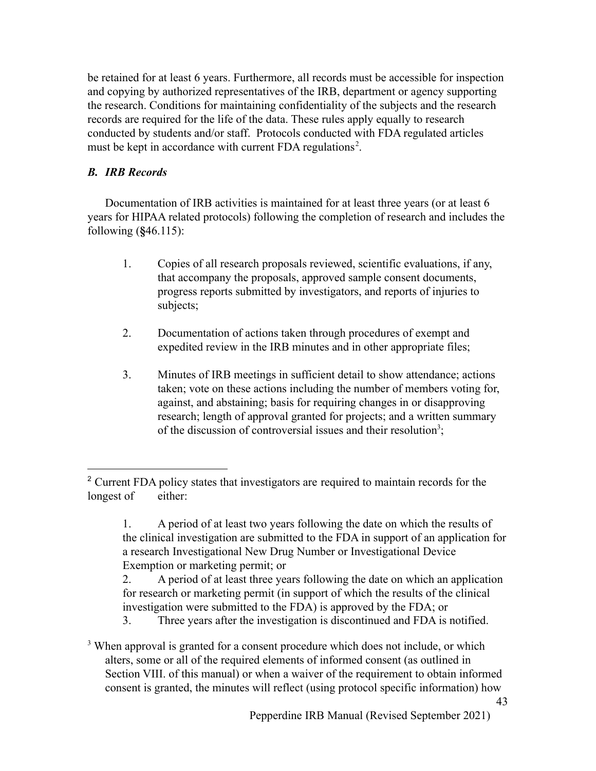be retained for at least 6 years. Furthermore, all records must be accessible for inspection and copying by authorized representatives of the IRB, department or agency supporting the research. Conditions for maintaining confidentiality of the subjects and the research records are required for the life of the data. These rules apply equally to research conducted by students and/or staff. Protocols conducted with FDA regulated articles must be kept in accordance with current FDA regulations[2].

### *B. IRB Records*

Documentation of IRB activities is maintained for at least three years (or at least 6 years for HIPAA related protocols) following the completion of research and includes the following (**§**46.115):

1. Copies of all research proposals reviewed, scientific evaluations, if any, that accompany the proposals, approved sample consent documents, progress reports submitted by investigators, and reports of injuries to subjects;

2. Documentation of actions taken through procedures of exempt and expedited review in the IRB minutes and in other appropriate files;

3. Minutes of IRB meetings in sufficient detail to show attendance; actions taken; vote on these actions including the number of members voting for, against, and abstaining; basis for requiring changes in or disapproving research; length of approval granted for projects; and a written summary of the discussion of controversial issues and their resolution[3];

---

[2] Current FDA policy states that investigators are required to maintain records for the longest of either:

1. A period of at least two years following the date on which the results of the clinical investigation are submitted to the FDA in support of an application for a research Investigational New Drug Number or Investigational Device Exemption or marketing permit; or
2. A period of at least three years following the date on which an application for research or marketing permit (in support of which the results of the clinical investigation were submitted to the FDA) is approved by the FDA; or
3. Three years after the investigation is discontinued and FDA is notified.

[3] When approval is granted for a consent procedure which does not include, or which alters, some or all of the required elements of informed consent (as outlined in Section VIII. of this manual) or when a waiver of the requirement to obtain informed consent is granted, the minutes will reflect (using protocol specific information) how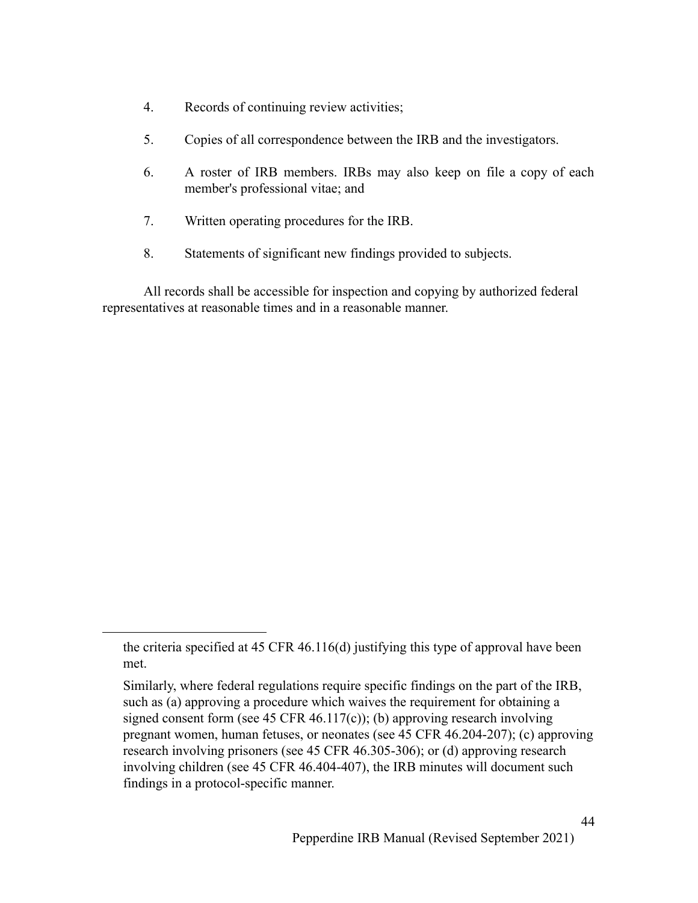4. Records of continuing review activities;

5. Copies of all correspondence between the IRB and the investigators.

6. A roster of IRB members. IRBs may also keep on file a copy of each member's professional vitae; and

7. Written operating procedures for the IRB.

8. Statements of significant new findings provided to subjects.

All records shall be accessible for inspection and copying by authorized federal representatives at reasonable times and in a reasonable manner.

---

the criteria specified at 45 CFR 46.116(d) justifying this type of approval have been met.

Similarly, where federal regulations require specific findings on the part of the IRB, such as (a) approving a procedure which waives the requirement for obtaining a signed consent form (see 45 CFR 46.117(c)); (b) approving research involving pregnant women, human fetuses, or neonates (see 45 CFR 46.204-207); (c) approving research involving prisoners (see 45 CFR 46.305-306); or (d) approving research involving children (see 45 CFR 46.404-407), the IRB minutes will document such findings in a protocol-specific manner.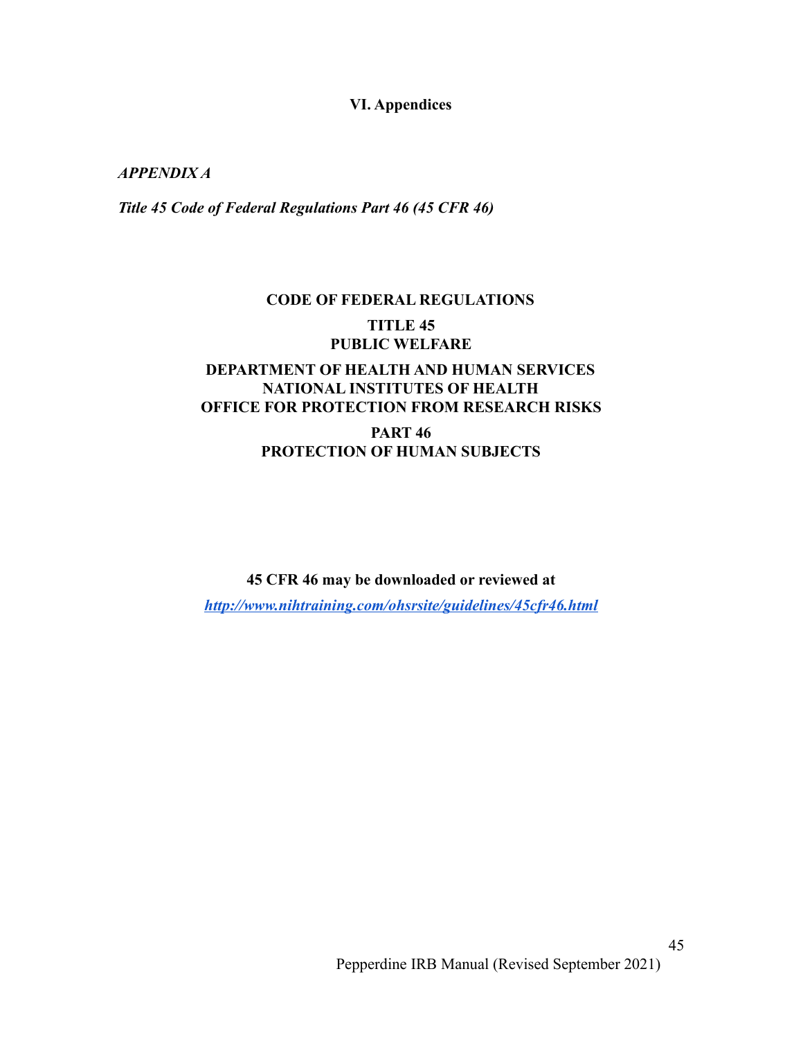# VI. Appendices

*APPENDIX A*

***Title 45 Code of Federal Regulations Part 46 (45 CFR 46)***

**CODE OF FEDERAL REGULATIONS**

**TITLE 45**
**PUBLIC WELFARE**

**DEPARTMENT OF HEALTH AND HUMAN SERVICES**
**NATIONAL INSTITUTES OF HEALTH**
**OFFICE FOR PROTECTION FROM RESEARCH RISKS**

**PART 46**
**PROTECTION OF HUMAN SUBJECTS**

**45 CFR 46 may be downloaded or reviewed at**

***http://www.nihtraining.com/ohsrsite/guidelines/45cfr46.html***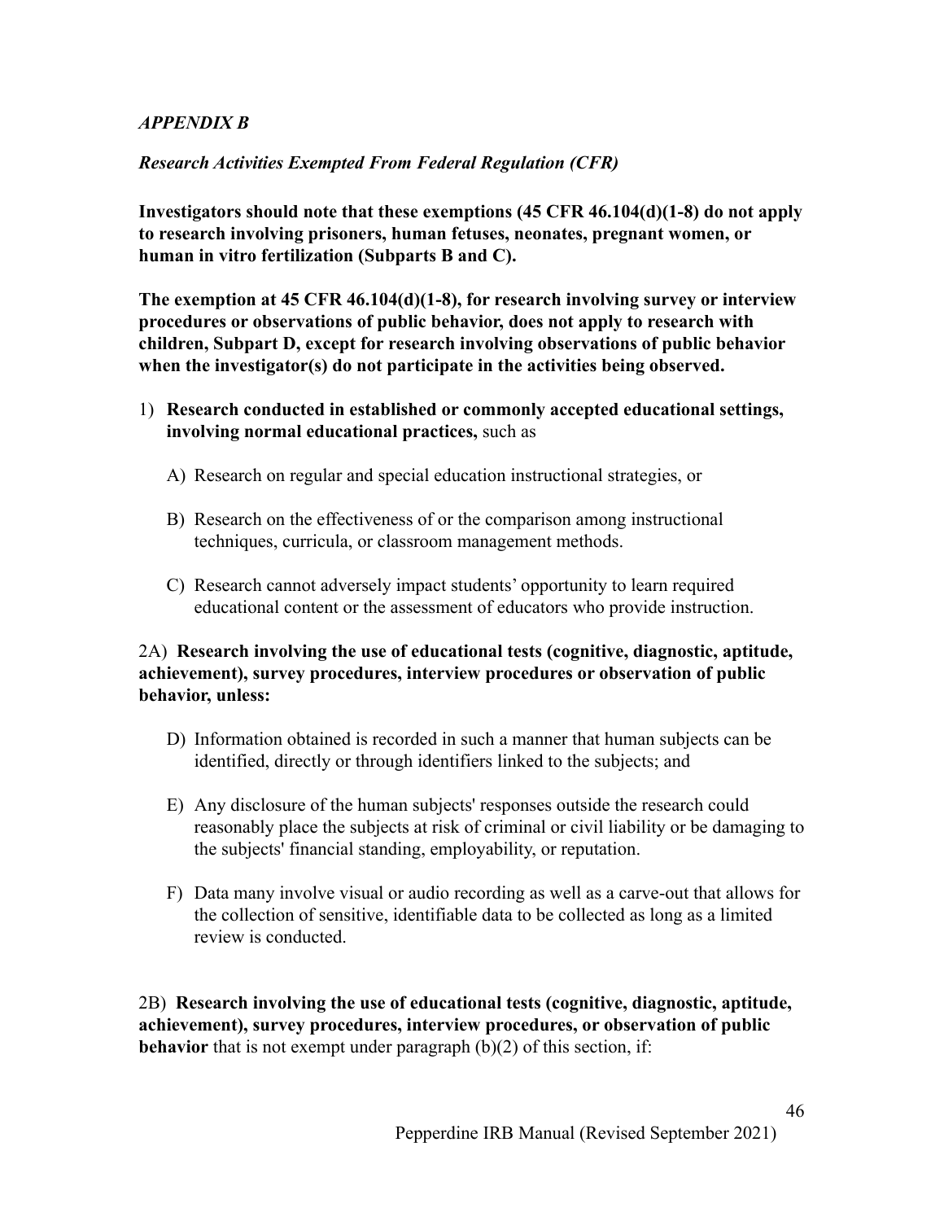*APPENDIX B*

***Research Activities Exempted From Federal Regulation (CFR)***

**Investigators should note that these exemptions (45 CFR 46.104(d)(1-8) do not apply to research involving prisoners, human fetuses, neonates, pregnant women, or human in vitro fertilization (Subparts B and C).**

**The exemption at 45 CFR 46.104(d)(1-8), for research involving survey or interview procedures or observations of public behavior, does not apply to research with children, Subpart D, except for research involving observations of public behavior when the investigator(s) do not participate in the activities being observed.**

1) **Research conducted in established or commonly accepted educational settings, involving normal educational practices,** such as

   A) Research on regular and special education instructional strategies, or

   B) Research on the effectiveness of or the comparison among instructional techniques, curricula, or classroom management methods.

   C) Research cannot adversely impact students' opportunity to learn required educational content or the assessment of educators who provide instruction.

2A) **Research involving the use of educational tests (cognitive, diagnostic, aptitude, achievement), survey procedures, interview procedures or observation of public behavior, unless:**

   D) Information obtained is recorded in such a manner that human subjects can be identified, directly or through identifiers linked to the subjects; and

   E) Any disclosure of the human subjects' responses outside the research could reasonably place the subjects at risk of criminal or civil liability or be damaging to the subjects' financial standing, employability, or reputation.

   F) Data many involve visual or audio recording as well as a carve-out that allows for the collection of sensitive, identifiable data to be collected as long as a limited review is conducted.

2B) **Research involving the use of educational tests (cognitive, diagnostic, aptitude, achievement), survey procedures, interview procedures, or observation of public behavior** that is not exempt under paragraph (b)(2) of this section, if: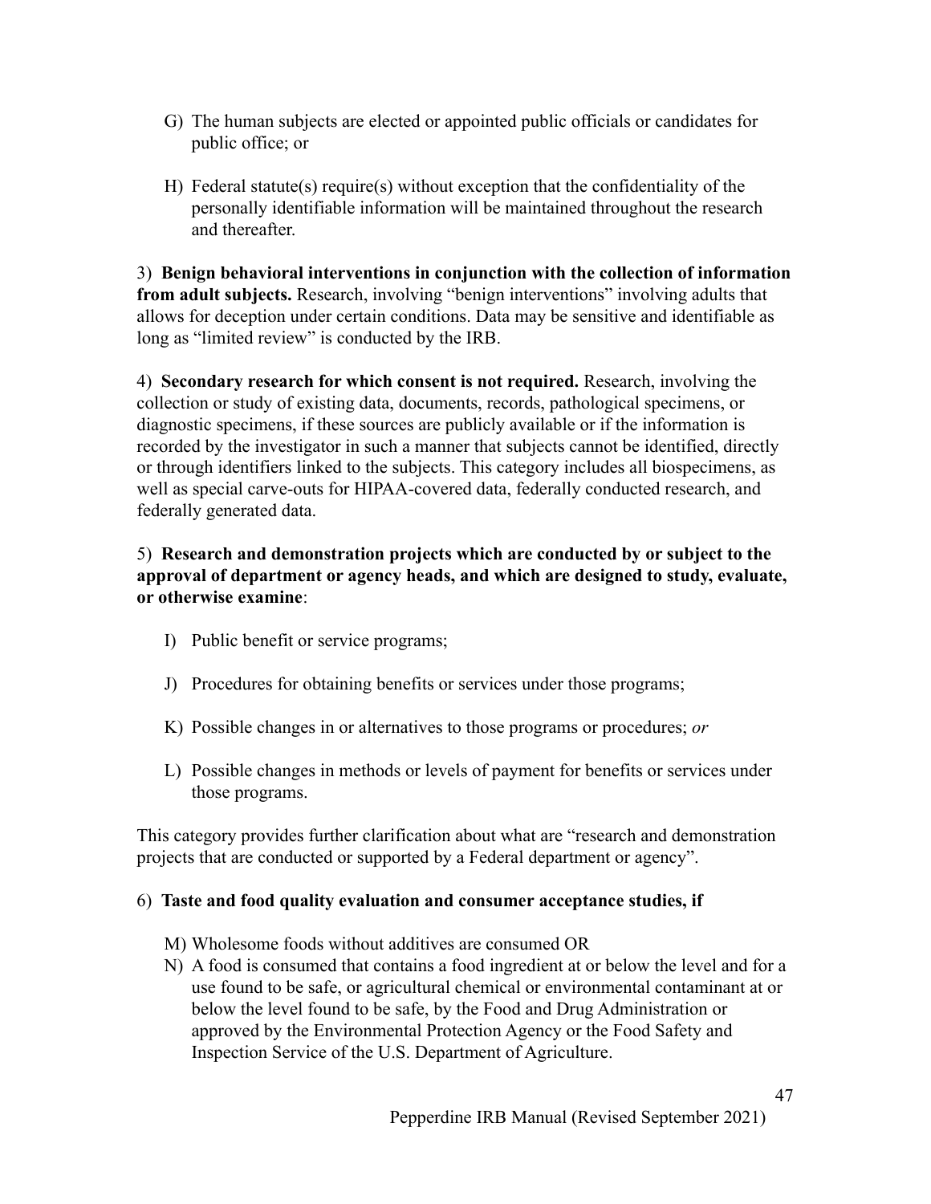G) The human subjects are elected or appointed public officials or candidates for public office; or

H) Federal statute(s) require(s) without exception that the confidentiality of the personally identifiable information will be maintained throughout the research and thereafter.

3) **Benign behavioral interventions in conjunction with the collection of information from adult subjects.** Research, involving "benign interventions" involving adults that allows for deception under certain conditions. Data may be sensitive and identifiable as long as "limited review" is conducted by the IRB.

4) **Secondary research for which consent is not required.** Research, involving the collection or study of existing data, documents, records, pathological specimens, or diagnostic specimens, if these sources are publicly available or if the information is recorded by the investigator in such a manner that subjects cannot be identified, directly or through identifiers linked to the subjects. This category includes all biospecimens, as well as special carve-outs for HIPAA-covered data, federally conducted research, and federally generated data.

5) **Research and demonstration projects which are conducted by or subject to the approval of department or agency heads, and which are designed to study, evaluate, or otherwise examine**:

I) Public benefit or service programs;

J) Procedures for obtaining benefits or services under those programs;

K) Possible changes in or alternatives to those programs or procedures; *or*

L) Possible changes in methods or levels of payment for benefits or services under those programs.

This category provides further clarification about what are "research and demonstration projects that are conducted or supported by a Federal department or agency".

6) **Taste and food quality evaluation and consumer acceptance studies, if**

M) Wholesome foods without additives are consumed OR

N) A food is consumed that contains a food ingredient at or below the level and for a use found to be safe, or agricultural chemical or environmental contaminant at or below the level found to be safe, by the Food and Drug Administration or approved by the Environmental Protection Agency or the Food Safety and Inspection Service of the U.S. Department of Agriculture.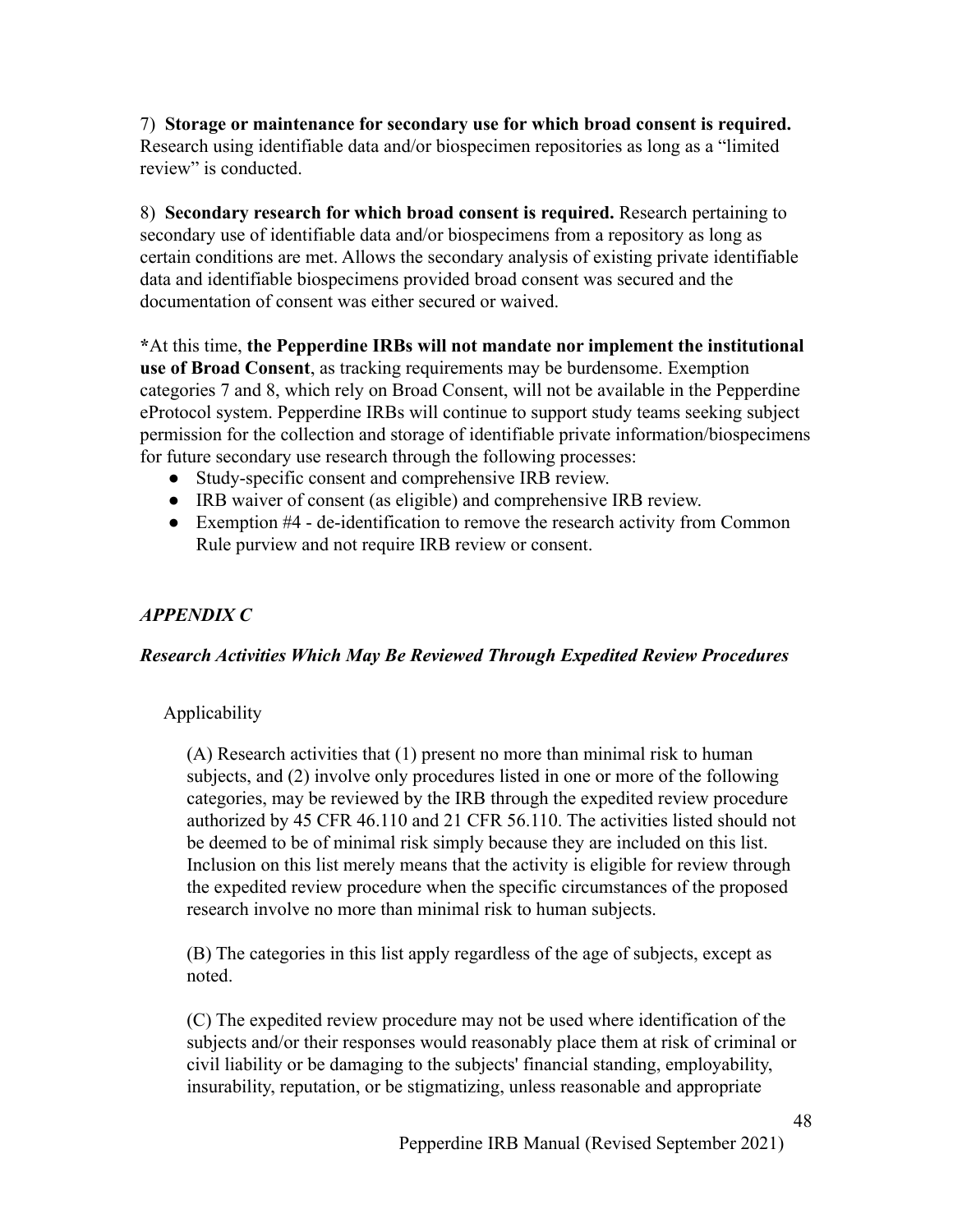7) **Storage or maintenance for secondary use for which broad consent is required.** Research using identifiable data and/or biospecimen repositories as long as a "limited review" is conducted.

8) **Secondary research for which broad consent is required.** Research pertaining to secondary use of identifiable data and/or biospecimens from a repository as long as certain conditions are met. Allows the secondary analysis of existing private identifiable data and identifiable biospecimens provided broad consent was secured and the documentation of consent was either secured or waived.

*At this time, **the Pepperdine IRBs will not mandate nor implement the institutional use of Broad Consent**, as tracking requirements may be burdensome. Exemption categories 7 and 8, which rely on Broad Consent, will not be available in the Pepperdine eProtocol system. Pepperdine IRBs will continue to support study teams seeking subject permission for the collection and storage of identifiable private information/biospecimens for future secondary use research through the following processes:

- Study-specific consent and comprehensive IRB review.
- IRB waiver of consent (as eligible) and comprehensive IRB review.
- Exemption #4 - de-identification to remove the research activity from Common Rule purview and not require IRB review or consent.

## *APPENDIX C*

### *Research Activities Which May Be Reviewed Through Expedited Review Procedures*

Applicability

(A) Research activities that (1) present no more than minimal risk to human subjects, and (2) involve only procedures listed in one or more of the following categories, may be reviewed by the IRB through the expedited review procedure authorized by 45 CFR 46.110 and 21 CFR 56.110. The activities listed should not be deemed to be of minimal risk simply because they are included on this list. Inclusion on this list merely means that the activity is eligible for review through the expedited review procedure when the specific circumstances of the proposed research involve no more than minimal risk to human subjects.

(B) The categories in this list apply regardless of the age of subjects, except as noted.

(C) The expedited review procedure may not be used where identification of the subjects and/or their responses would reasonably place them at risk of criminal or civil liability or be damaging to the subjects' financial standing, employability, insurability, reputation, or be stigmatizing, unless reasonable and appropriate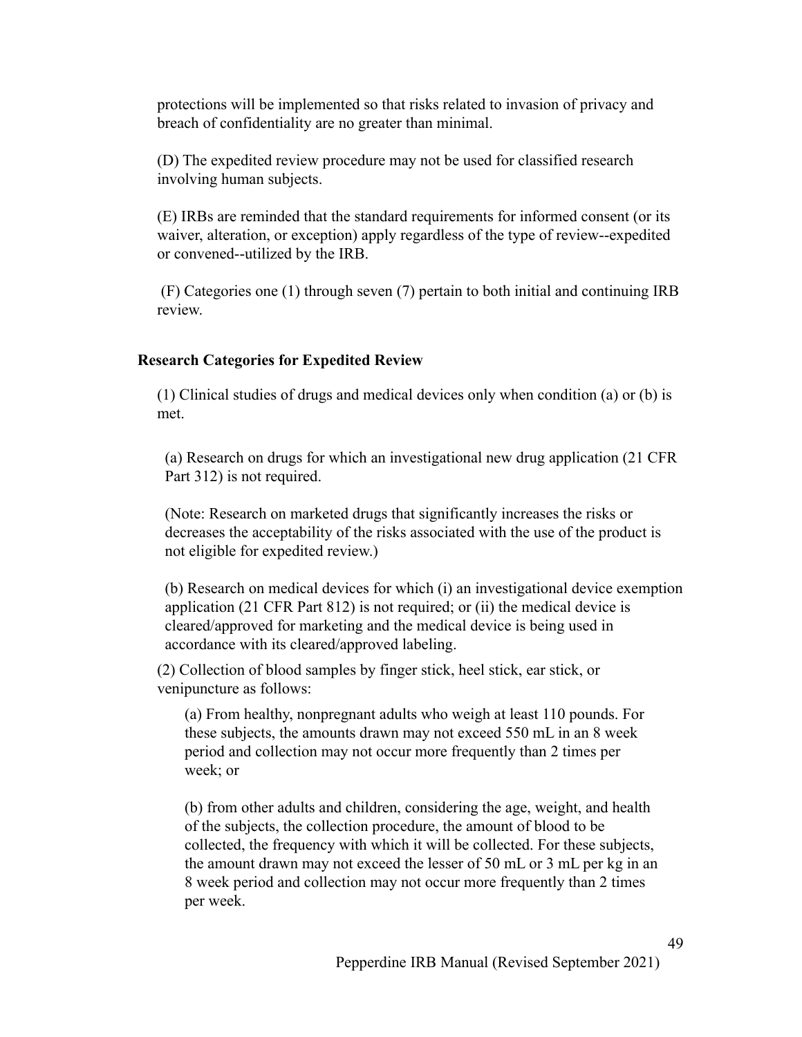protections will be implemented so that risks related to invasion of privacy and breach of confidentiality are no greater than minimal.

(D) The expedited review procedure may not be used for classified research involving human subjects.

(E) IRBs are reminded that the standard requirements for informed consent (or its waiver, alteration, or exception) apply regardless of the type of review--expedited or convened--utilized by the IRB.

(F) Categories one (1) through seven (7) pertain to both initial and continuing IRB review.

**Research Categories for Expedited Review**

(1) Clinical studies of drugs and medical devices only when condition (a) or (b) is met.

(a) Research on drugs for which an investigational new drug application (21 CFR Part 312) is not required.

(Note: Research on marketed drugs that significantly increases the risks or decreases the acceptability of the risks associated with the use of the product is not eligible for expedited review.)

(b) Research on medical devices for which (i) an investigational device exemption application (21 CFR Part 812) is not required; or (ii) the medical device is cleared/approved for marketing and the medical device is being used in accordance with its cleared/approved labeling.

(2) Collection of blood samples by finger stick, heel stick, ear stick, or venipuncture as follows:

(a) From healthy, nonpregnant adults who weigh at least 110 pounds. For these subjects, the amounts drawn may not exceed 550 mL in an 8 week period and collection may not occur more frequently than 2 times per week; or

(b) from other adults and children, considering the age, weight, and health of the subjects, the collection procedure, the amount of blood to be collected, the frequency with which it will be collected. For these subjects, the amount drawn may not exceed the lesser of 50 mL or 3 mL per kg in an 8 week period and collection may not occur more frequently than 2 times per week.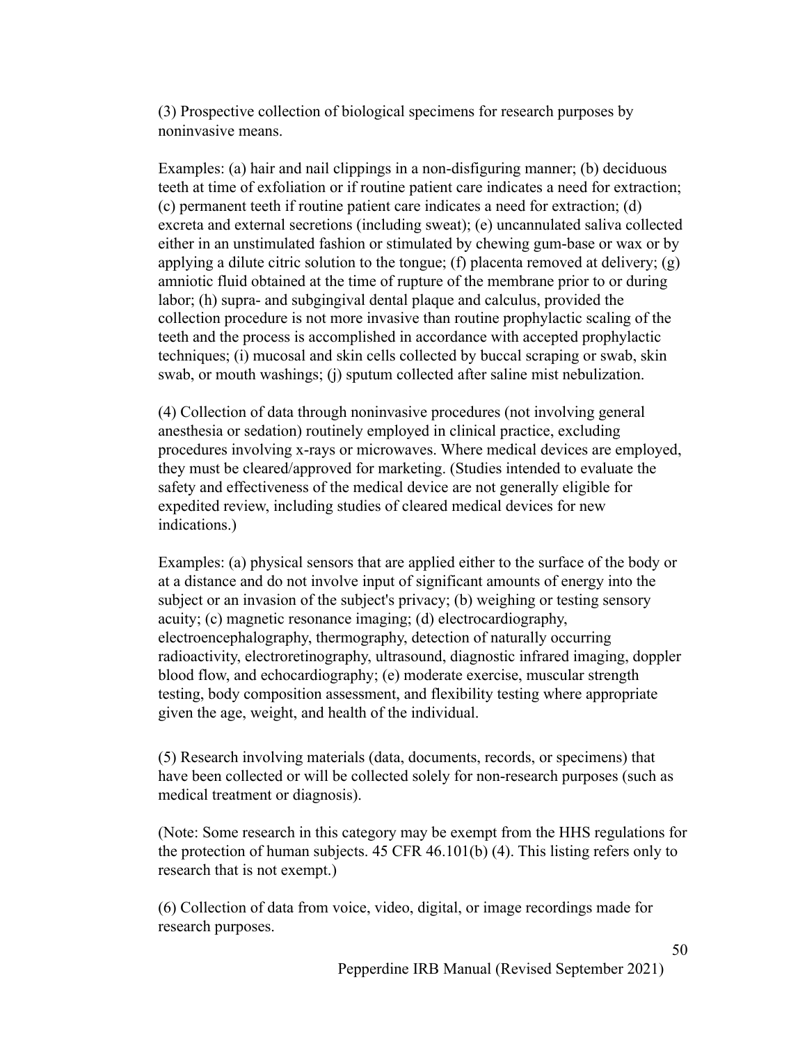(3) Prospective collection of biological specimens for research purposes by noninvasive means.

Examples: (a) hair and nail clippings in a non-disfiguring manner; (b) deciduous teeth at time of exfoliation or if routine patient care indicates a need for extraction; (c) permanent teeth if routine patient care indicates a need for extraction; (d) excreta and external secretions (including sweat); (e) uncannulated saliva collected either in an unstimulated fashion or stimulated by chewing gum-base or wax or by applying a dilute citric solution to the tongue; (f) placenta removed at delivery; (g) amniotic fluid obtained at the time of rupture of the membrane prior to or during labor; (h) supra- and subgingival dental plaque and calculus, provided the collection procedure is not more invasive than routine prophylactic scaling of the teeth and the process is accomplished in accordance with accepted prophylactic techniques; (i) mucosal and skin cells collected by buccal scraping or swab, skin swab, or mouth washings; (j) sputum collected after saline mist nebulization.

(4) Collection of data through noninvasive procedures (not involving general anesthesia or sedation) routinely employed in clinical practice, excluding procedures involving x-rays or microwaves. Where medical devices are employed, they must be cleared/approved for marketing. (Studies intended to evaluate the safety and effectiveness of the medical device are not generally eligible for expedited review, including studies of cleared medical devices for new indications.)

Examples: (a) physical sensors that are applied either to the surface of the body or at a distance and do not involve input of significant amounts of energy into the subject or an invasion of the subject's privacy; (b) weighing or testing sensory acuity; (c) magnetic resonance imaging; (d) electrocardiography, electroencephalography, thermography, detection of naturally occurring radioactivity, electroretinography, ultrasound, diagnostic infrared imaging, doppler blood flow, and echocardiography; (e) moderate exercise, muscular strength testing, body composition assessment, and flexibility testing where appropriate given the age, weight, and health of the individual.

(5) Research involving materials (data, documents, records, or specimens) that have been collected or will be collected solely for non-research purposes (such as medical treatment or diagnosis).

(Note: Some research in this category may be exempt from the HHS regulations for the protection of human subjects. 45 CFR 46.101(b) (4). This listing refers only to research that is not exempt.)

(6) Collection of data from voice, video, digital, or image recordings made for research purposes.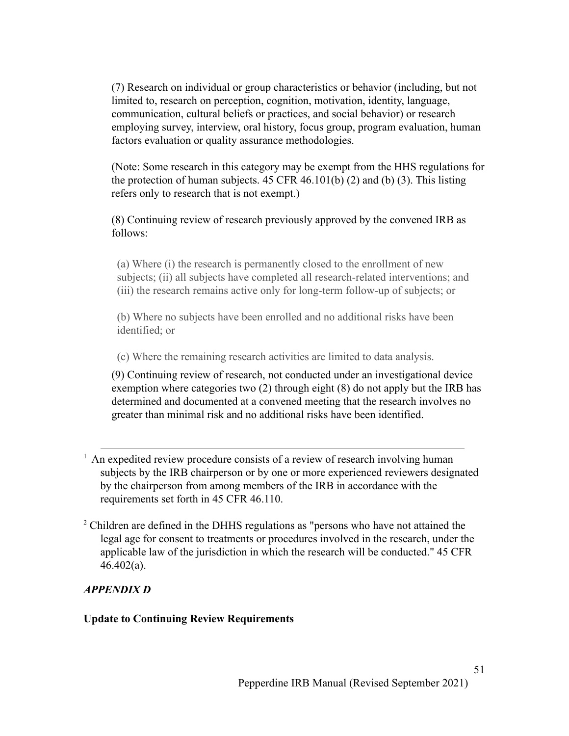(7) Research on individual or group characteristics or behavior (including, but not limited to, research on perception, cognition, motivation, identity, language, communication, cultural beliefs or practices, and social behavior) or research employing survey, interview, oral history, focus group, program evaluation, human factors evaluation or quality assurance methodologies.

(Note: Some research in this category may be exempt from the HHS regulations for the protection of human subjects. 45 CFR 46.101(b) (2) and (b) (3). This listing refers only to research that is not exempt.)

(8) Continuing review of research previously approved by the convened IRB as follows:

(a) Where (i) the research is permanently closed to the enrollment of new subjects; (ii) all subjects have completed all research-related interventions; and (iii) the research remains active only for long-term follow-up of subjects; or

(b) Where no subjects have been enrolled and no additional risks have been identified; or

(c) Where the remaining research activities are limited to data analysis.

(9) Continuing review of research, not conducted under an investigational device exemption where categories two (2) through eight (8) do not apply but the IRB has determined and documented at a convened meeting that the research involves no greater than minimal risk and no additional risks have been identified.

---

[1] An expedited review procedure consists of a review of research involving human subjects by the IRB chairperson or by one or more experienced reviewers designated by the chairperson from among members of the IRB in accordance with the requirements set forth in 45 CFR 46.110.

[2] Children are defined in the DHHS regulations as "persons who have not attained the legal age for consent to treatments or procedures involved in the research, under the applicable law of the jurisdiction in which the research will be conducted." 45 CFR 46.402(a).

***APPENDIX D***

**Update to Continuing Review Requirements**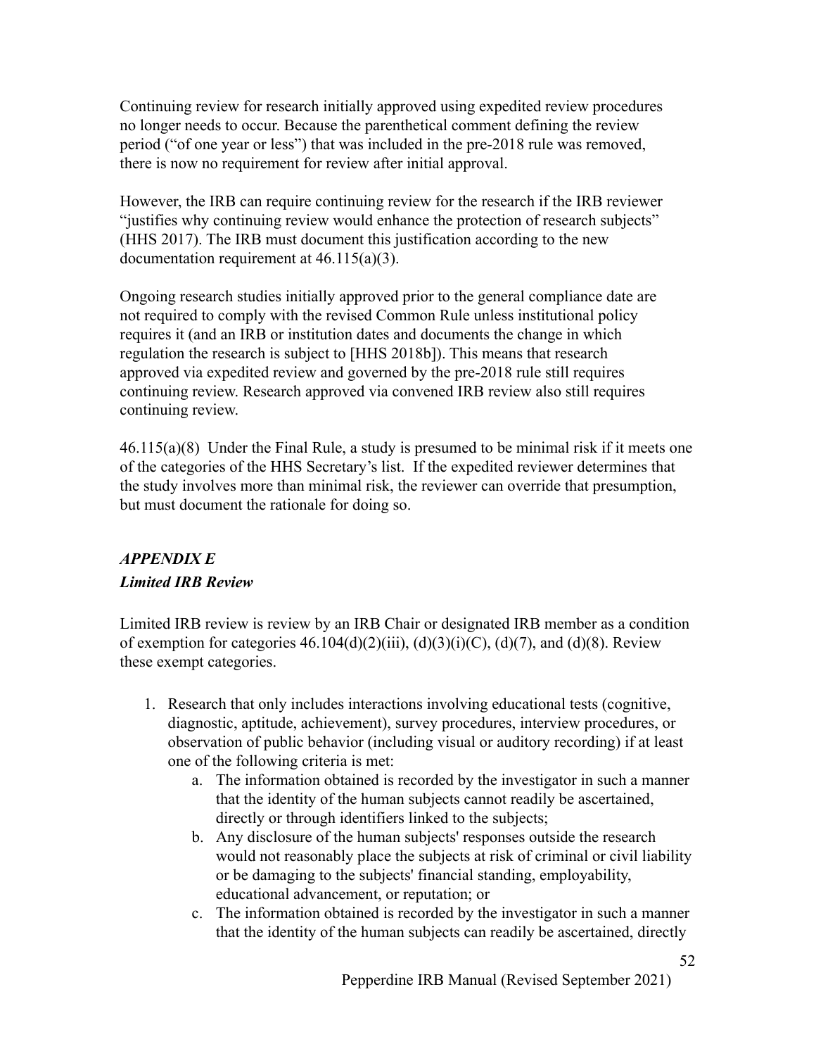Continuing review for research initially approved using expedited review procedures no longer needs to occur. Because the parenthetical comment defining the review period ("of one year or less") that was included in the pre-2018 rule was removed, there is now no requirement for review after initial approval.

However, the IRB can require continuing review for the research if the IRB reviewer "justifies why continuing review would enhance the protection of research subjects" (HHS 2017). The IRB must document this justification according to the new documentation requirement at 46.115(a)(3).

Ongoing research studies initially approved prior to the general compliance date are not required to comply with the revised Common Rule unless institutional policy requires it (and an IRB or institution dates and documents the change in which regulation the research is subject to [HHS 2018b]). This means that research approved via expedited review and governed by the pre-2018 rule still requires continuing review. Research approved via convened IRB review also still requires continuing review.

46.115(a)(8) Under the Final Rule, a study is presumed to be minimal risk if it meets one of the categories of the HHS Secretary's list. If the expedited reviewer determines that the study involves more than minimal risk, the reviewer can override that presumption, but must document the rationale for doing so.

## *APPENDIX E*

### *Limited IRB Review*

Limited IRB review is review by an IRB Chair or designated IRB member as a condition of exemption for categories 46.104(d)(2)(iii), (d)(3)(i)(C), (d)(7), and (d)(8). Review these exempt categories.

1. Research that only includes interactions involving educational tests (cognitive, diagnostic, aptitude, achievement), survey procedures, interview procedures, or observation of public behavior (including visual or auditory recording) if at least one of the following criteria is met:
   a. The information obtained is recorded by the investigator in such a manner that the identity of the human subjects cannot readily be ascertained, directly or through identifiers linked to the subjects;
   b. Any disclosure of the human subjects' responses outside the research would not reasonably place the subjects at risk of criminal or civil liability or be damaging to the subjects' financial standing, employability, educational advancement, or reputation; or
   c. The information obtained is recorded by the investigator in such a manner that the identity of the human subjects can readily be ascertained, directly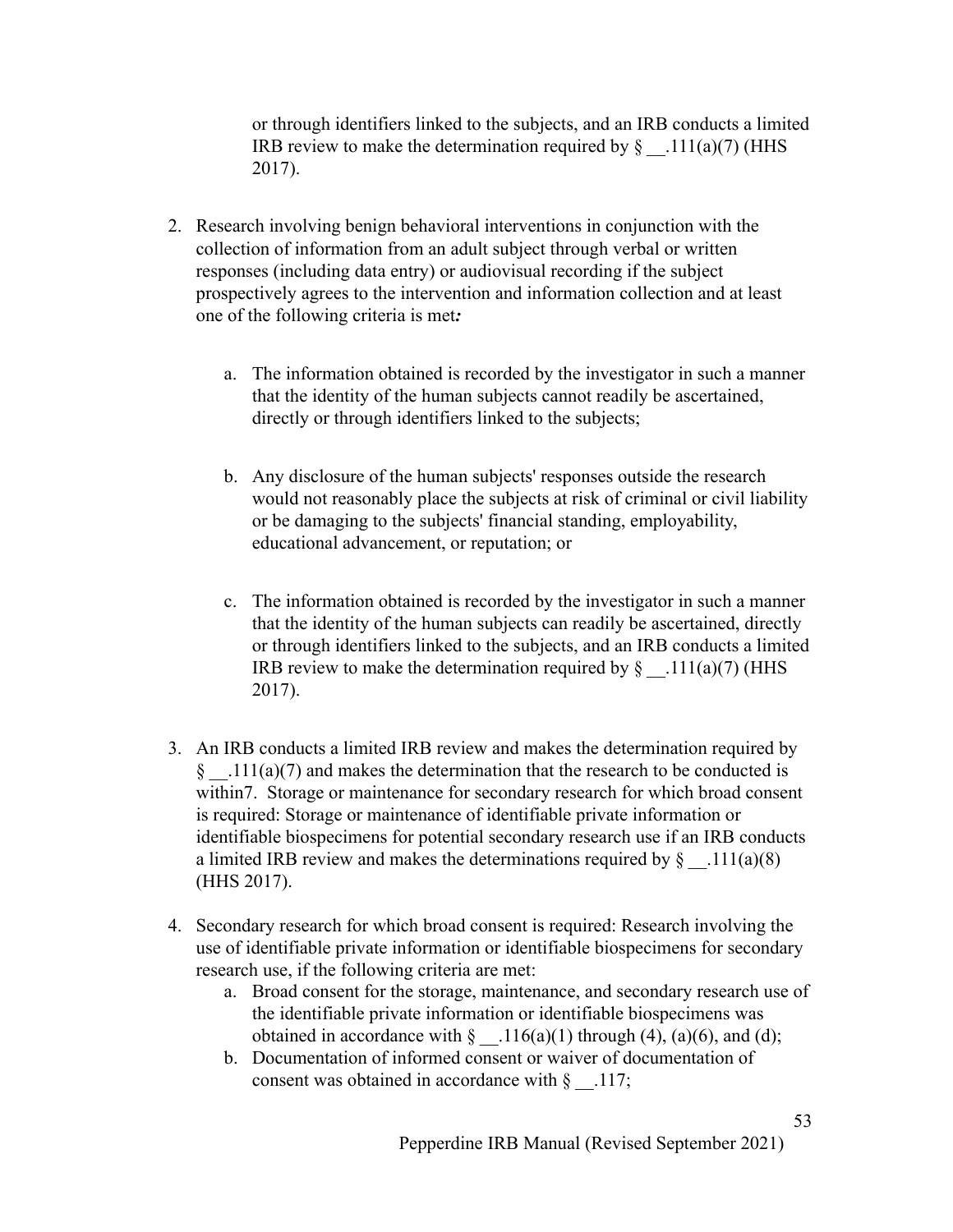or through identifiers linked to the subjects, and an IRB conducts a limited IRB review to make the determination required by § __.111(a)(7) (HHS 2017).

2. Research involving benign behavioral interventions in conjunction with the collection of information from an adult subject through verbal or written responses (including data entry) or audiovisual recording if the subject prospectively agrees to the intervention and information collection and at least one of the following criteria is met***:***

    a. The information obtained is recorded by the investigator in such a manner that the identity of the human subjects cannot readily be ascertained, directly or through identifiers linked to the subjects;

    b. Any disclosure of the human subjects' responses outside the research would not reasonably place the subjects at risk of criminal or civil liability or be damaging to the subjects' financial standing, employability, educational advancement, or reputation; or

    c. The information obtained is recorded by the investigator in such a manner that the identity of the human subjects can readily be ascertained, directly or through identifiers linked to the subjects, and an IRB conducts a limited IRB review to make the determination required by § __.111(a)(7) (HHS 2017).

3. An IRB conducts a limited IRB review and makes the determination required by § __.111(a)(7) and makes the determination that the research to be conducted is within7. Storage or maintenance for secondary research for which broad consent is required: Storage or maintenance of identifiable private information or identifiable biospecimens for potential secondary research use if an IRB conducts a limited IRB review and makes the determinations required by § __.111(a)(8) (HHS 2017).

4. Secondary research for which broad consent is required: Research involving the use of identifiable private information or identifiable biospecimens for secondary research use, if the following criteria are met:
    a. Broad consent for the storage, maintenance, and secondary research use of the identifiable private information or identifiable biospecimens was obtained in accordance with § __.116(a)(1) through (4), (a)(6), and (d);
    b. Documentation of informed consent or waiver of documentation of consent was obtained in accordance with § __.117;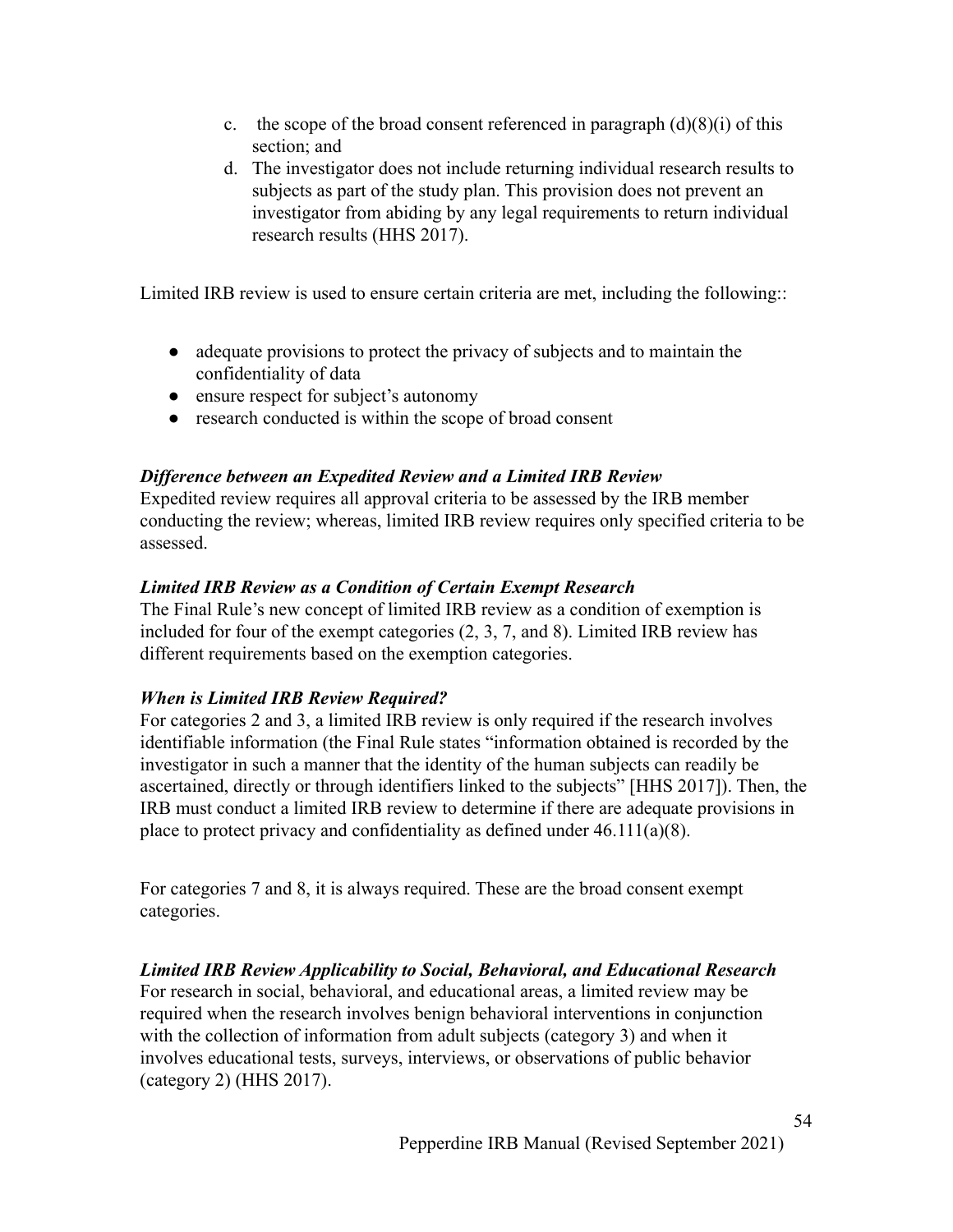c. the scope of the broad consent referenced in paragraph (d)(8)(i) of this section; and
d. The investigator does not include returning individual research results to subjects as part of the study plan. This provision does not prevent an investigator from abiding by any legal requirements to return individual research results (HHS 2017).

Limited IRB review is used to ensure certain criteria are met, including the following::

- adequate provisions to protect the privacy of subjects and to maintain the confidentiality of data
- ensure respect for subject's autonomy
- research conducted is within the scope of broad consent

***Difference between an Expedited Review and a Limited IRB Review***

Expedited review requires all approval criteria to be assessed by the IRB member conducting the review; whereas, limited IRB review requires only specified criteria to be assessed.

***Limited IRB Review as a Condition of Certain Exempt Research***

The Final Rule's new concept of limited IRB review as a condition of exemption is included for four of the exempt categories (2, 3, 7, and 8). Limited IRB review has different requirements based on the exemption categories.

***When is Limited IRB Review Required?***

For categories 2 and 3, a limited IRB review is only required if the research involves identifiable information (the Final Rule states "information obtained is recorded by the investigator in such a manner that the identity of the human subjects can readily be ascertained, directly or through identifiers linked to the subjects" [HHS 2017]). Then, the IRB must conduct a limited IRB review to determine if there are adequate provisions in place to protect privacy and confidentiality as defined under 46.111(a)(8).

For categories 7 and 8, it is always required. These are the broad consent exempt categories.

***Limited IRB Review Applicability to Social, Behavioral, and Educational Research***

For research in social, behavioral, and educational areas, a limited review may be required when the research involves benign behavioral interventions in conjunction with the collection of information from adult subjects (category 3) and when it involves educational tests, surveys, interviews, or observations of public behavior (category 2) (HHS 2017).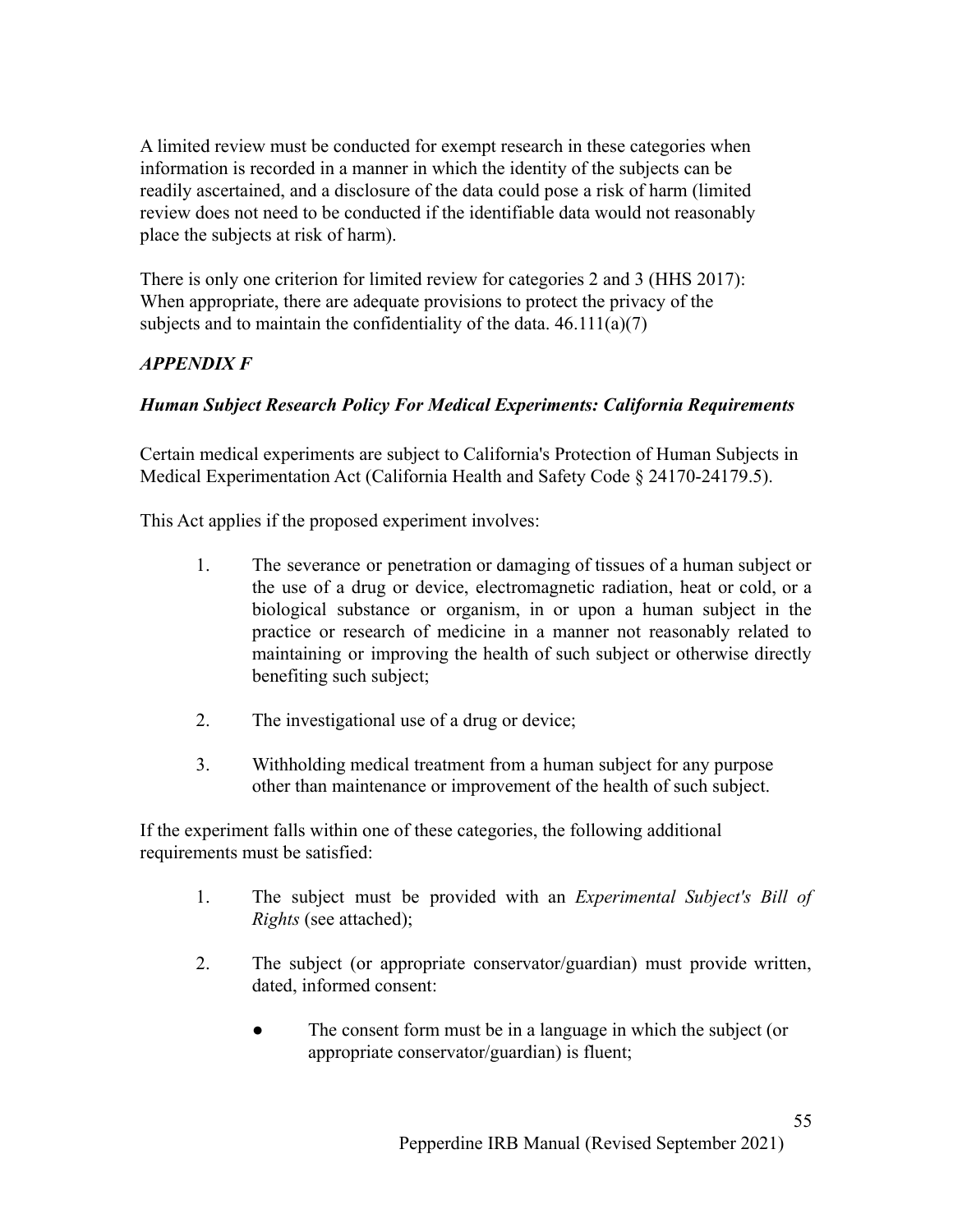A limited review must be conducted for exempt research in these categories when information is recorded in a manner in which the identity of the subjects can be readily ascertained, and a disclosure of the data could pose a risk of harm (limited review does not need to be conducted if the identifiable data would not reasonably place the subjects at risk of harm).

There is only one criterion for limited review for categories 2 and 3 (HHS 2017): When appropriate, there are adequate provisions to protect the privacy of the subjects and to maintain the confidentiality of the data. 46.111(a)(7)

### *APPENDIX F*

### *Human Subject Research Policy For Medical Experiments: California Requirements*

Certain medical experiments are subject to California's Protection of Human Subjects in Medical Experimentation Act (California Health and Safety Code § 24170-24179.5).

This Act applies if the proposed experiment involves:

1. The severance or penetration or damaging of tissues of a human subject or the use of a drug or device, electromagnetic radiation, heat or cold, or a biological substance or organism, in or upon a human subject in the practice or research of medicine in a manner not reasonably related to maintaining or improving the health of such subject or otherwise directly benefiting such subject;

2. The investigational use of a drug or device;

3. Withholding medical treatment from a human subject for any purpose other than maintenance or improvement of the health of such subject.

If the experiment falls within one of these categories, the following additional requirements must be satisfied:

1. The subject must be provided with an *Experimental Subject's Bill of Rights* (see attached);

2. The subject (or appropriate conservator/guardian) must provide written, dated, informed consent:

    - The consent form must be in a language in which the subject (or appropriate conservator/guardian) is fluent;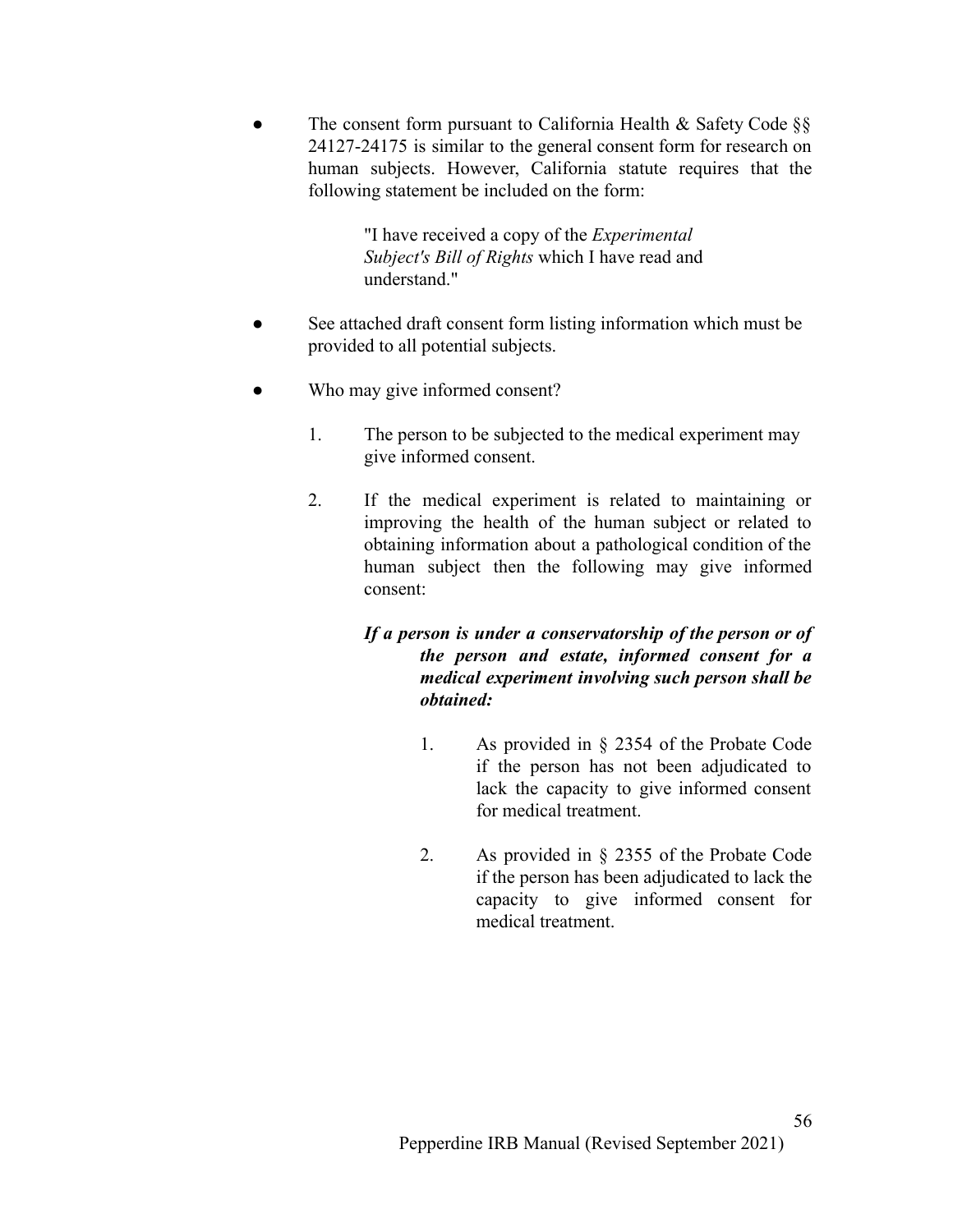- The consent form pursuant to California Health & Safety Code §§ 24127-24175 is similar to the general consent form for research on human subjects. However, California statute requires that the following statement be included on the form:

  > "I have received a copy of the *Experimental Subject's Bill of Rights* which I have read and understand."

- See attached draft consent form listing information which must be provided to all potential subjects.

- Who may give informed consent?

  1. The person to be subjected to the medical experiment may give informed consent.

  2. If the medical experiment is related to maintaining or improving the health of the human subject or related to obtaining information about a pathological condition of the human subject then the following may give informed consent:

     ***If a person is under a conservatorship of the person or of the person and estate, informed consent for a medical experiment involving such person shall be obtained:***

     1. As provided in § 2354 of the Probate Code if the person has not been adjudicated to lack the capacity to give informed consent for medical treatment.

     2. As provided in § 2355 of the Probate Code if the person has been adjudicated to lack the capacity to give informed consent for medical treatment.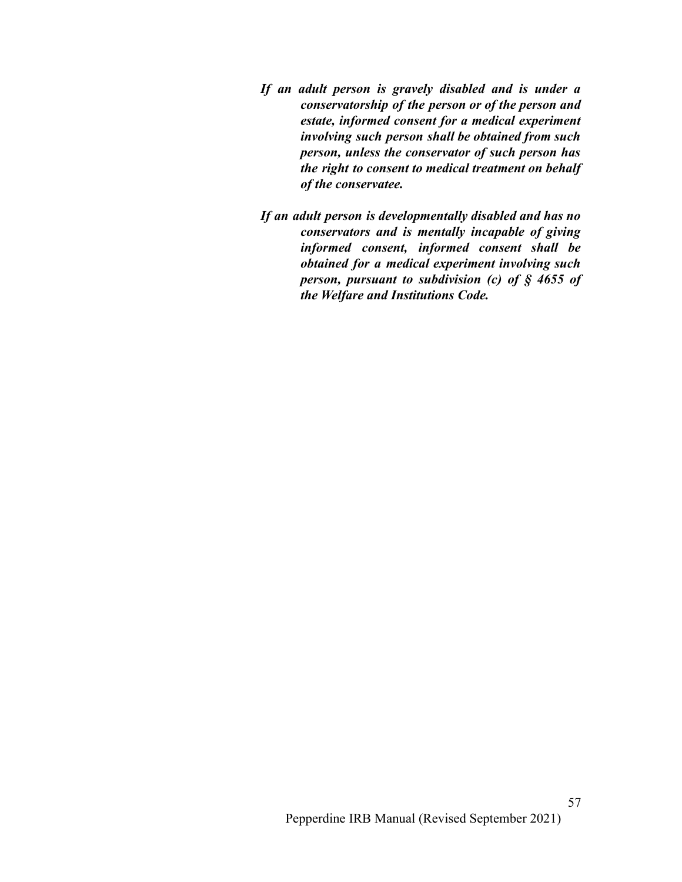***If an adult person is gravely disabled and is under a conservatorship of the person or of the person and estate, informed consent for a medical experiment involving such person shall be obtained from such person, unless the conservator of such person has the right to consent to medical treatment on behalf of the conservatee.***

***If an adult person is developmentally disabled and has no conservators and is mentally incapable of giving informed consent, informed consent shall be obtained for a medical experiment involving such person, pursuant to subdivision (c) of § 4655 of the Welfare and Institutions Code.***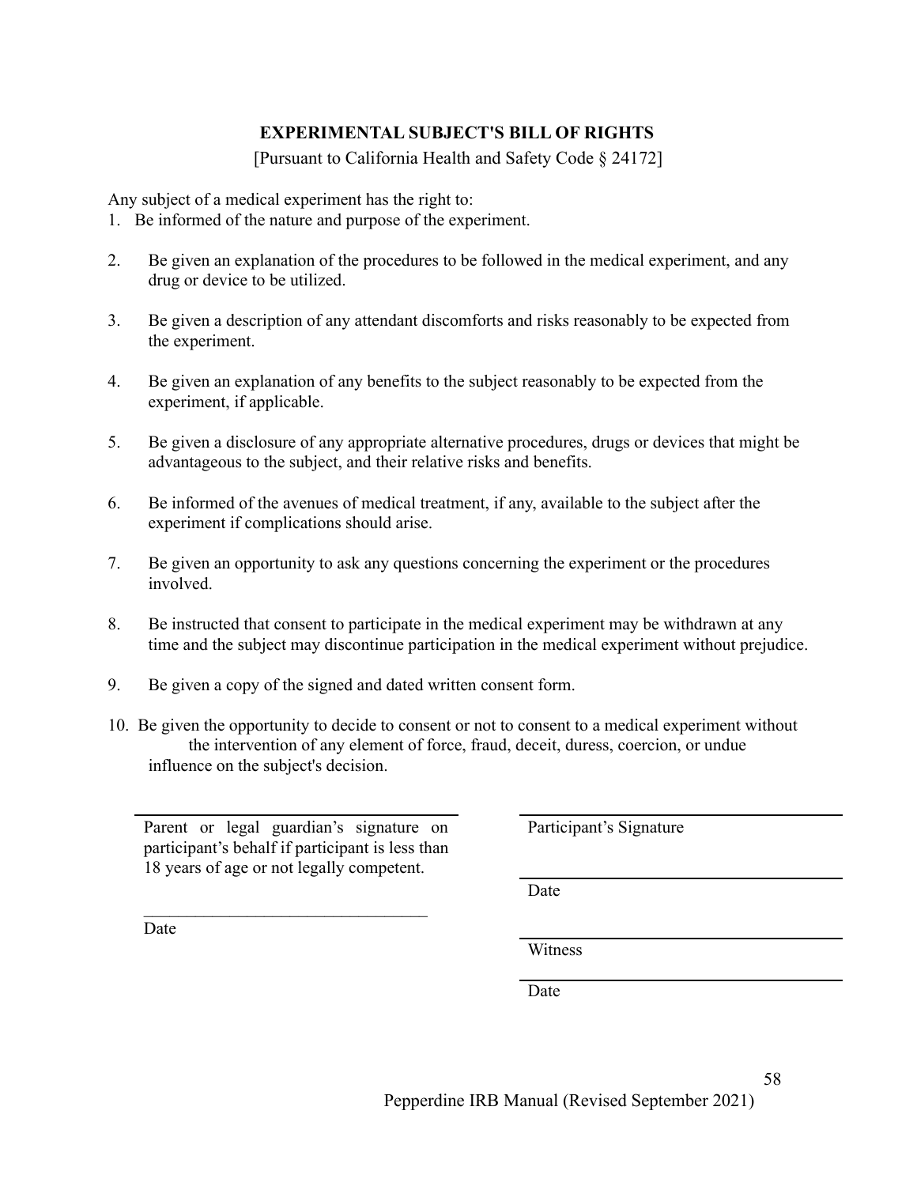## EXPERIMENTAL SUBJECT'S BILL OF RIGHTS

[Pursuant to California Health and Safety Code § 24172]

Any subject of a medical experiment has the right to:

1. Be informed of the nature and purpose of the experiment.
2. Be given an explanation of the procedures to be followed in the medical experiment, and any drug or device to be utilized.
3. Be given a description of any attendant discomforts and risks reasonably to be expected from the experiment.
4. Be given an explanation of any benefits to the subject reasonably to be expected from the experiment, if applicable.
5. Be given a disclosure of any appropriate alternative procedures, drugs or devices that might be advantageous to the subject, and their relative risks and benefits.
6. Be informed of the avenues of medical treatment, if any, available to the subject after the experiment if complications should arise.
7. Be given an opportunity to ask any questions concerning the experiment or the procedures involved.
8. Be instructed that consent to participate in the medical experiment may be withdrawn at any time and the subject may discontinue participation in the medical experiment without prejudice.
9. Be given a copy of the signed and dated written consent form.
10. Be given the opportunity to decide to consent or not to consent to a medical experiment without the intervention of any element of force, fraud, deceit, duress, coercion, or undue influence on the subject's decision.

______________________________
Parent or legal guardian's signature on participant's behalf if participant is less than 18 years of age or not legally competent.

______________________________
Date

______________________________
Participant's Signature

______________________________
Date

______________________________
Witness

______________________________
Date

Pepperdine IRB Manual (Revised September 2021)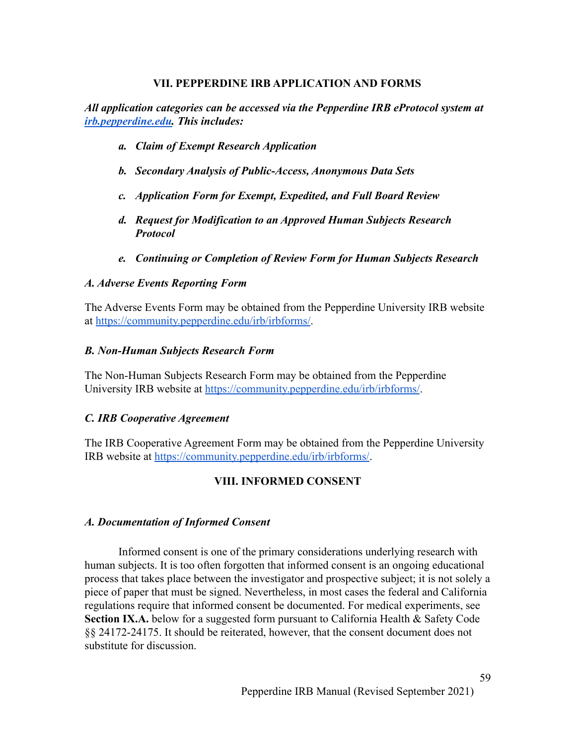## VII. PEPPERDINE IRB APPLICATION AND FORMS

***All application categories can be accessed via the Pepperdine IRB eProtocol system at [irb.pepperdine.edu](irb.pepperdine.edu). This includes:***

- ***a. Claim of Exempt Research Application***
- ***b. Secondary Analysis of Public-Access, Anonymous Data Sets***
- ***c. Application Form for Exempt, Expedited, and Full Board Review***
- ***d. Request for Modification to an Approved Human Subjects Research Protocol***
- ***e. Continuing or Completion of Review Form for Human Subjects Research***

### *A. Adverse Events Reporting Form*

The Adverse Events Form may be obtained from the Pepperdine University IRB website at [https://community.pepperdine.edu/irb/irbforms/](https://community.pepperdine.edu/irb/irbforms/).

### *B. Non-Human Subjects Research Form*

The Non-Human Subjects Research Form may be obtained from the Pepperdine University IRB website at [https://community.pepperdine.edu/irb/irbforms/](https://community.pepperdine.edu/irb/irbforms/).

### *C. IRB Cooperative Agreement*

The IRB Cooperative Agreement Form may be obtained from the Pepperdine University IRB website at [https://community.pepperdine.edu/irb/irbforms/](https://community.pepperdine.edu/irb/irbforms/).

## VIII. INFORMED CONSENT

### *A. Documentation of Informed Consent*

Informed consent is one of the primary considerations underlying research with human subjects. It is too often forgotten that informed consent is an ongoing educational process that takes place between the investigator and prospective subject; it is not solely a piece of paper that must be signed. Nevertheless, in most cases the federal and California regulations require that informed consent be documented. For medical experiments, see **Section IX.A.** below for a suggested form pursuant to California Health & Safety Code §§ 24172-24175. It should be reiterated, however, that the consent document does not substitute for discussion.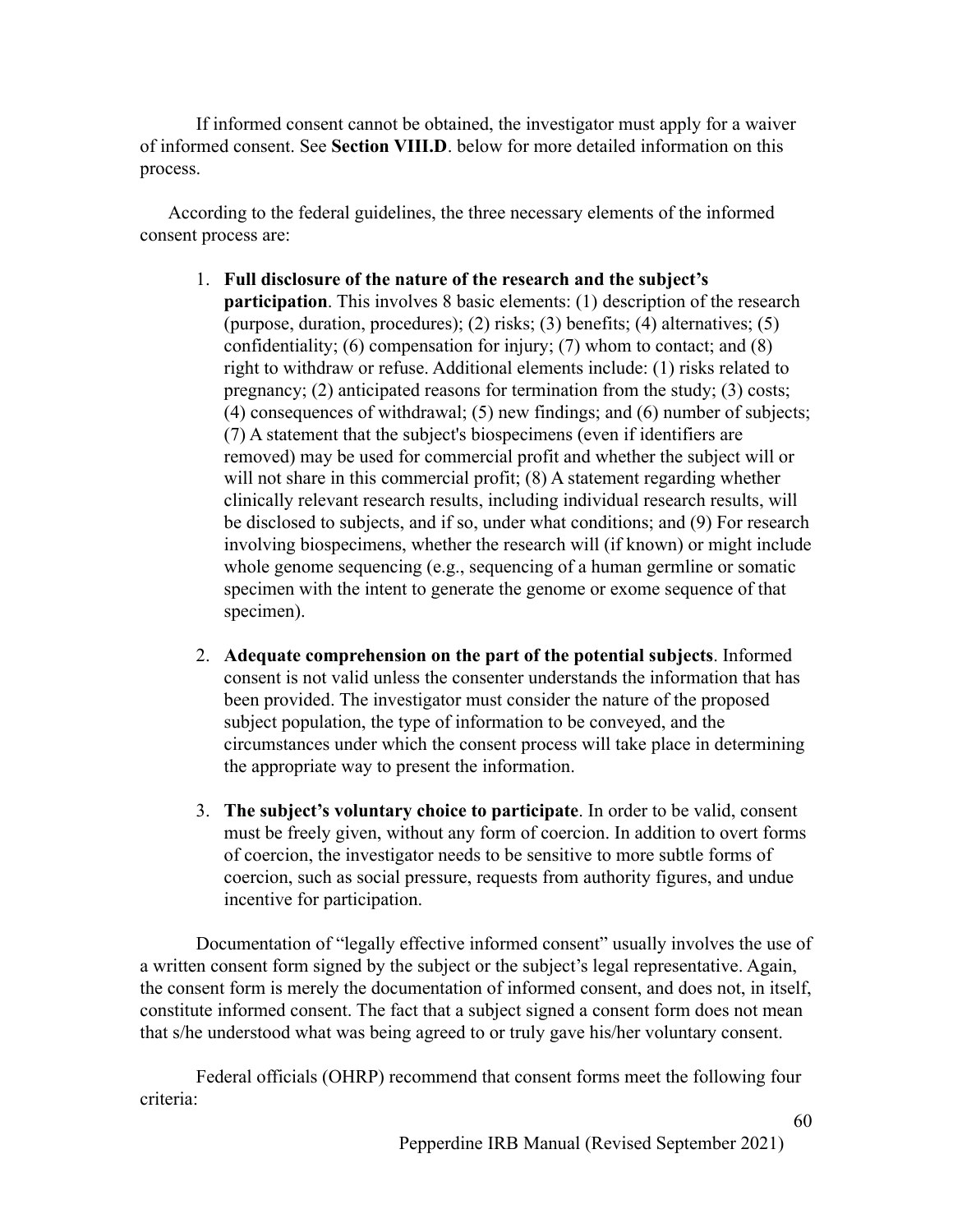If informed consent cannot be obtained, the investigator must apply for a waiver of informed consent. See **Section VIII.D**. below for more detailed information on this process.

According to the federal guidelines, the three necessary elements of the informed consent process are:

1. **Full disclosure of the nature of the research and the subject's participation**. This involves 8 basic elements: (1) description of the research (purpose, duration, procedures); (2) risks; (3) benefits; (4) alternatives; (5) confidentiality; (6) compensation for injury; (7) whom to contact; and (8) right to withdraw or refuse. Additional elements include: (1) risks related to pregnancy; (2) anticipated reasons for termination from the study; (3) costs; (4) consequences of withdrawal; (5) new findings; and (6) number of subjects; (7) A statement that the subject's biospecimens (even if identifiers are removed) may be used for commercial profit and whether the subject will or will not share in this commercial profit; (8) A statement regarding whether clinically relevant research results, including individual research results, will be disclosed to subjects, and if so, under what conditions; and (9) For research involving biospecimens, whether the research will (if known) or might include whole genome sequencing (e.g., sequencing of a human germline or somatic specimen with the intent to generate the genome or exome sequence of that specimen).

2. **Adequate comprehension on the part of the potential subjects**. Informed consent is not valid unless the consenter understands the information that has been provided. The investigator must consider the nature of the proposed subject population, the type of information to be conveyed, and the circumstances under which the consent process will take place in determining the appropriate way to present the information.

3. **The subject's voluntary choice to participate**. In order to be valid, consent must be freely given, without any form of coercion. In addition to overt forms of coercion, the investigator needs to be sensitive to more subtle forms of coercion, such as social pressure, requests from authority figures, and undue incentive for participation.

Documentation of "legally effective informed consent" usually involves the use of a written consent form signed by the subject or the subject's legal representative. Again, the consent form is merely the documentation of informed consent, and does not, in itself, constitute informed consent. The fact that a subject signed a consent form does not mean that s/he understood what was being agreed to or truly gave his/her voluntary consent.

Federal officials (OHRP) recommend that consent forms meet the following four criteria: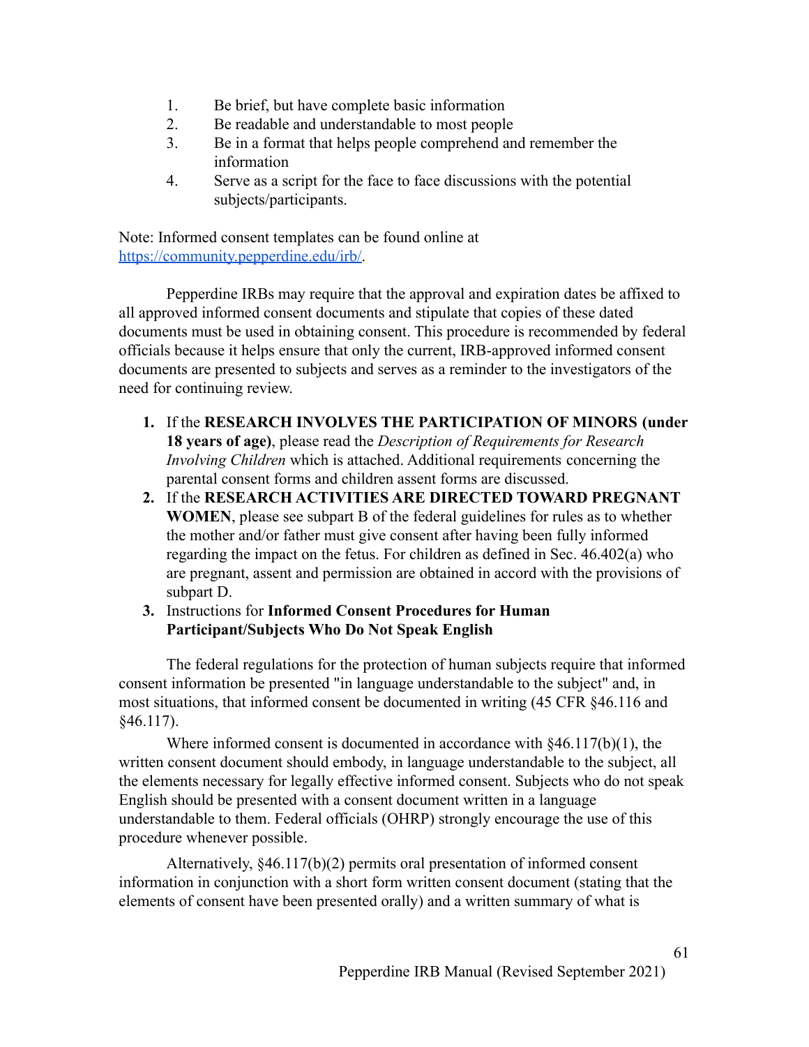1. Be brief, but have complete basic information
2. Be readable and understandable to most people
3. Be in a format that helps people comprehend and remember the information
4. Serve as a script for the face to face discussions with the potential subjects/participants.

Note: Informed consent templates can be found online at [https://community.pepperdine.edu/irb/](https://community.pepperdine.edu/irb/).

Pepperdine IRBs may require that the approval and expiration dates be affixed to all approved informed consent documents and stipulate that copies of these dated documents must be used in obtaining consent. This procedure is recommended by federal officials because it helps ensure that only the current, IRB-approved informed consent documents are presented to subjects and serves as a reminder to the investigators of the need for continuing review.

1. If the **RESEARCH INVOLVES THE PARTICIPATION OF MINORS (under 18 years of age)**, please read the *Description of Requirements for Research Involving Children* which is attached. Additional requirements concerning the parental consent forms and children assent forms are discussed.
2. If the **RESEARCH ACTIVITIES ARE DIRECTED TOWARD PREGNANT WOMEN**, please see subpart B of the federal guidelines for rules as to whether the mother and/or father must give consent after having been fully informed regarding the impact on the fetus. For children as defined in Sec. 46.402(a) who are pregnant, assent and permission are obtained in accord with the provisions of subpart D.
3. Instructions for **Informed Consent Procedures for Human Participant/Subjects Who Do Not Speak English**

The federal regulations for the protection of human subjects require that informed consent information be presented "in language understandable to the subject" and, in most situations, that informed consent be documented in writing (45 CFR §46.116 and §46.117).

Where informed consent is documented in accordance with §46.117(b)(1), the written consent document should embody, in language understandable to the subject, all the elements necessary for legally effective informed consent. Subjects who do not speak English should be presented with a consent document written in a language understandable to them. Federal officials (OHRP) strongly encourage the use of this procedure whenever possible.

Alternatively, §46.117(b)(2) permits oral presentation of informed consent information in conjunction with a short form written consent document (stating that the elements of consent have been presented orally) and a written summary of what is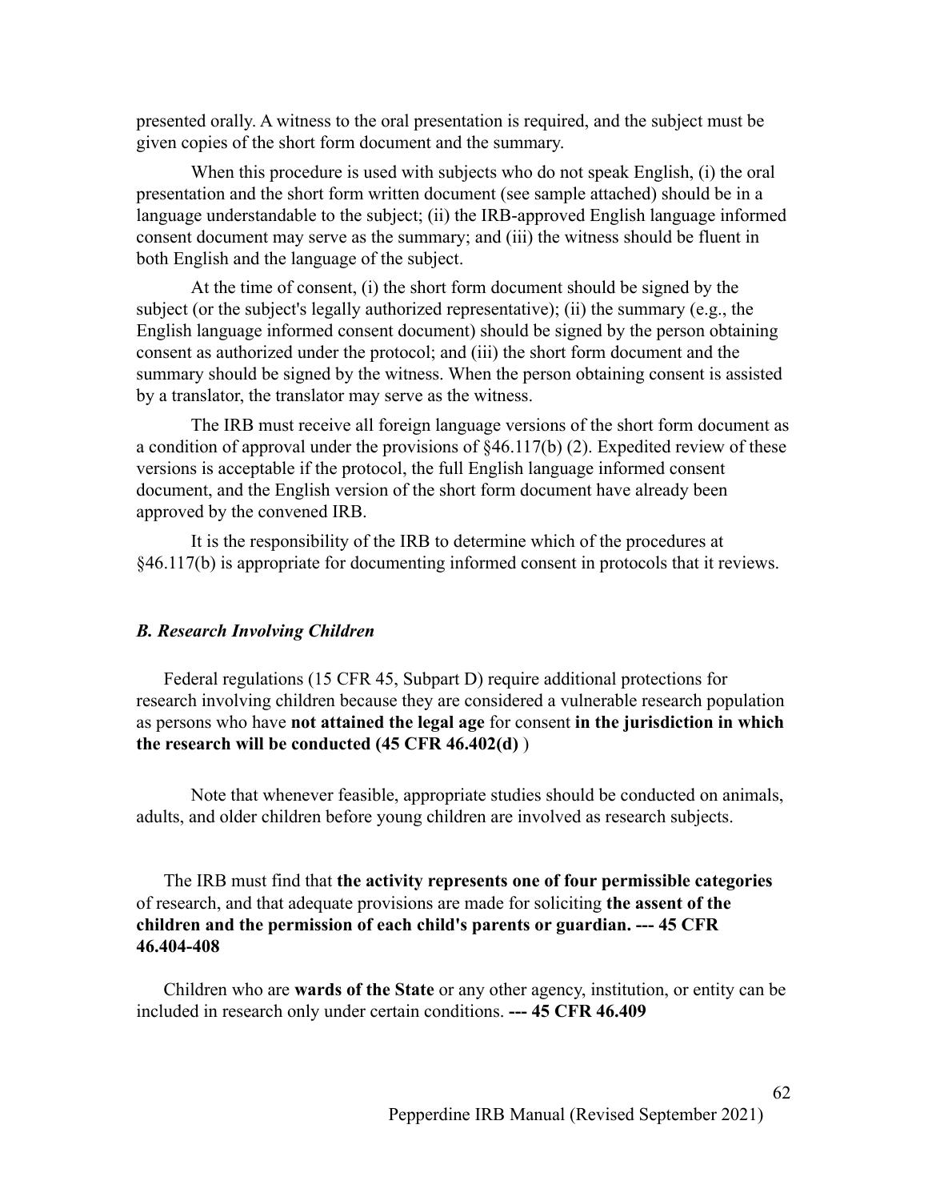presented orally. A witness to the oral presentation is required, and the subject must be given copies of the short form document and the summary.

When this procedure is used with subjects who do not speak English, (i) the oral presentation and the short form written document (see sample attached) should be in a language understandable to the subject; (ii) the IRB-approved English language informed consent document may serve as the summary; and (iii) the witness should be fluent in both English and the language of the subject.

At the time of consent, (i) the short form document should be signed by the subject (or the subject's legally authorized representative); (ii) the summary (e.g., the English language informed consent document) should be signed by the person obtaining consent as authorized under the protocol; and (iii) the short form document and the summary should be signed by the witness. When the person obtaining consent is assisted by a translator, the translator may serve as the witness.

The IRB must receive all foreign language versions of the short form document as a condition of approval under the provisions of §46.117(b) (2). Expedited review of these versions is acceptable if the protocol, the full English language informed consent document, and the English version of the short form document have already been approved by the convened IRB.

It is the responsibility of the IRB to determine which of the procedures at §46.117(b) is appropriate for documenting informed consent in protocols that it reviews.

### *B. Research Involving Children*

Federal regulations (15 CFR 45, Subpart D) require additional protections for research involving children because they are considered a vulnerable research population as persons who have **not attained the legal age** for consent **in the jurisdiction in which the research will be conducted (45 CFR 46.402(d)** )

Note that whenever feasible, appropriate studies should be conducted on animals, adults, and older children before young children are involved as research subjects.

The IRB must find that **the activity represents one of four permissible categories** of research, and that adequate provisions are made for soliciting **the assent of the children and the permission of each child's parents or guardian. --- 45 CFR 46.404-408**

Children who are **wards of the State** or any other agency, institution, or entity can be included in research only under certain conditions. **--- 45 CFR 46.409**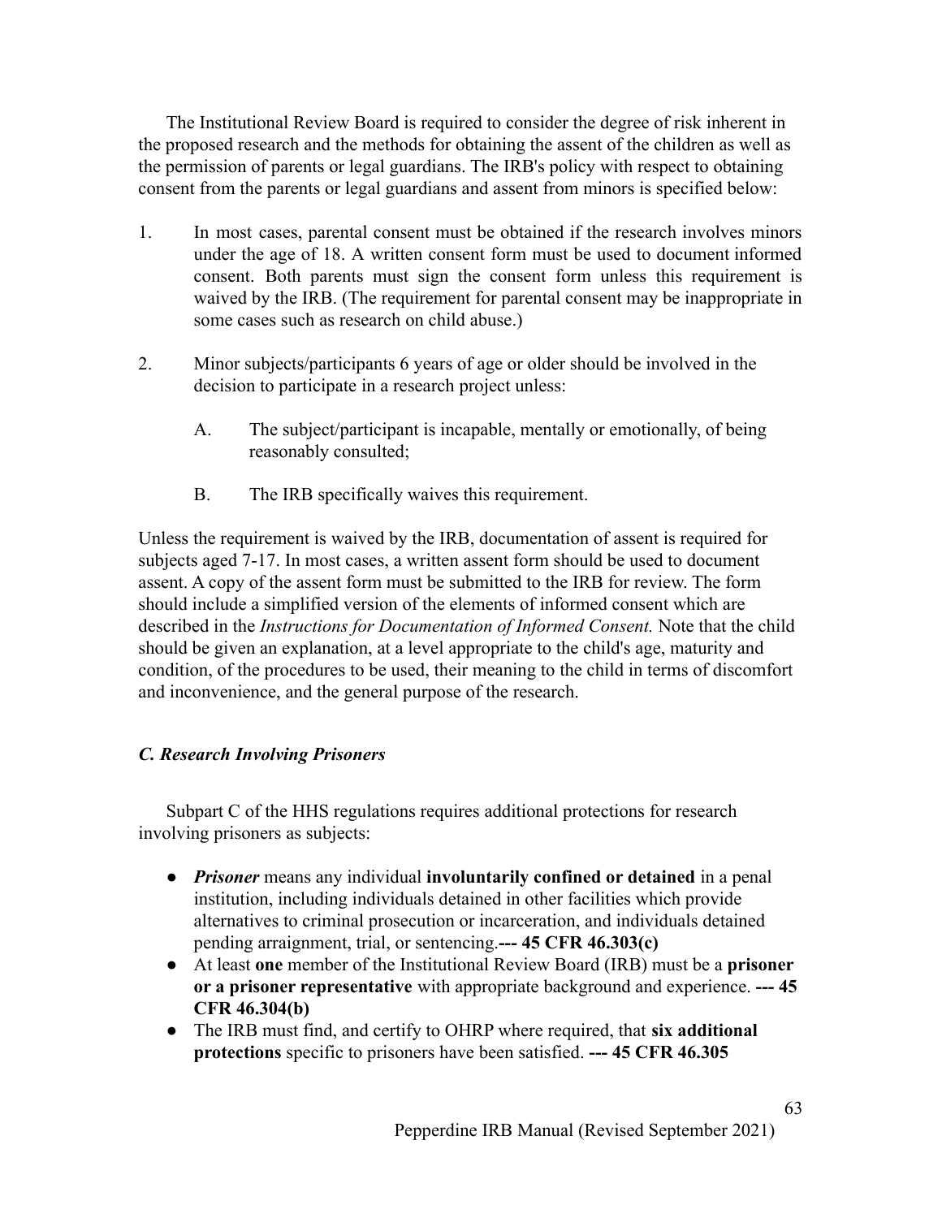The Institutional Review Board is required to consider the degree of risk inherent in the proposed research and the methods for obtaining the assent of the children as well as the permission of parents or legal guardians. The IRB's policy with respect to obtaining consent from the parents or legal guardians and assent from minors is specified below:

1. In most cases, parental consent must be obtained if the research involves minors under the age of 18. A written consent form must be used to document informed consent. Both parents must sign the consent form unless this requirement is waived by the IRB. (The requirement for parental consent may be inappropriate in some cases such as research on child abuse.)

2. Minor subjects/participants 6 years of age or older should be involved in the decision to participate in a research project unless:

   A. The subject/participant is incapable, mentally or emotionally, of being reasonably consulted;

   B. The IRB specifically waives this requirement.

Unless the requirement is waived by the IRB, documentation of assent is required for subjects aged 7-17. In most cases, a written assent form should be used to document assent. A copy of the assent form must be submitted to the IRB for review. The form should include a simplified version of the elements of informed consent which are described in the *Instructions for Documentation of Informed Consent.* Note that the child should be given an explanation, at a level appropriate to the child's age, maturity and condition, of the procedures to be used, their meaning to the child in terms of discomfort and inconvenience, and the general purpose of the research.

### *C. Research Involving Prisoners*

Subpart C of the HHS regulations requires additional protections for research involving prisoners as subjects:

- ***Prisoner*** means any individual **involuntarily confined or detained** in a penal institution, including individuals detained in other facilities which provide alternatives to criminal prosecution or incarceration, and individuals detained pending arraignment, trial, or sentencing.**--- 45 CFR 46.303(c)**
- At least **one** member of the Institutional Review Board (IRB) must be a **prisoner or a prisoner representative** with appropriate background and experience. **--- 45 CFR 46.304(b)**
- The IRB must find, and certify to OHRP where required, that **six additional protections** specific to prisoners have been satisfied. **--- 45 CFR 46.305**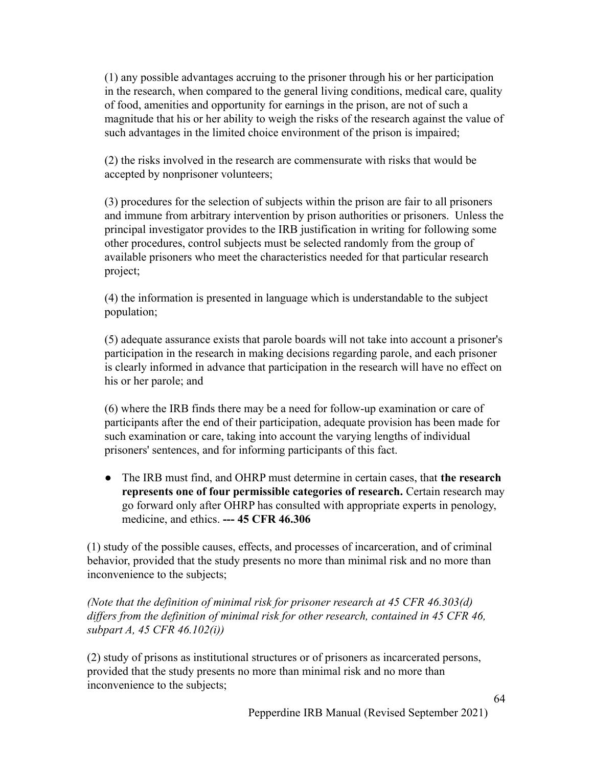(1) any possible advantages accruing to the prisoner through his or her participation in the research, when compared to the general living conditions, medical care, quality of food, amenities and opportunity for earnings in the prison, are not of such a magnitude that his or her ability to weigh the risks of the research against the value of such advantages in the limited choice environment of the prison is impaired;

(2) the risks involved in the research are commensurate with risks that would be accepted by nonprisoner volunteers;

(3) procedures for the selection of subjects within the prison are fair to all prisoners and immune from arbitrary intervention by prison authorities or prisoners. Unless the principal investigator provides to the IRB justification in writing for following some other procedures, control subjects must be selected randomly from the group of available prisoners who meet the characteristics needed for that particular research project;

(4) the information is presented in language which is understandable to the subject population;

(5) adequate assurance exists that parole boards will not take into account a prisoner's participation in the research in making decisions regarding parole, and each prisoner is clearly informed in advance that participation in the research will have no effect on his or her parole; and

(6) where the IRB finds there may be a need for follow-up examination or care of participants after the end of their participation, adequate provision has been made for such examination or care, taking into account the varying lengths of individual prisoners' sentences, and for informing participants of this fact.

- The IRB must find, and OHRP must determine in certain cases, that **the research represents one of four permissible categories of research.** Certain research may go forward only after OHRP has consulted with appropriate experts in penology, medicine, and ethics. **--- 45 CFR 46.306**

(1) study of the possible causes, effects, and processes of incarceration, and of criminal behavior, provided that the study presents no more than minimal risk and no more than inconvenience to the subjects;

*(Note that the definition of minimal risk for prisoner research at 45 CFR 46.303(d) differs from the definition of minimal risk for other research, contained in 45 CFR 46, subpart A, 45 CFR 46.102(i))*

(2) study of prisons as institutional structures or of prisoners as incarcerated persons, provided that the study presents no more than minimal risk and no more than inconvenience to the subjects;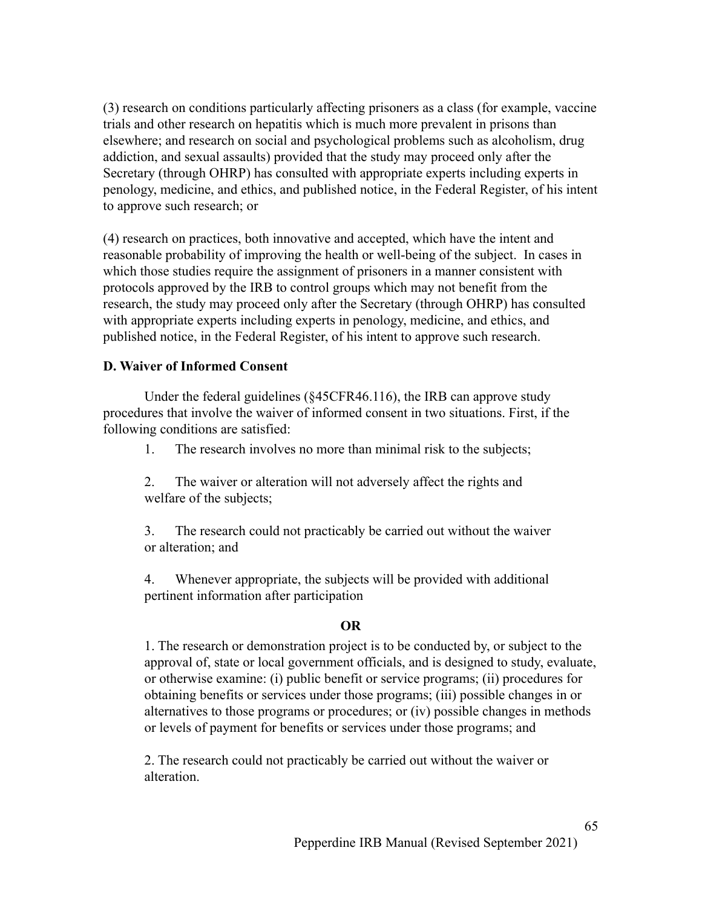(3) research on conditions particularly affecting prisoners as a class (for example, vaccine trials and other research on hepatitis which is much more prevalent in prisons than elsewhere; and research on social and psychological problems such as alcoholism, drug addiction, and sexual assaults) provided that the study may proceed only after the Secretary (through OHRP) has consulted with appropriate experts including experts in penology, medicine, and ethics, and published notice, in the Federal Register, of his intent to approve such research; or

(4) research on practices, both innovative and accepted, which have the intent and reasonable probability of improving the health or well-being of the subject. In cases in which those studies require the assignment of prisoners in a manner consistent with protocols approved by the IRB to control groups which may not benefit from the research, the study may proceed only after the Secretary (through OHRP) has consulted with appropriate experts including experts in penology, medicine, and ethics, and published notice, in the Federal Register, of his intent to approve such research.

**D. Waiver of Informed Consent**

Under the federal guidelines (§45CFR46.116), the IRB can approve study procedures that involve the waiver of informed consent in two situations. First, if the following conditions are satisfied:

1. The research involves no more than minimal risk to the subjects;

2. The waiver or alteration will not adversely affect the rights and welfare of the subjects;

3. The research could not practicably be carried out without the waiver or alteration; and

4. Whenever appropriate, the subjects will be provided with additional pertinent information after participation

**OR**

1. The research or demonstration project is to be conducted by, or subject to the approval of, state or local government officials, and is designed to study, evaluate, or otherwise examine: (i) public benefit or service programs; (ii) procedures for obtaining benefits or services under those programs; (iii) possible changes in or alternatives to those programs or procedures; or (iv) possible changes in methods or levels of payment for benefits or services under those programs; and

2. The research could not practicably be carried out without the waiver or alteration.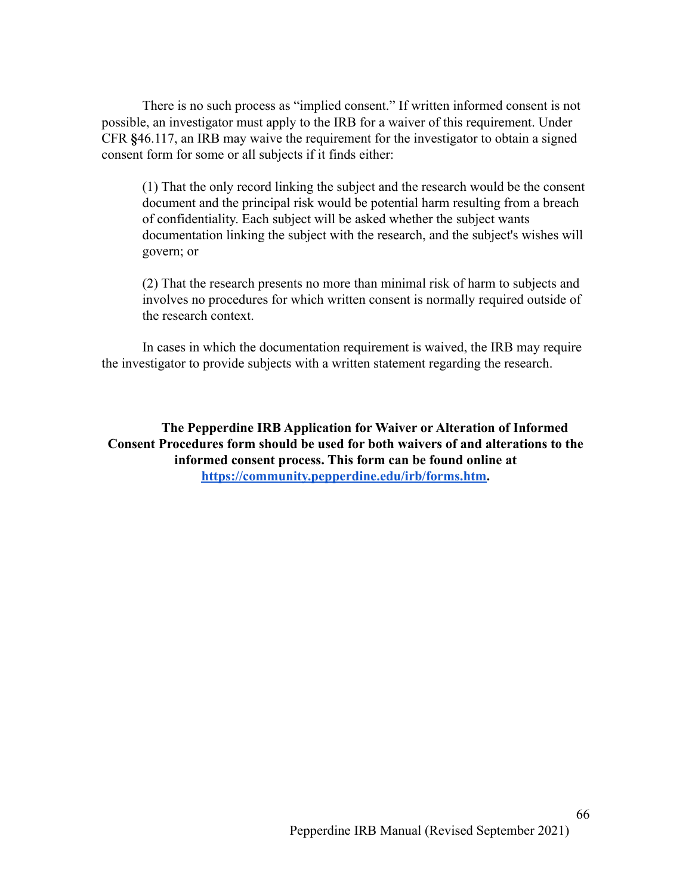There is no such process as “implied consent.” If written informed consent is not possible, an investigator must apply to the IRB for a waiver of this requirement. Under CFR §46.117, an IRB may waive the requirement for the investigator to obtain a signed consent form for some or all subjects if it finds either:

> (1) That the only record linking the subject and the research would be the consent document and the principal risk would be potential harm resulting from a breach of confidentiality. Each subject will be asked whether the subject wants documentation linking the subject with the research, and the subject's wishes will govern; or
>
> (2) That the research presents no more than minimal risk of harm to subjects and involves no procedures for which written consent is normally required outside of the research context.

In cases in which the documentation requirement is waived, the IRB may require the investigator to provide subjects with a written statement regarding the research.

**The Pepperdine IRB Application for Waiver or Alteration of Informed Consent Procedures form should be used for both waivers of and alterations to the informed consent process. This form can be found online at [https://community.pepperdine.edu/irb/forms.htm](https://community.pepperdine.edu/irb/forms.htm).**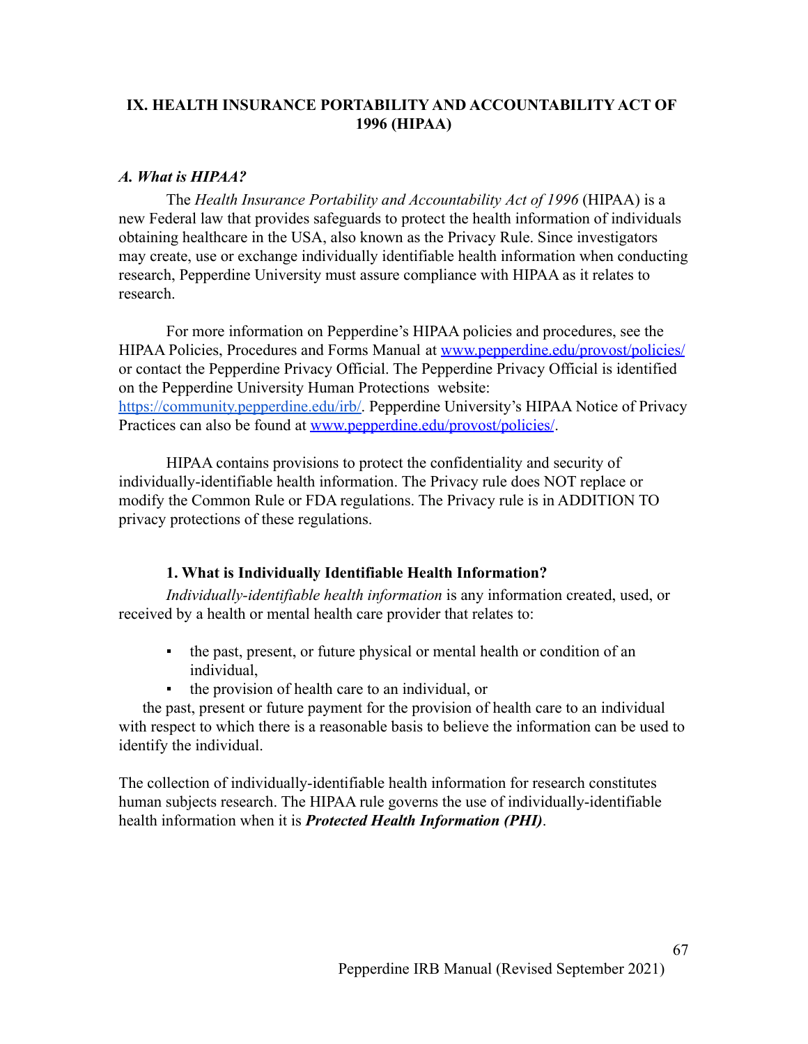## IX. HEALTH INSURANCE PORTABILITY AND ACCOUNTABILITY ACT OF 1996 (HIPAA)

### *A. What is HIPAA?*

The *Health Insurance Portability and Accountability Act of 1996* (HIPAA) is a new Federal law that provides safeguards to protect the health information of individuals obtaining healthcare in the USA, also known as the Privacy Rule. Since investigators may create, use or exchange individually identifiable health information when conducting research, Pepperdine University must assure compliance with HIPAA as it relates to research.

For more information on Pepperdine's HIPAA policies and procedures, see the HIPAA Policies, Procedures and Forms Manual at [www.pepperdine.edu/provost/policies/](www.pepperdine.edu/provost/policies/) or contact the Pepperdine Privacy Official. The Pepperdine Privacy Official is identified on the Pepperdine University Human Protections website: [https://community.pepperdine.edu/irb/](https://community.pepperdine.edu/irb/). Pepperdine University's HIPAA Notice of Privacy Practices can also be found at [www.pepperdine.edu/provost/policies/](www.pepperdine.edu/provost/policies/).

HIPAA contains provisions to protect the confidentiality and security of individually-identifiable health information. The Privacy rule does NOT replace or modify the Common Rule or FDA regulations. The Privacy rule is in ADDITION TO privacy protections of these regulations.

#### 1. What is Individually Identifiable Health Information?

*Individually-identifiable health information* is any information created, used, or received by a health or mental health care provider that relates to:

- the past, present, or future physical or mental health or condition of an individual,
- the provision of health care to an individual, or

the past, present or future payment for the provision of health care to an individual with respect to which there is a reasonable basis to believe the information can be used to identify the individual.

The collection of individually-identifiable health information for research constitutes human subjects research. The HIPAA rule governs the use of individually-identifiable health information when it is ***Protected Health Information (PHI)***.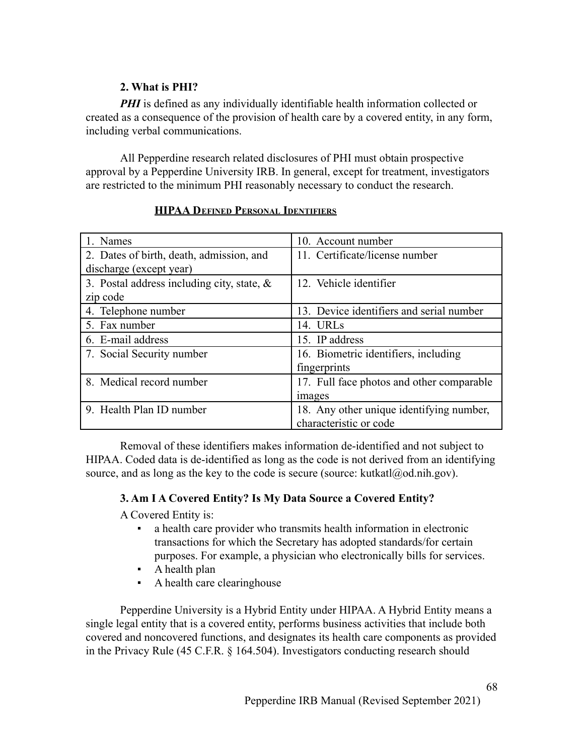### 2. What is PHI?

***PHI*** is defined as any individually identifiable health information collected or created as a consequence of the provision of health care by a covered entity, in any form, including verbal communications.

All Pepperdine research related disclosures of PHI must obtain prospective approval by a Pepperdine University IRB. In general, except for treatment, investigators are restricted to the minimum PHI reasonably necessary to conduct the research.

**HIPAA DEFINED PERSONAL IDENTIFIERS**

| | |
|---|---|
| 1. Names | 10. Account number |
| 2. Dates of birth, death, admission, and discharge (except year) | 11. Certificate/license number |
| 3. Postal address including city, state, & zip code | 12. Vehicle identifier |
| 4. Telephone number | 13. Device identifiers and serial number |
| 5. Fax number | 14. URLs |
| 6. E-mail address | 15. IP address |
| 7. Social Security number | 16. Biometric identifiers, including fingerprints |
| 8. Medical record number | 17. Full face photos and other comparable images |
| 9. Health Plan ID number | 18. Any other unique identifying number, characteristic or code |

Removal of these identifiers makes information de-identified and not subject to HIPAA. Coded data is de-identified as long as the code is not derived from an identifying source, and as long as the key to the code is secure (source: kutkatl@od.nih.gov).

### 3. Am I A Covered Entity? Is My Data Source a Covered Entity?

A Covered Entity is:

- a health care provider who transmits health information in electronic transactions for which the Secretary has adopted standards/for certain purposes. For example, a physician who electronically bills for services.
- A health plan
- A health care clearinghouse

Pepperdine University is a Hybrid Entity under HIPAA. A Hybrid Entity means a single legal entity that is a covered entity, performs business activities that include both covered and noncovered functions, and designates its health care components as provided in the Privacy Rule (45 C.F.R. § 164.504). Investigators conducting research should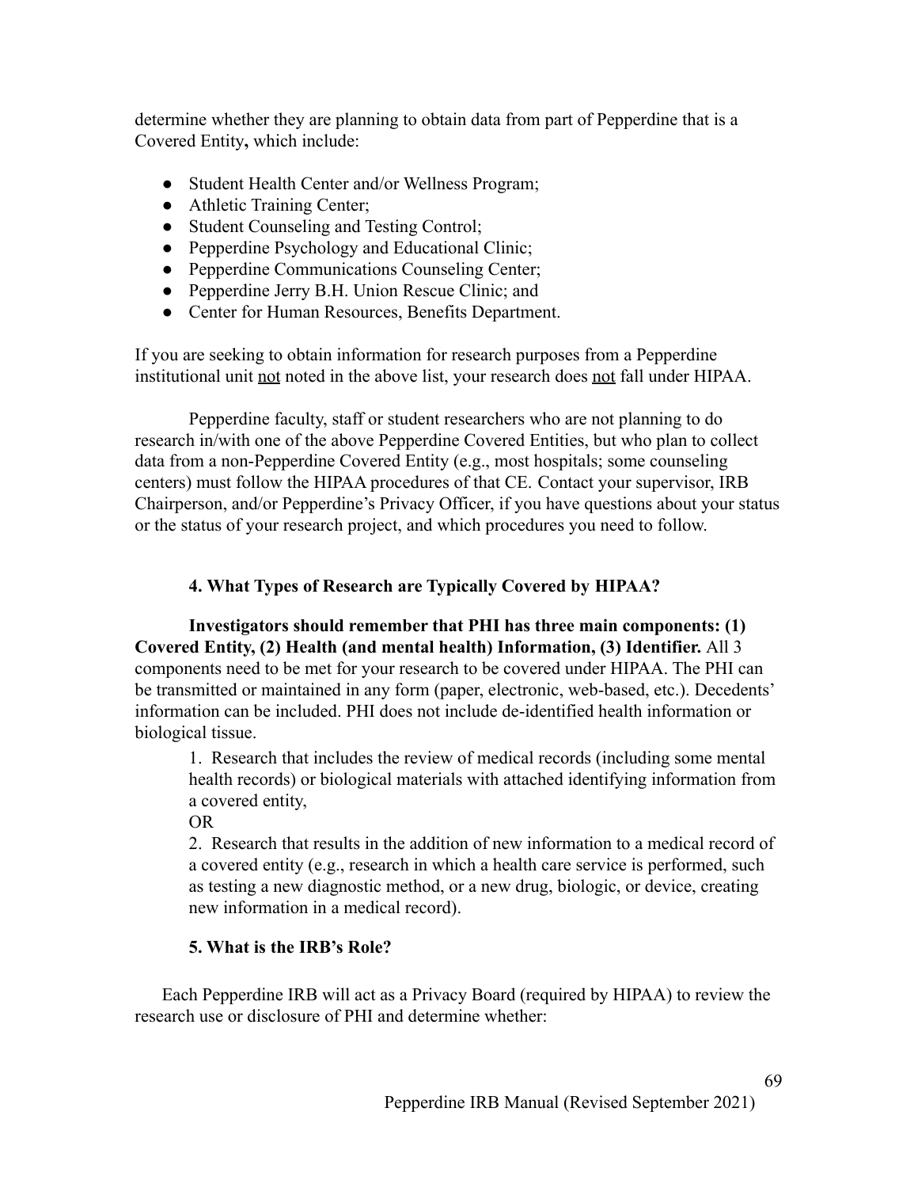determine whether they are planning to obtain data from part of Pepperdine that is a Covered Entity**,** which include:

- Student Health Center and/or Wellness Program;
- Athletic Training Center;
- Student Counseling and Testing Control;
- Pepperdine Psychology and Educational Clinic;
- Pepperdine Communications Counseling Center;
- Pepperdine Jerry B.H. Union Rescue Clinic; and
- Center for Human Resources, Benefits Department.

If you are seeking to obtain information for research purposes from a Pepperdine institutional unit <u>not</u> noted in the above list, your research does <u>not</u> fall under HIPAA.

Pepperdine faculty, staff or student researchers who are not planning to do research in/with one of the above Pepperdine Covered Entities, but who plan to collect data from a non-Pepperdine Covered Entity (e.g., most hospitals; some counseling centers) must follow the HIPAA procedures of that CE. Contact your supervisor, IRB Chairperson, and/or Pepperdine's Privacy Officer, if you have questions about your status or the status of your research project, and which procedures you need to follow.

### 4. What Types of Research are Typically Covered by HIPAA?

**Investigators should remember that PHI has three main components: (1) Covered Entity, (2) Health (and mental health) Information, (3) Identifier.** All 3 components need to be met for your research to be covered under HIPAA. The PHI can be transmitted or maintained in any form (paper, electronic, web-based, etc.). Decedents' information can be included. PHI does not include de-identified health information or biological tissue.

1. Research that includes the review of medical records (including some mental health records) or biological materials with attached identifying information from a covered entity,

   OR

2. Research that results in the addition of new information to a medical record of a covered entity (e.g., research in which a health care service is performed, such as testing a new diagnostic method, or a new drug, biologic, or device, creating new information in a medical record).

### 5. What is the IRB's Role?

Each Pepperdine IRB will act as a Privacy Board (required by HIPAA) to review the research use or disclosure of PHI and determine whether: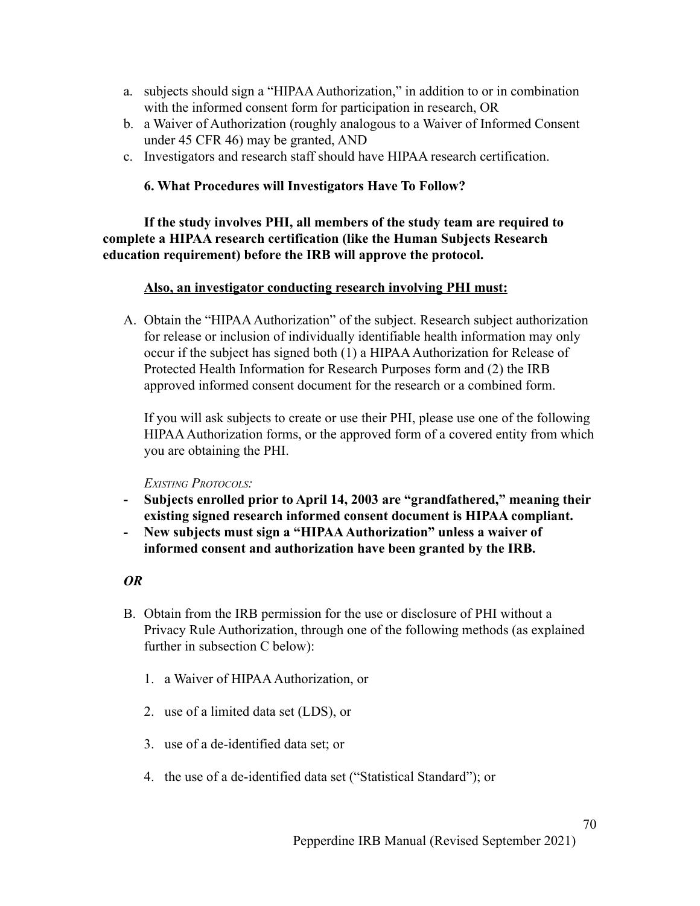a. subjects should sign a "HIPAA Authorization," in addition to or in combination with the informed consent form for participation in research, OR
b. a Waiver of Authorization (roughly analogous to a Waiver of Informed Consent under 45 CFR 46) may be granted, AND
c. Investigators and research staff should have HIPAA research certification.

### 6. What Procedures will Investigators Have To Follow?

**If the study involves PHI, all members of the study team are required to complete a HIPAA research certification (like the Human Subjects Research education requirement) before the IRB will approve the protocol.**

**Also, an investigator conducting research involving PHI must:**

A. Obtain the "HIPAA Authorization" of the subject. Research subject authorization for release or inclusion of individually identifiable health information may only occur if the subject has signed both (1) a HIPAA Authorization for Release of Protected Health Information for Research Purposes form and (2) the IRB approved informed consent document for the research or a combined form.

   If you will ask subjects to create or use their PHI, please use one of the following HIPAA Authorization forms, or the approved form of a covered entity from which you are obtaining the PHI.

   *EXISTING PROTOCOLS:*

- **Subjects enrolled prior to April 14, 2003 are "grandfathered," meaning their existing signed research informed consent document is HIPAA compliant.**
- **New subjects must sign a "HIPAA Authorization" unless a waiver of informed consent and authorization have been granted by the IRB.**

***OR***

B. Obtain from the IRB permission for the use or disclosure of PHI without a Privacy Rule Authorization, through one of the following methods (as explained further in subsection C below):

   1. a Waiver of HIPAA Authorization, or
   2. use of a limited data set (LDS), or
   3. use of a de-identified data set; or
   4. the use of a de-identified data set ("Statistical Standard"); or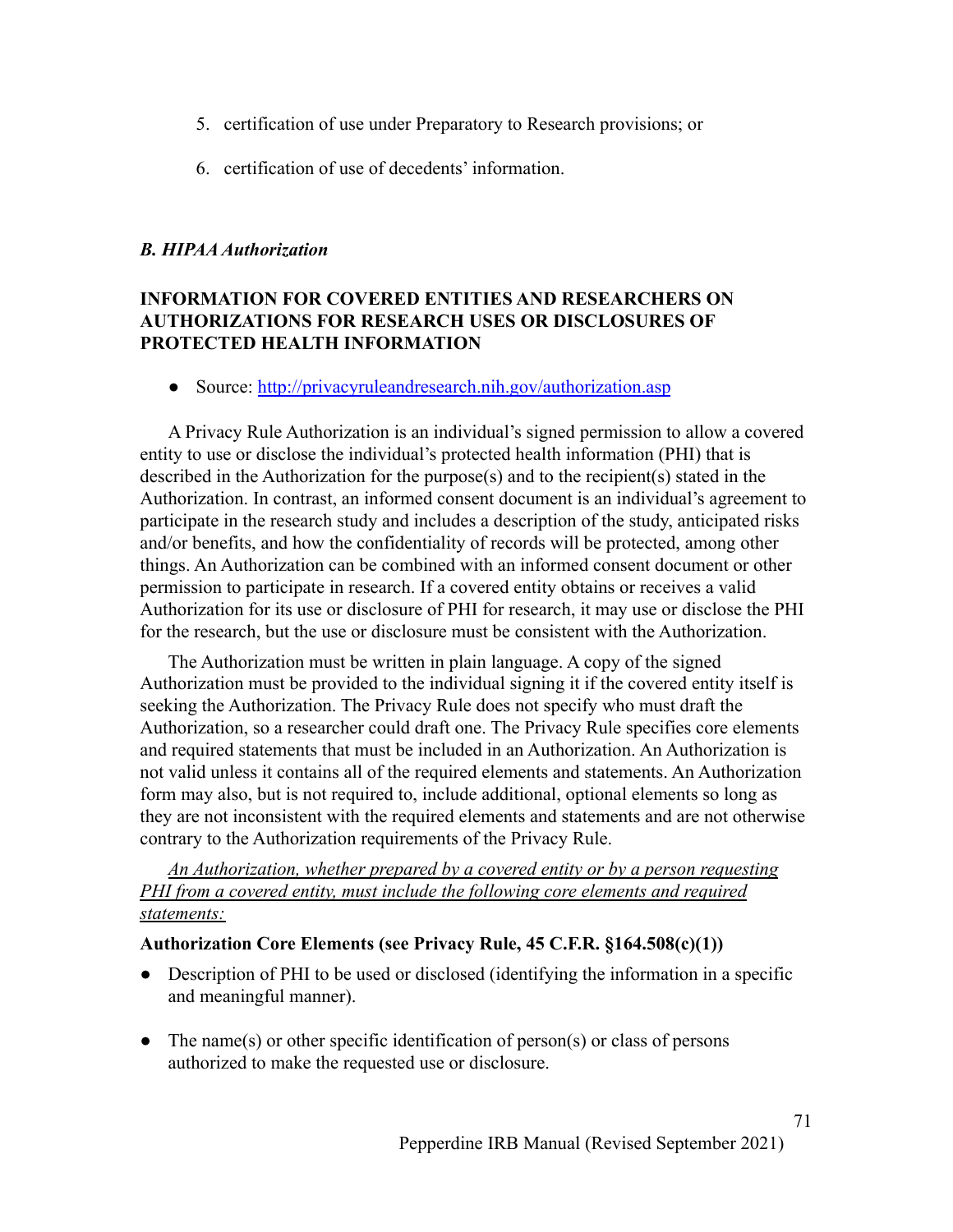5. certification of use under Preparatory to Research provisions; or

6. certification of use of decedents' information.

### *B. HIPAA Authorization*

**INFORMATION FOR COVERED ENTITIES AND RESEARCHERS ON AUTHORIZATIONS FOR RESEARCH USES OR DISCLOSURES OF PROTECTED HEALTH INFORMATION**

- Source: [http://privacyruleandresearch.nih.gov/authorization.asp](http://privacyruleandresearch.nih.gov/authorization.asp)

A Privacy Rule Authorization is an individual's signed permission to allow a covered entity to use or disclose the individual's protected health information (PHI) that is described in the Authorization for the purpose(s) and to the recipient(s) stated in the Authorization. In contrast, an informed consent document is an individual's agreement to participate in the research study and includes a description of the study, anticipated risks and/or benefits, and how the confidentiality of records will be protected, among other things. An Authorization can be combined with an informed consent document or other permission to participate in research. If a covered entity obtains or receives a valid Authorization for its use or disclosure of PHI for research, it may use or disclose the PHI for the research, but the use or disclosure must be consistent with the Authorization.

The Authorization must be written in plain language. A copy of the signed Authorization must be provided to the individual signing it if the covered entity itself is seeking the Authorization. The Privacy Rule does not specify who must draft the Authorization, so a researcher could draft one. The Privacy Rule specifies core elements and required statements that must be included in an Authorization. An Authorization is not valid unless it contains all of the required elements and statements. An Authorization form may also, but is not required to, include additional, optional elements so long as they are not inconsistent with the required elements and statements and are not otherwise contrary to the Authorization requirements of the Privacy Rule.

*An Authorization, whether prepared by a covered entity or by a person requesting PHI from a covered entity, must include the following core elements and required statements:*

**Authorization Core Elements (see Privacy Rule, 45 C.F.R. §164.508(c)(1))**

- Description of PHI to be used or disclosed (identifying the information in a specific and meaningful manner).

- The name(s) or other specific identification of person(s) or class of persons authorized to make the requested use or disclosure.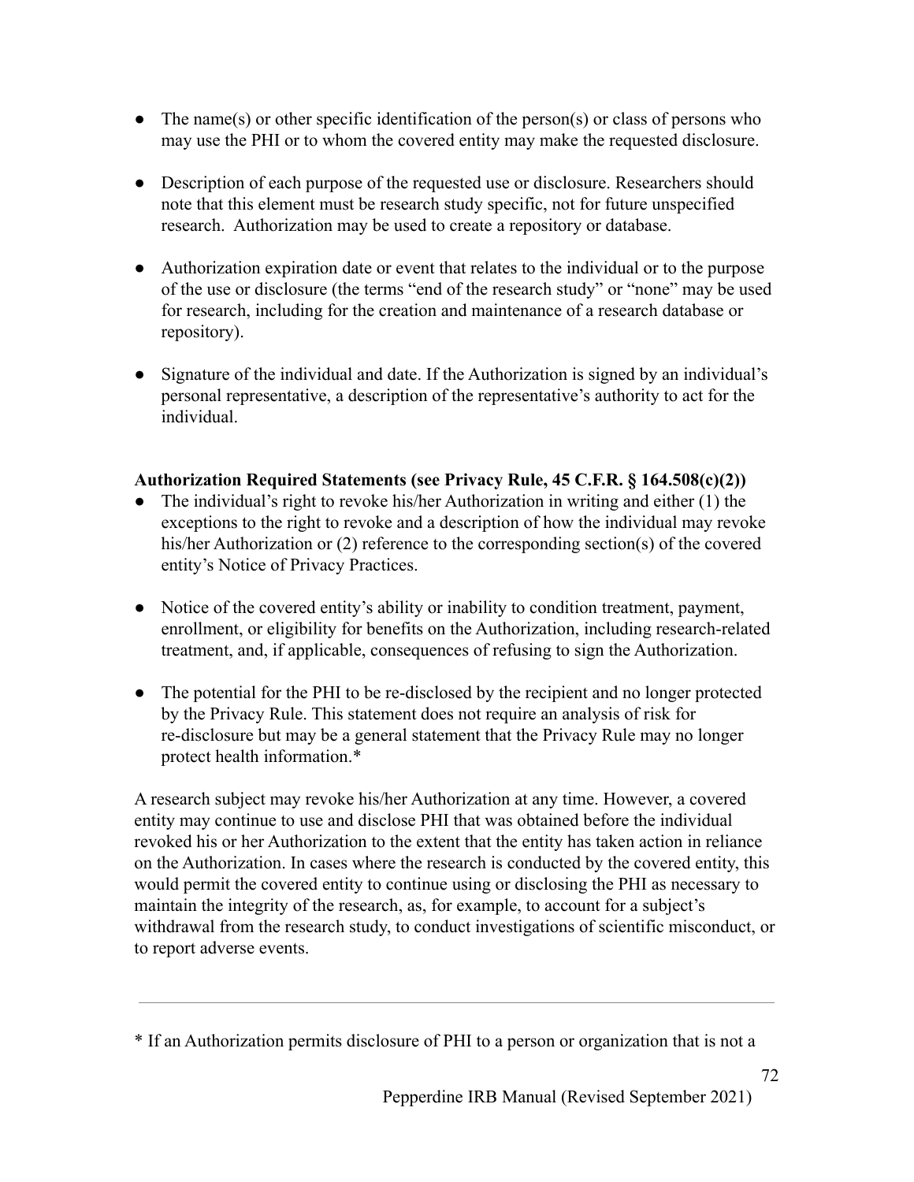- The name(s) or other specific identification of the person(s) or class of persons who may use the PHI or to whom the covered entity may make the requested disclosure.

- Description of each purpose of the requested use or disclosure. Researchers should note that this element must be research study specific, not for future unspecified research. Authorization may be used to create a repository or database.

- Authorization expiration date or event that relates to the individual or to the purpose of the use or disclosure (the terms "end of the research study" or "none" may be used for research, including for the creation and maintenance of a research database or repository).

- Signature of the individual and date. If the Authorization is signed by an individual's personal representative, a description of the representative's authority to act for the individual.

**Authorization Required Statements (see Privacy Rule, 45 C.F.R. § 164.508(c)(2))**

- The individual's right to revoke his/her Authorization in writing and either (1) the exceptions to the right to revoke and a description of how the individual may revoke his/her Authorization or (2) reference to the corresponding section(s) of the covered entity's Notice of Privacy Practices.

- Notice of the covered entity's ability or inability to condition treatment, payment, enrollment, or eligibility for benefits on the Authorization, including research-related treatment, and, if applicable, consequences of refusing to sign the Authorization.

- The potential for the PHI to be re-disclosed by the recipient and no longer protected by the Privacy Rule. This statement does not require an analysis of risk for re-disclosure but may be a general statement that the Privacy Rule may no longer protect health information.*

A research subject may revoke his/her Authorization at any time. However, a covered entity may continue to use and disclose PHI that was obtained before the individual revoked his or her Authorization to the extent that the entity has taken action in reliance on the Authorization. In cases where the research is conducted by the covered entity, this would permit the covered entity to continue using or disclosing the PHI as necessary to maintain the integrity of the research, as, for example, to account for a subject's withdrawal from the research study, to conduct investigations of scientific misconduct, or to report adverse events.

---

* If an Authorization permits disclosure of PHI to a person or organization that is not a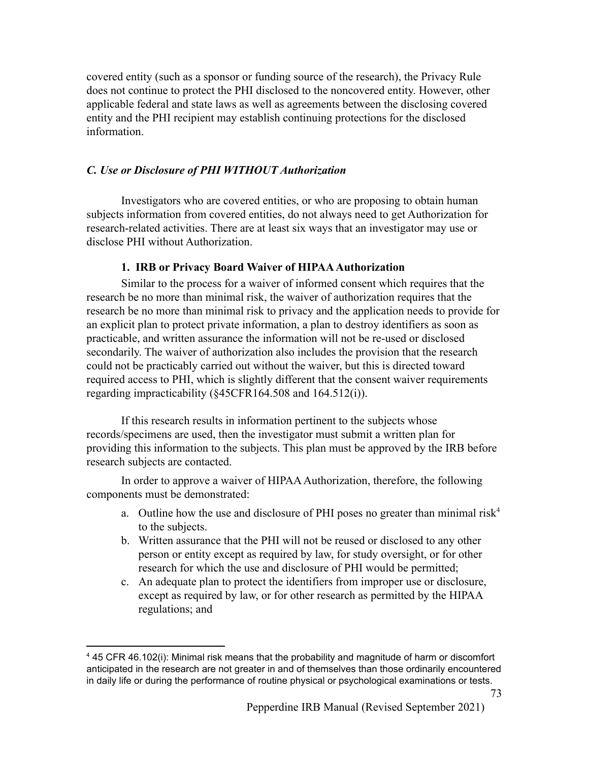covered entity (such as a sponsor or funding source of the research), the Privacy Rule does not continue to protect the PHI disclosed to the noncovered entity. However, other applicable federal and state laws as well as agreements between the disclosing covered entity and the PHI recipient may establish continuing protections for the disclosed information.

### *C. Use or Disclosure of PHI WITHOUT Authorization*

Investigators who are covered entities, or who are proposing to obtain human subjects information from covered entities, do not always need to get Authorization for research-related activities. There are at least six ways that an investigator may use or disclose PHI without Authorization.

#### 1. IRB or Privacy Board Waiver of HIPAA Authorization

Similar to the process for a waiver of informed consent which requires that the research be no more than minimal risk, the waiver of authorization requires that the research be no more than minimal risk to privacy and the application needs to provide for an explicit plan to protect private information, a plan to destroy identifiers as soon as practicable, and written assurance the information will not be re-used or disclosed secondarily. The waiver of authorization also includes the provision that the research could not be practicably carried out without the waiver, but this is directed toward required access to PHI, which is slightly different that the consent waiver requirements regarding impracticability (§45CFR164.508 and 164.512(i)).

If this research results in information pertinent to the subjects whose records/specimens are used, then the investigator must submit a written plan for providing this information to the subjects. This plan must be approved by the IRB before research subjects are contacted.

In order to approve a waiver of HIPAA Authorization, therefore, the following components must be demonstrated:

a. Outline how the use and disclosure of PHI poses no greater than minimal risk[4] to the subjects.
b. Written assurance that the PHI will not be reused or disclosed to any other person or entity except as required by law, for study oversight, or for other research for which the use and disclosure of PHI would be permitted;
c. An adequate plan to protect the identifiers from improper use or disclosure, except as required by law, or for other research as permitted by the HIPAA regulations; and

---

[4] 45 CFR 46.102(i): Minimal risk means that the probability and magnitude of harm or discomfort anticipated in the research are not greater in and of themselves than those ordinarily encountered in daily life or during the performance of routine physical or psychological examinations or tests.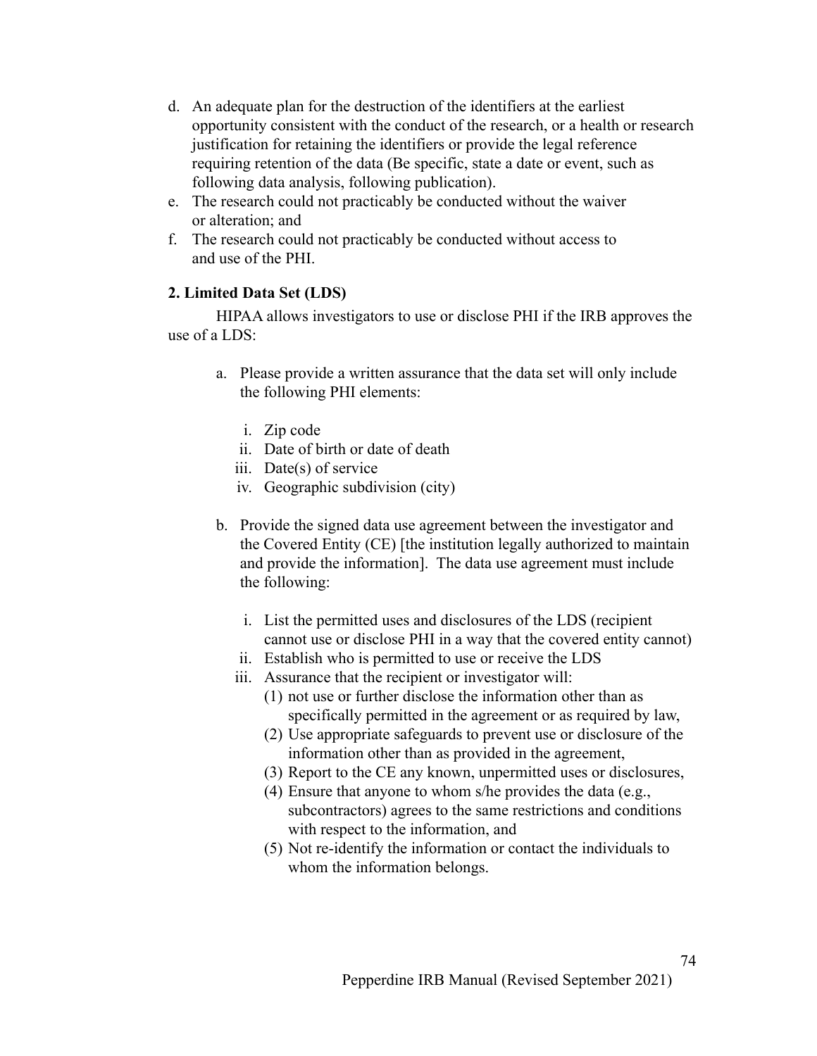d. An adequate plan for the destruction of the identifiers at the earliest opportunity consistent with the conduct of the research, or a health or research justification for retaining the identifiers or provide the legal reference requiring retention of the data (Be specific, state a date or event, such as following data analysis, following publication).
e. The research could not practicably be conducted without the waiver or alteration; and
f. The research could not practicably be conducted without access to and use of the PHI.

**2. Limited Data Set (LDS)**

HIPAA allows investigators to use or disclose PHI if the IRB approves the use of a LDS:

a. Please provide a written assurance that the data set will only include the following PHI elements:

    i. Zip code
    ii. Date of birth or date of death
    iii. Date(s) of service
    iv. Geographic subdivision (city)

b. Provide the signed data use agreement between the investigator and the Covered Entity (CE) [the institution legally authorized to maintain and provide the information]. The data use agreement must include the following:

    i. List the permitted uses and disclosures of the LDS (recipient cannot use or disclose PHI in a way that the covered entity cannot)
    ii. Establish who is permitted to use or receive the LDS
    iii. Assurance that the recipient or investigator will:
        (1) not use or further disclose the information other than as specifically permitted in the agreement or as required by law,
        (2) Use appropriate safeguards to prevent use or disclosure of the information other than as provided in the agreement,
        (3) Report to the CE any known, unpermitted uses or disclosures,
        (4) Ensure that anyone to whom s/he provides the data (e.g., subcontractors) agrees to the same restrictions and conditions with respect to the information, and
        (5) Not re-identify the information or contact the individuals to whom the information belongs.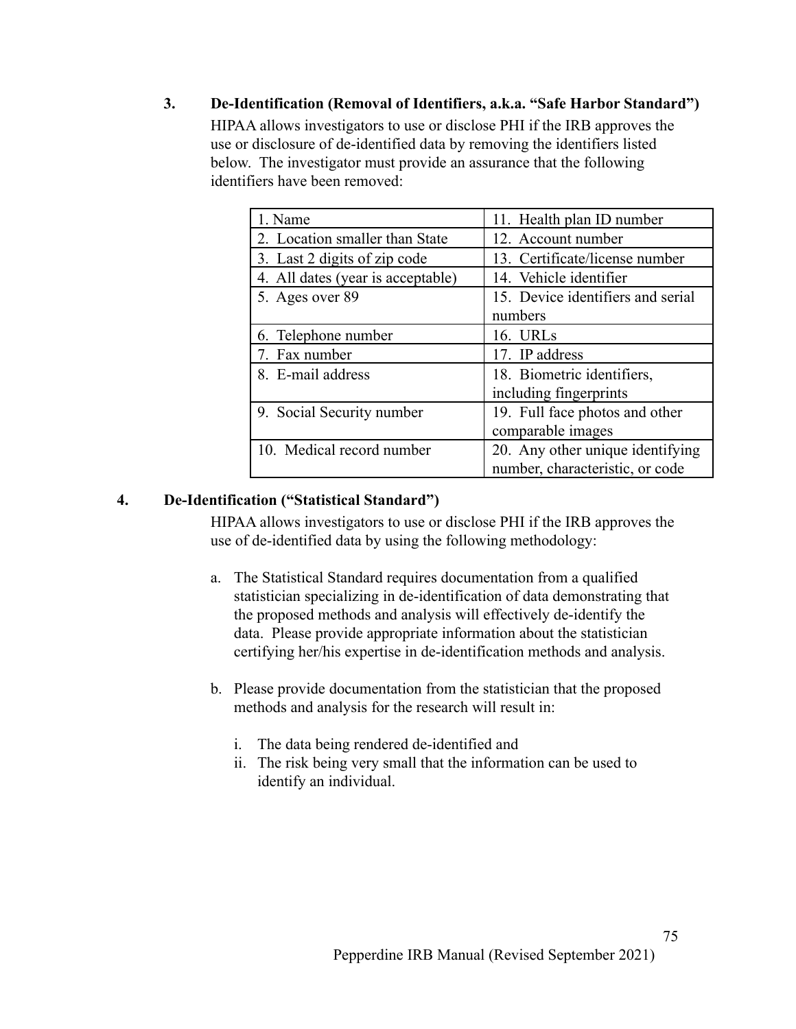### 3. De-Identification (Removal of Identifiers, a.k.a. "Safe Harbor Standard")

HIPAA allows investigators to use or disclose PHI if the IRB approves the use or disclosure of de-identified data by removing the identifiers listed below. The investigator must provide an assurance that the following identifiers have been removed:

| | |
|---|---|
| 1. Name | 11. Health plan ID number |
| 2. Location smaller than State | 12. Account number |
| 3. Last 2 digits of zip code | 13. Certificate/license number |
| 4. All dates (year is acceptable) | 14. Vehicle identifier |
| 5. Ages over 89 | 15. Device identifiers and serial numbers |
| 6. Telephone number | 16. URLs |
| 7. Fax number | 17. IP address |
| 8. E-mail address | 18. Biometric identifiers, including fingerprints |
| 9. Social Security number | 19. Full face photos and other comparable images |
| 10. Medical record number | 20. Any other unique identifying number, characteristic, or code |

### 4. De-Identification ("Statistical Standard")

HIPAA allows investigators to use or disclose PHI if the IRB approves the use of de-identified data by using the following methodology:

a. The Statistical Standard requires documentation from a qualified statistician specializing in de-identification of data demonstrating that the proposed methods and analysis will effectively de-identify the data. Please provide appropriate information about the statistician certifying her/his expertise in de-identification methods and analysis.

b. Please provide documentation from the statistician that the proposed methods and analysis for the research will result in:

   i. The data being rendered de-identified and
   ii. The risk being very small that the information can be used to identify an individual.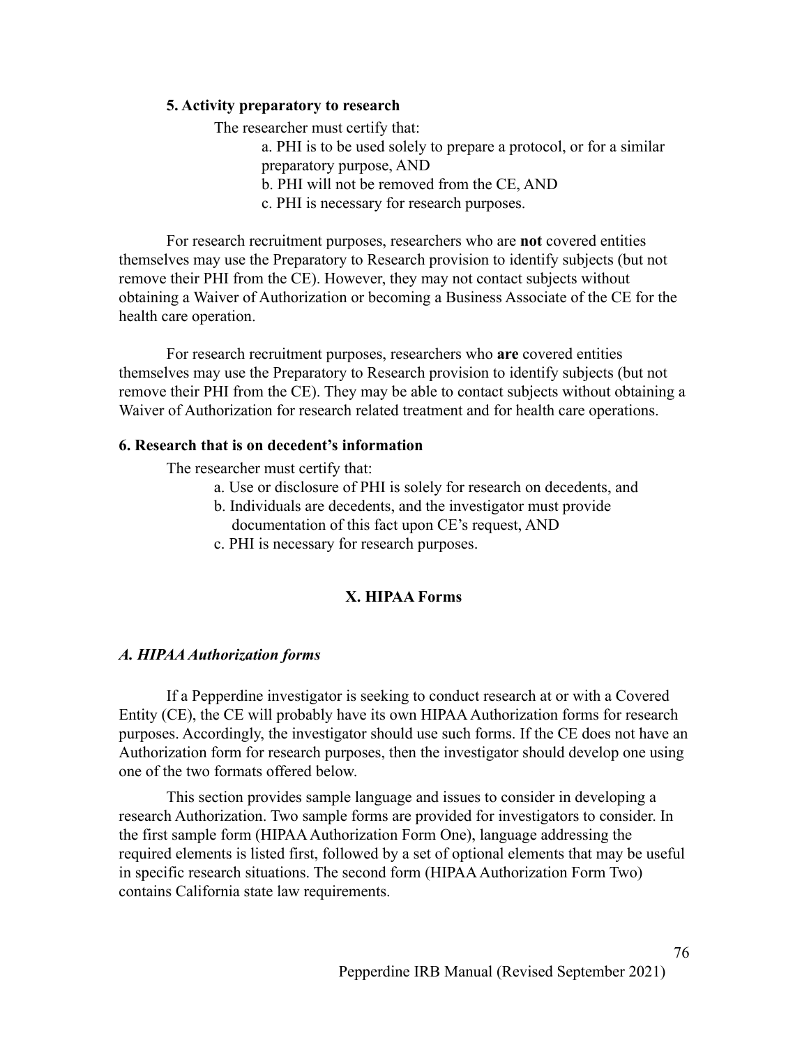**5. Activity preparatory to research**

The researcher must certify that:

a. PHI is to be used solely to prepare a protocol, or for a similar preparatory purpose, AND
b. PHI will not be removed from the CE, AND
c. PHI is necessary for research purposes.

For research recruitment purposes, researchers who are **not** covered entities themselves may use the Preparatory to Research provision to identify subjects (but not remove their PHI from the CE). However, they may not contact subjects without obtaining a Waiver of Authorization or becoming a Business Associate of the CE for the health care operation.

For research recruitment purposes, researchers who **are** covered entities themselves may use the Preparatory to Research provision to identify subjects (but not remove their PHI from the CE). They may be able to contact subjects without obtaining a Waiver of Authorization for research related treatment and for health care operations.

**6. Research that is on decedent's information**

The researcher must certify that:

a. Use or disclosure of PHI is solely for research on decedents, and
b. Individuals are decedents, and the investigator must provide documentation of this fact upon CE's request, AND
c. PHI is necessary for research purposes.

## X. HIPAA Forms

### *A. HIPAA Authorization forms*

If a Pepperdine investigator is seeking to conduct research at or with a Covered Entity (CE), the CE will probably have its own HIPAA Authorization forms for research purposes. Accordingly, the investigator should use such forms. If the CE does not have an Authorization form for research purposes, then the investigator should develop one using one of the two formats offered below.

This section provides sample language and issues to consider in developing a research Authorization. Two sample forms are provided for investigators to consider. In the first sample form (HIPAA Authorization Form One), language addressing the required elements is listed first, followed by a set of optional elements that may be useful in specific research situations. The second form (HIPAA Authorization Form Two) contains California state law requirements.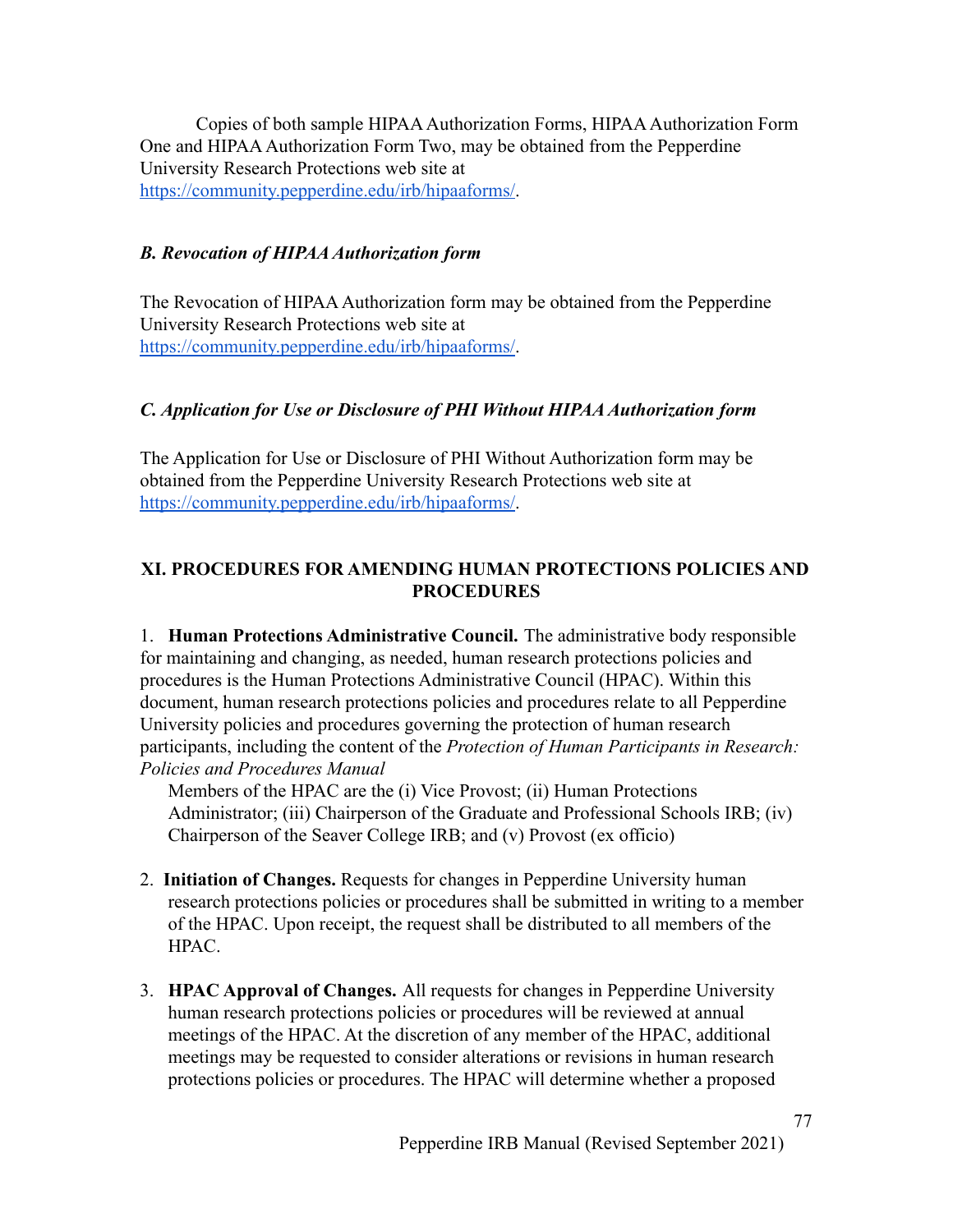Copies of both sample HIPAA Authorization Forms, HIPAA Authorization Form One and HIPAA Authorization Form Two, may be obtained from the Pepperdine University Research Protections web site at https://community.pepperdine.edu/irb/hipaaforms/.

### *B. Revocation of HIPAA Authorization form*

The Revocation of HIPAA Authorization form may be obtained from the Pepperdine University Research Protections web site at https://community.pepperdine.edu/irb/hipaaforms/.

### *C. Application for Use or Disclosure of PHI Without HIPAA Authorization form*

The Application for Use or Disclosure of PHI Without Authorization form may be obtained from the Pepperdine University Research Protections web site at https://community.pepperdine.edu/irb/hipaaforms/.

## XI. PROCEDURES FOR AMENDING HUMAN PROTECTIONS POLICIES AND PROCEDURES

1. **Human Protections Administrative Council.** The administrative body responsible for maintaining and changing, as needed, human research protections policies and procedures is the Human Protections Administrative Council (HPAC). Within this document, human research protections policies and procedures relate to all Pepperdine University policies and procedures governing the protection of human research participants, including the content of the *Protection of Human Participants in Research: Policies and Procedures Manual*

   Members of the HPAC are the (i) Vice Provost; (ii) Human Protections Administrator; (iii) Chairperson of the Graduate and Professional Schools IRB; (iv) Chairperson of the Seaver College IRB; and (v) Provost (ex officio)

2. **Initiation of Changes.** Requests for changes in Pepperdine University human research protections policies or procedures shall be submitted in writing to a member of the HPAC. Upon receipt, the request shall be distributed to all members of the HPAC.

3. **HPAC Approval of Changes.** All requests for changes in Pepperdine University human research protections policies or procedures will be reviewed at annual meetings of the HPAC. At the discretion of any member of the HPAC, additional meetings may be requested to consider alterations or revisions in human research protections policies or procedures. The HPAC will determine whether a proposed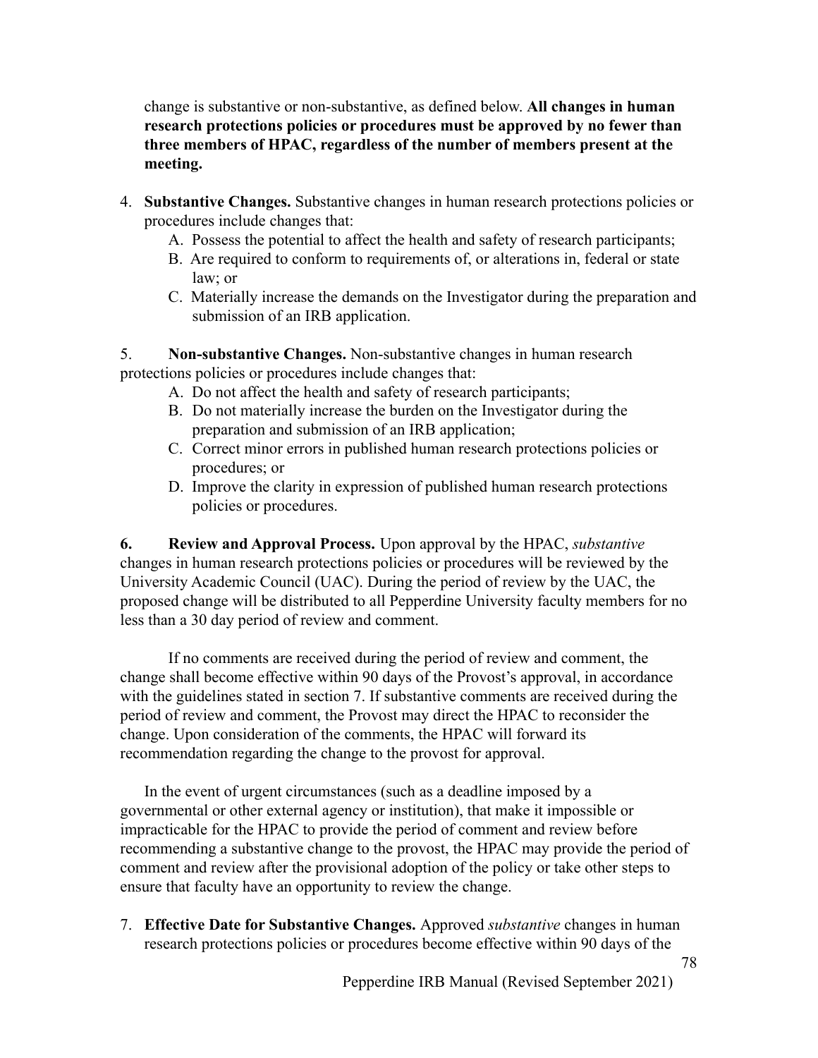change is substantive or non-substantive, as defined below. **All changes in human research protections policies or procedures must be approved by no fewer than three members of HPAC, regardless of the number of members present at the meeting.**

4. **Substantive Changes.** Substantive changes in human research protections policies or procedures include changes that:
   A. Possess the potential to affect the health and safety of research participants;
   B. Are required to conform to requirements of, or alterations in, federal or state law; or
   C. Materially increase the demands on the Investigator during the preparation and submission of an IRB application.

5. **Non-substantive Changes.** Non-substantive changes in human research protections policies or procedures include changes that:
   A. Do not affect the health and safety of research participants;
   B. Do not materially increase the burden on the Investigator during the preparation and submission of an IRB application;
   C. Correct minor errors in published human research protections policies or procedures; or
   D. Improve the clarity in expression of published human research protections policies or procedures.

**6. Review and Approval Process.** Upon approval by the HPAC, *substantive* changes in human research protections policies or procedures will be reviewed by the University Academic Council (UAC). During the period of review by the UAC, the proposed change will be distributed to all Pepperdine University faculty members for no less than a 30 day period of review and comment.

If no comments are received during the period of review and comment, the change shall become effective within 90 days of the Provost's approval, in accordance with the guidelines stated in section 7. If substantive comments are received during the period of review and comment, the Provost may direct the HPAC to reconsider the change. Upon consideration of the comments, the HPAC will forward its recommendation regarding the change to the provost for approval.

In the event of urgent circumstances (such as a deadline imposed by a governmental or other external agency or institution), that make it impossible or impracticable for the HPAC to provide the period of comment and review before recommending a substantive change to the provost, the HPAC may provide the period of comment and review after the provisional adoption of the policy or take other steps to ensure that faculty have an opportunity to review the change.

7. **Effective Date for Substantive Changes.** Approved *substantive* changes in human research protections policies or procedures become effective within 90 days of the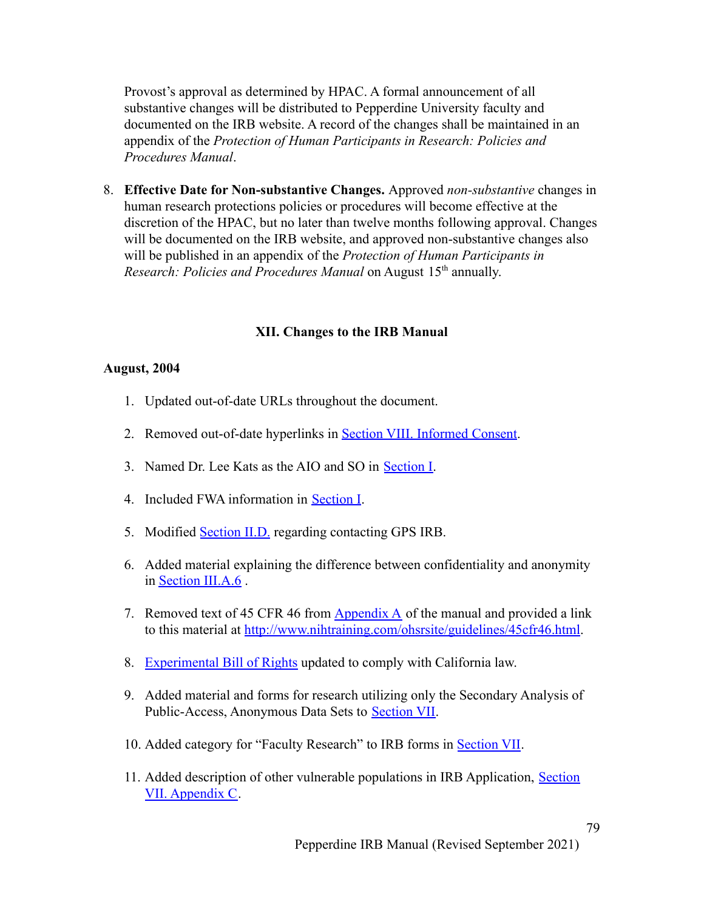Provost's approval as determined by HPAC. A formal announcement of all substantive changes will be distributed to Pepperdine University faculty and documented on the IRB website. A record of the changes shall be maintained in an appendix of the *Protection of Human Participants in Research: Policies and Procedures Manual*.

8. **Effective Date for Non-substantive Changes.** Approved *non-substantive* changes in human research protections policies or procedures will become effective at the discretion of the HPAC, but no later than twelve months following approval. Changes will be documented on the IRB website, and approved non-substantive changes also will be published in an appendix of the *Protection of Human Participants in Research: Policies and Procedures Manual* on August 15th annually.

## XII. Changes to the IRB Manual

**August, 2004**

1. Updated out-of-date URLs throughout the document.
2. Removed out-of-date hyperlinks in Section VIII. Informed Consent.
3. Named Dr. Lee Kats as the AIO and SO in Section I.
4. Included FWA information in Section I.
5. Modified Section II.D. regarding contacting GPS IRB.
6. Added material explaining the difference between confidentiality and anonymity in Section III.A.6 .
7. Removed text of 45 CFR 46 from Appendix A of the manual and provided a link to this material at http://www.nihtraining.com/ohsrsite/guidelines/45cfr46.html.
8. Experimental Bill of Rights updated to comply with California law.
9. Added material and forms for research utilizing only the Secondary Analysis of Public-Access, Anonymous Data Sets to Section VII.
10. Added category for "Faculty Research" to IRB forms in Section VII.
11. Added description of other vulnerable populations in IRB Application, Section VII. Appendix C.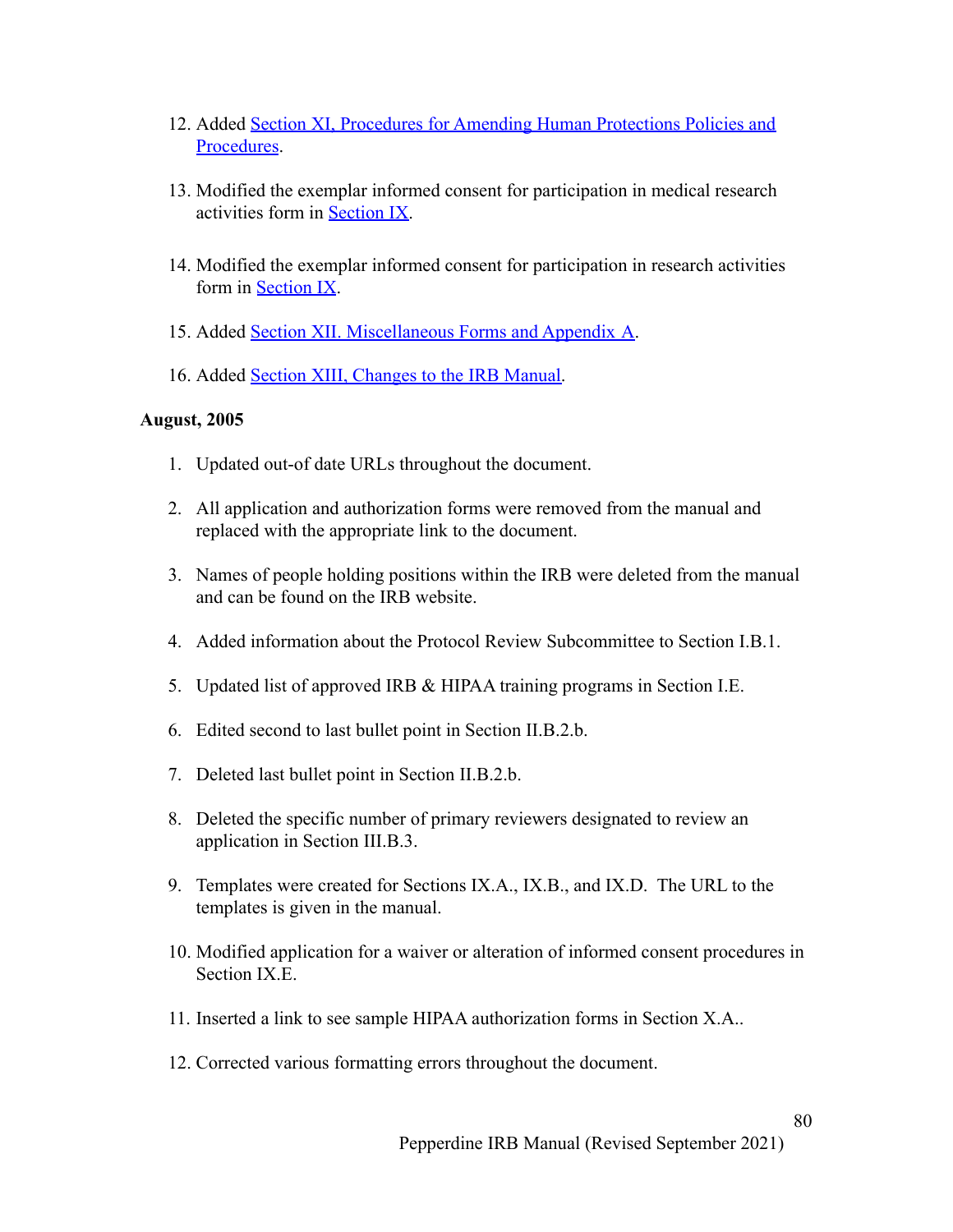12. Added Section XI, Procedures for Amending Human Protections Policies and Procedures.

13. Modified the exemplar informed consent for participation in medical research activities form in Section IX.

14. Modified the exemplar informed consent for participation in research activities form in Section IX.

15. Added Section XII. Miscellaneous Forms and Appendix A.

16. Added Section XIII, Changes to the IRB Manual.

**August, 2005**

1. Updated out-of date URLs throughout the document.

2. All application and authorization forms were removed from the manual and replaced with the appropriate link to the document.

3. Names of people holding positions within the IRB were deleted from the manual and can be found on the IRB website.

4. Added information about the Protocol Review Subcommittee to Section I.B.1.

5. Updated list of approved IRB & HIPAA training programs in Section I.E.

6. Edited second to last bullet point in Section II.B.2.b.

7. Deleted last bullet point in Section II.B.2.b.

8. Deleted the specific number of primary reviewers designated to review an application in Section III.B.3.

9. Templates were created for Sections IX.A., IX.B., and IX.D. The URL to the templates is given in the manual.

10. Modified application for a waiver or alteration of informed consent procedures in Section IX.E.

11. Inserted a link to see sample HIPAA authorization forms in Section X.A..

12. Corrected various formatting errors throughout the document.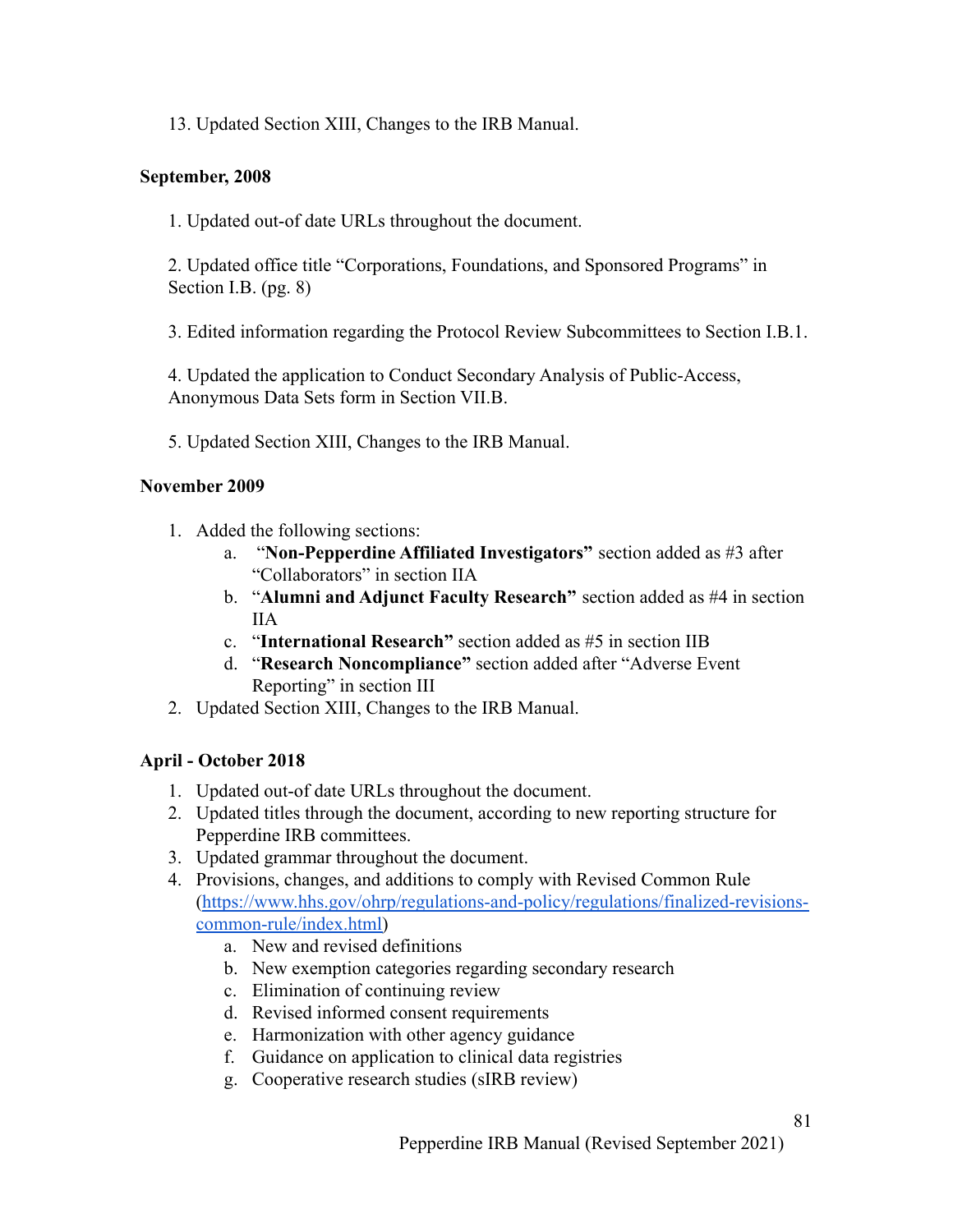13. Updated Section XIII, Changes to the IRB Manual.

**September, 2008**

1. Updated out-of date URLs throughout the document.

2. Updated office title "Corporations, Foundations, and Sponsored Programs" in Section I.B. (pg. 8)

3. Edited information regarding the Protocol Review Subcommittees to Section I.B.1.

4. Updated the application to Conduct Secondary Analysis of Public-Access, Anonymous Data Sets form in Section VII.B.

5. Updated Section XIII, Changes to the IRB Manual.

**November 2009**

1. Added the following sections:
    a. "**Non-Pepperdine Affiliated Investigators"** section added as #3 after "Collaborators" in section IIA
    b. "**Alumni and Adjunct Faculty Research"** section added as #4 in section IIA
    c. "**International Research"** section added as #5 in section IIB
    d. "**Research Noncompliance"** section added after "Adverse Event Reporting" in section III
2. Updated Section XIII, Changes to the IRB Manual.

**April - October 2018**

1. Updated out-of date URLs throughout the document.
2. Updated titles through the document, according to new reporting structure for Pepperdine IRB committees.
3. Updated grammar throughout the document.
4. Provisions, changes, and additions to comply with Revised Common Rule (https://www.hhs.gov/ohrp/regulations-and-policy/regulations/finalized-revisions-common-rule/index.html)
    a. New and revised definitions
    b. New exemption categories regarding secondary research
    c. Elimination of continuing review
    d. Revised informed consent requirements
    e. Harmonization with other agency guidance
    f. Guidance on application to clinical data registries
    g. Cooperative research studies (sIRB review)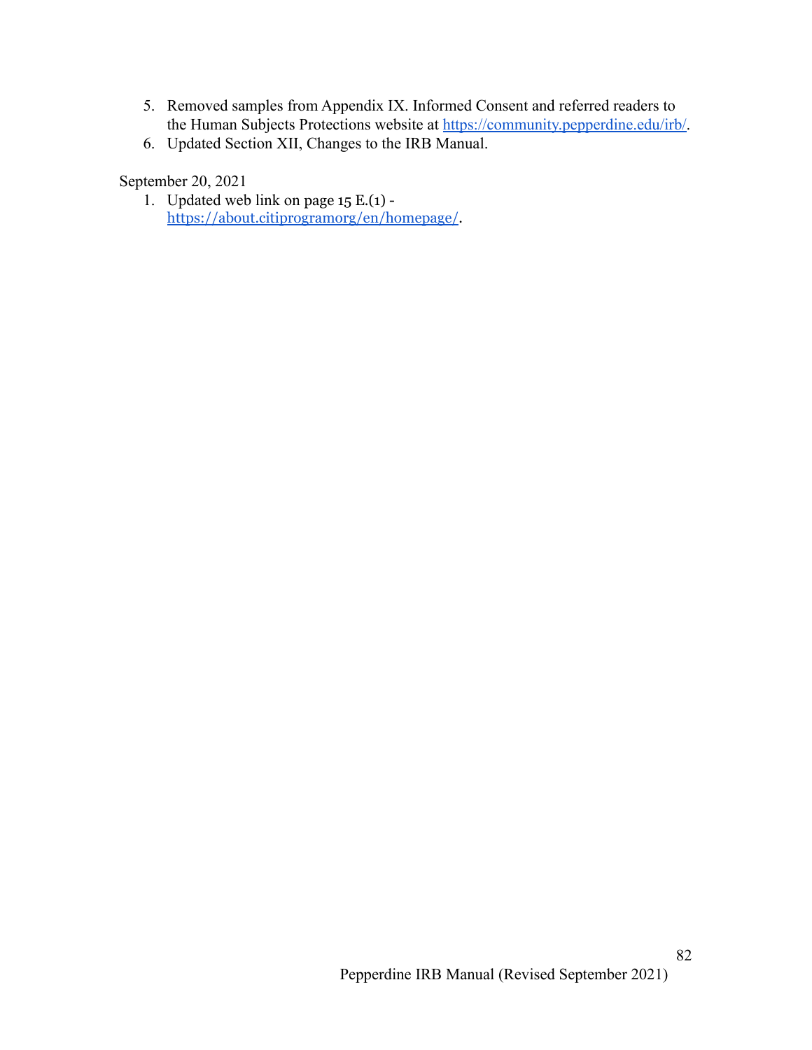5. Removed samples from Appendix IX. Informed Consent and referred readers to the Human Subjects Protections website at https://community.pepperdine.edu/irb/.
6. Updated Section XII, Changes to the IRB Manual.

September 20, 2021

1. Updated web link on page 15 E.(1) - https://about.citiprogramorg/en/homepage/.